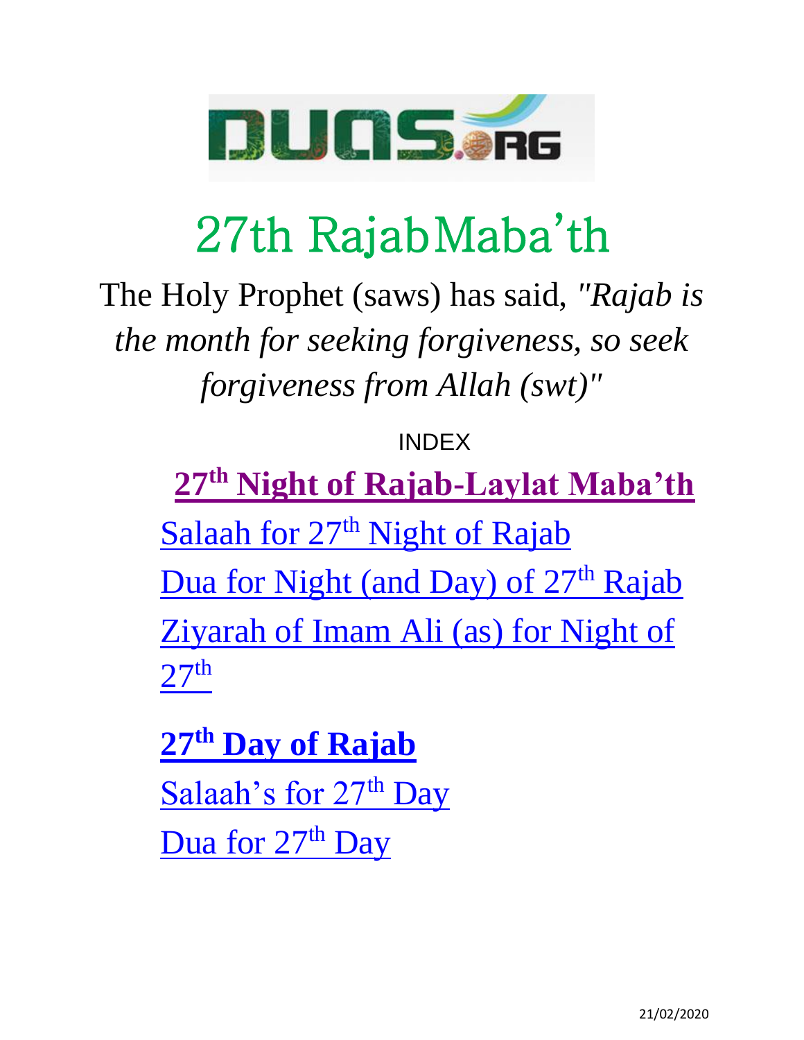# 27th RajabMaba'th

The Holy Prophet (saws) has said, *"Rajab is the month for seeking forgiveness, so seek forgiveness from Allah (swt)"*

INDEX

**27th Night of Rajab-Laylat Maba'th**

Salaah for 27th Night of Rajab

Dua for Night (and Day) of 27th Rajab

Ziyarah of Imam Ali (as) for Night of 27th

**27th Day of Rajab**

Salaah's for 27th Day

Dua for 27th Day

21/02/2020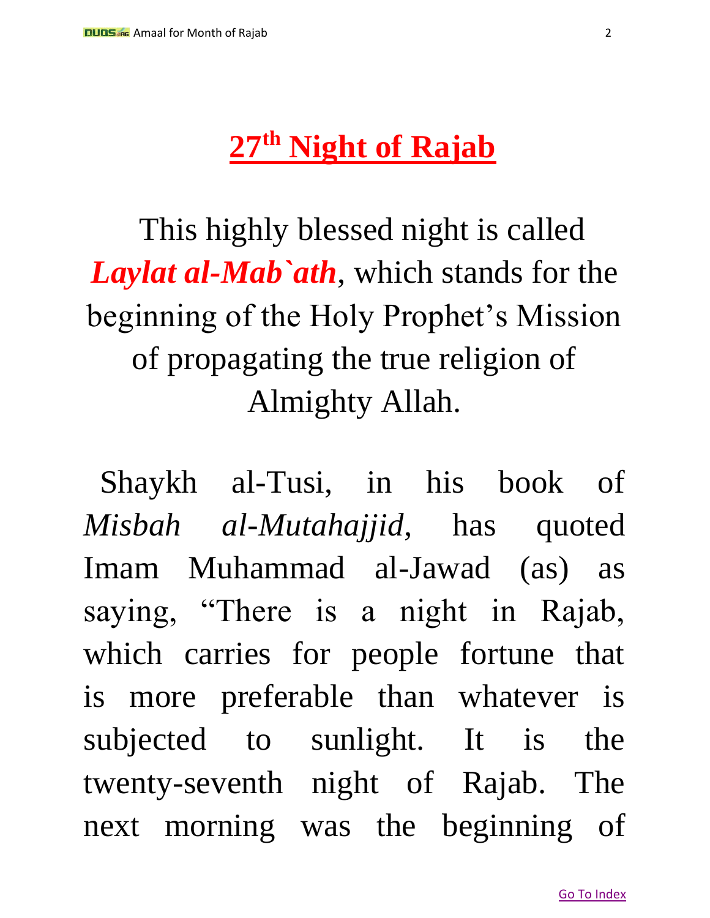# 27th Night of Rajab

This highly blessed night is called ***Laylat al-Mab`ath***, which stands for the beginning of the Holy Prophet's Mission of propagating the true religion of Almighty Allah.

Shaykh al-Tusi, in his book of *Misbah al-Mutahajjid*, has quoted Imam Muhammad al-Jawad (as) as saying, "There is a night in Rajab, which carries for people fortune that is more preferable than whatever is subjected to sunlight. It is the twenty-seventh night of Rajab. The next morning was the beginning of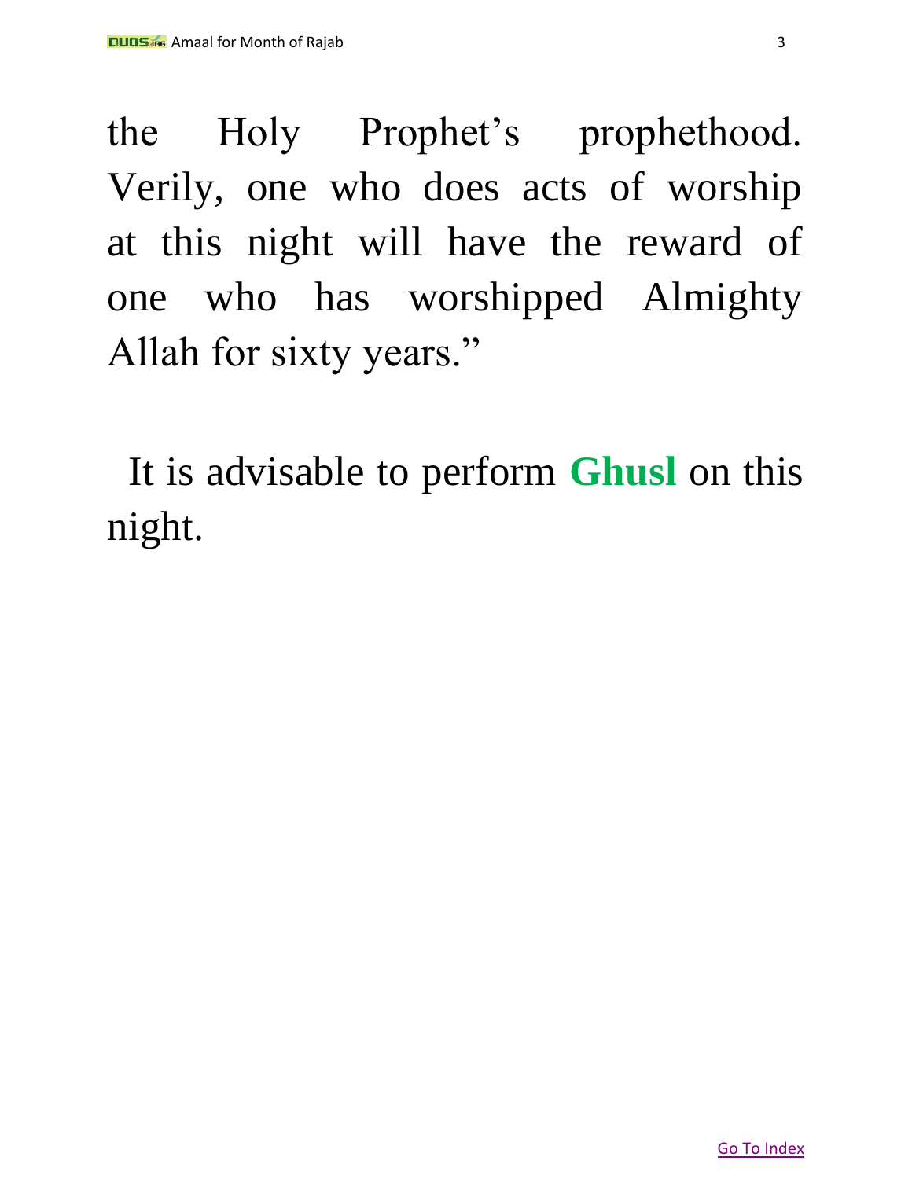the Holy Prophet's prophethood. Verily, one who does acts of worship at this night will have the reward of one who has worshipped Almighty Allah for sixty years."

It is advisable to perform **Ghusl** on this night.

Go To Index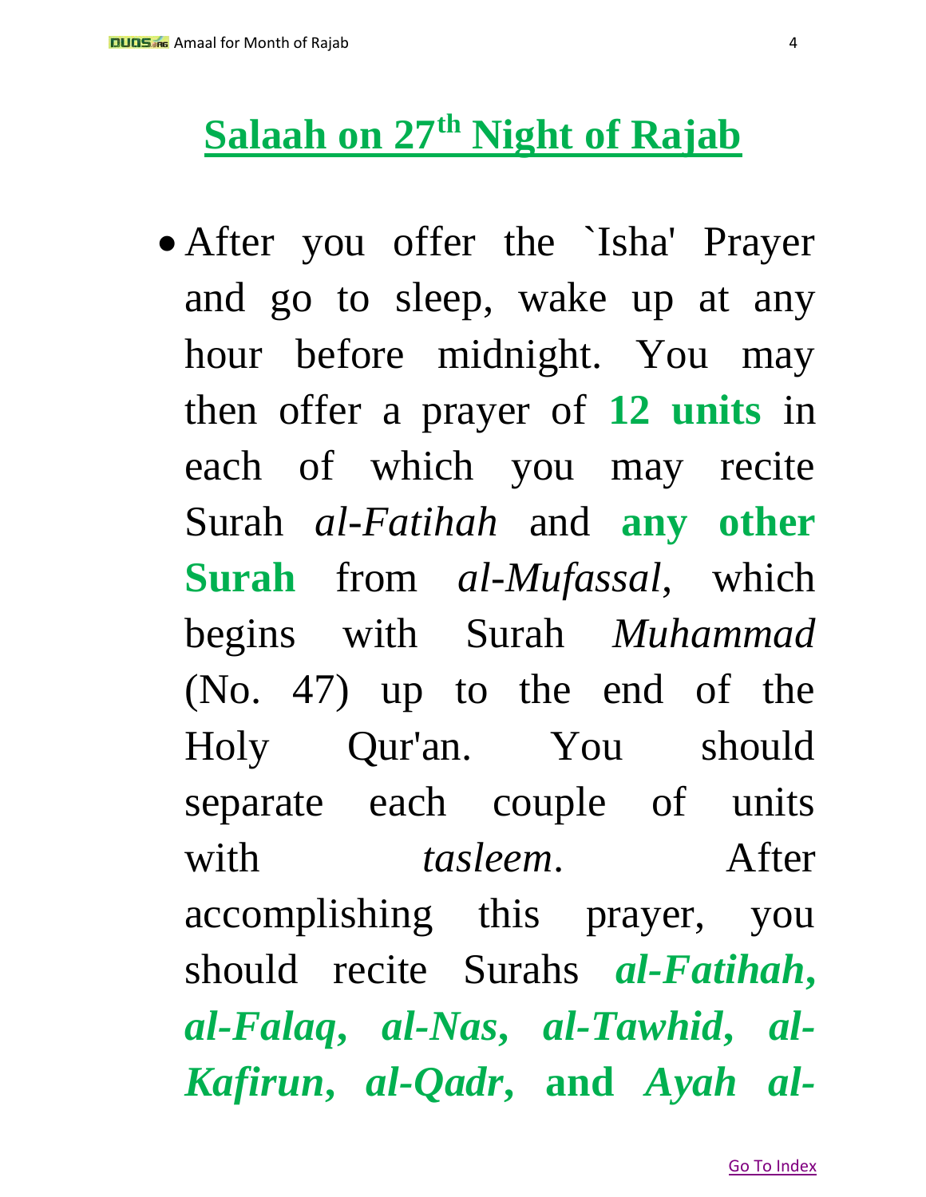# Salaah on 27th Night of Rajab

- After you offer the `Isha' Prayer and go to sleep, wake up at any hour before midnight. You may then offer a prayer of **12 units** in each of which you may recite Surah *al-Fatihah* and **any other Surah** from *al-Mufassal*, which begins with Surah *Muhammad* (No. 47) up to the end of the Holy Qur'an. You should separate each couple of units with *tasleem*. After accomplishing this prayer, you should recite Surahs ***al-Fatihah, al-Falaq, al-Nas, al-Tawhid, al-Kafirun, al-Qadr,*** **and** ***Ayah al-***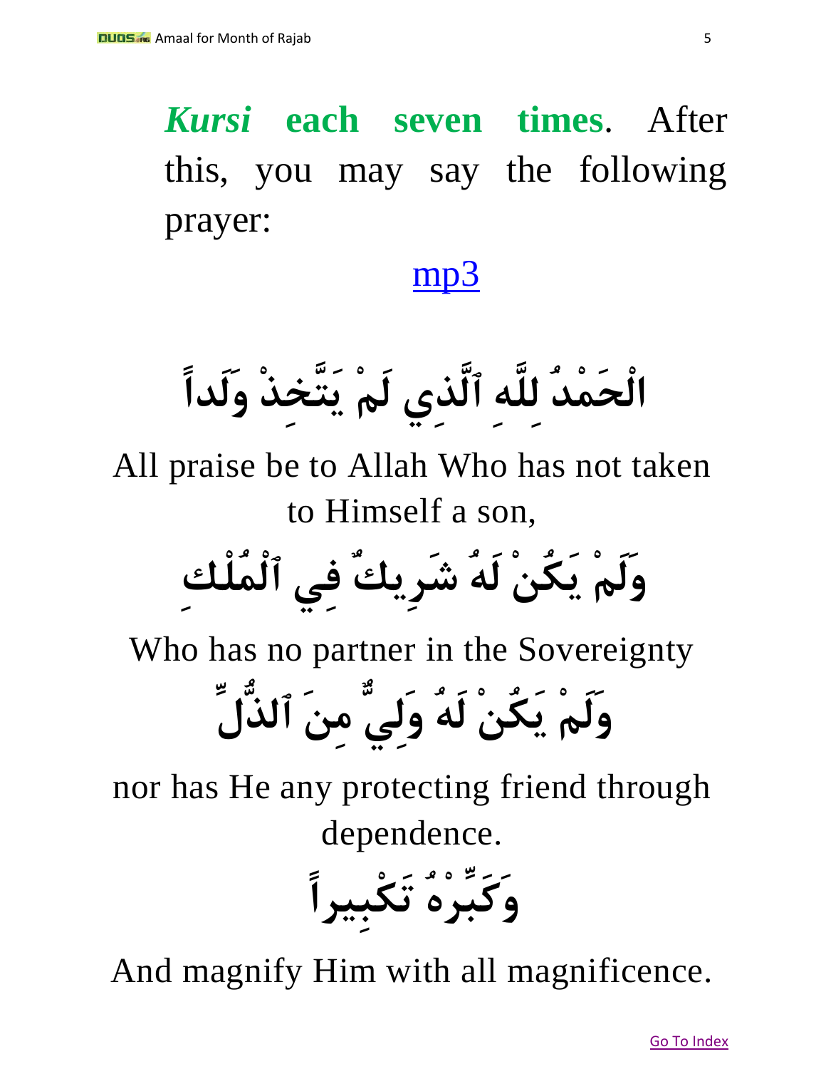***Kursi* each seven times**. After this, you may say the following prayer:

mp3

الْحَمْدُ لِلَّهِ ٱلَّذِي لَمْ يَتَّخِذْ وَلَداً

All praise be to Allah Who has not taken to Himself a son,

وَلَمْ يَكُنْ لَهُ شَرِيكٌ فِي ٱلْمُلْكِ

Who has no partner in the Sovereignty

وَلَمْ يَكُنْ لَهُ وَلِيٌّ مِنَ ٱلذُّلِّ

nor has He any protecting friend through dependence.

وَكَبِّرْهُ تَكْبِيراً

And magnify Him with all magnificence.

Go To Index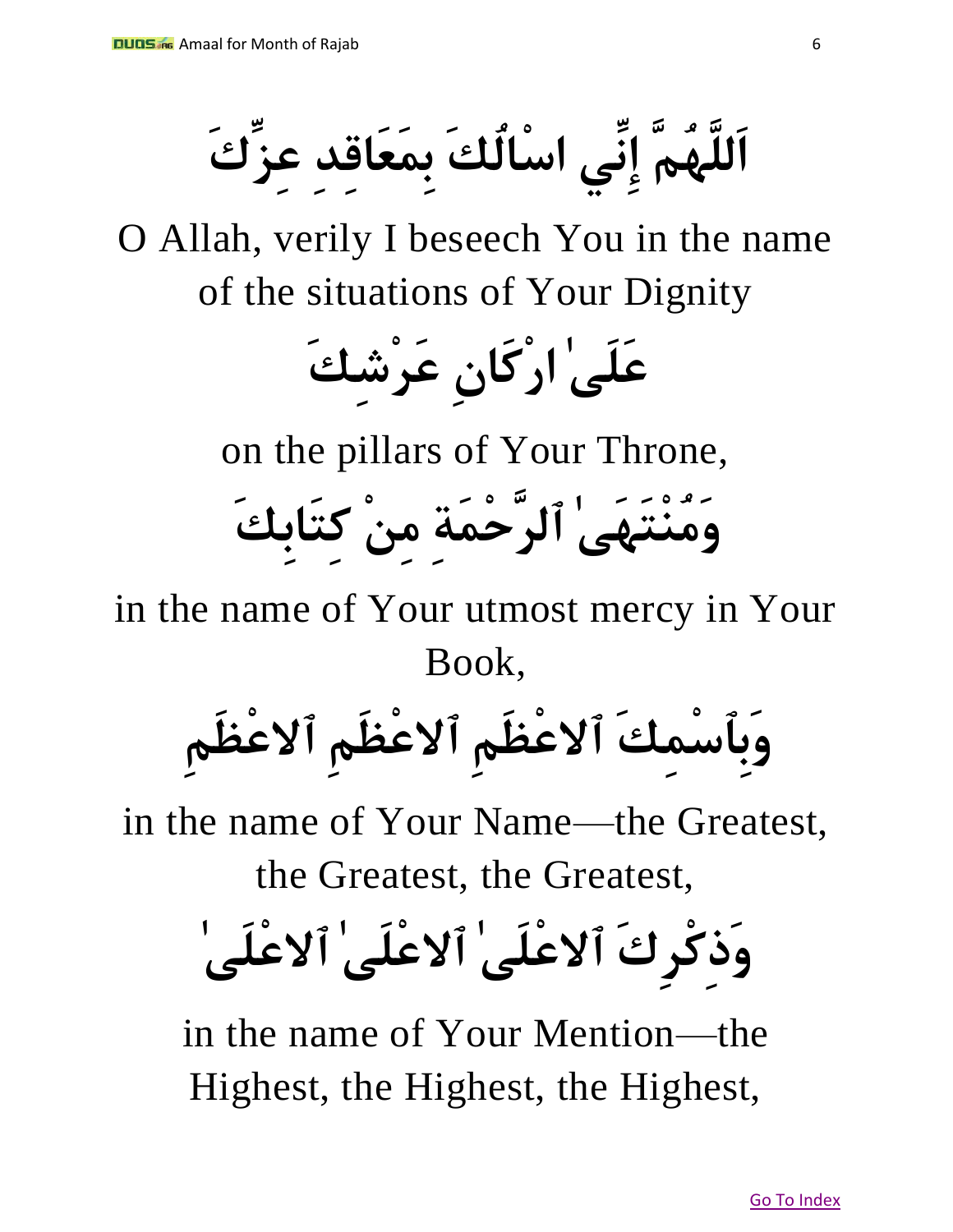اَللَّهُمَّ إِنِّي اسْاُلُكَ بِمَعَاقِدِ عِزِّكَ

O Allah, verily I beseech You in the name of the situations of Your Dignity

عَلَىٰ ارْكَانِ عَرْشِكَ

on the pillars of Your Throne,

وَمُنْتَهَىٰ ٱلرَّحْمَةِ مِنْ كِتَابِكَ

in the name of Your utmost mercy in Your Book,

وَبِٱسْمِكَ ٱلاعْظَمِ ٱلاعْظَمِ ٱلاعْظَمِ

in the name of Your Name—the Greatest, the Greatest, the Greatest,

وَذِكْرِكَ ٱلاعْلَىٰ ٱلاعْلَىٰ ٱلاعْلَىٰ

in the name of Your Mention—the Highest, the Highest, the Highest,

Go To Index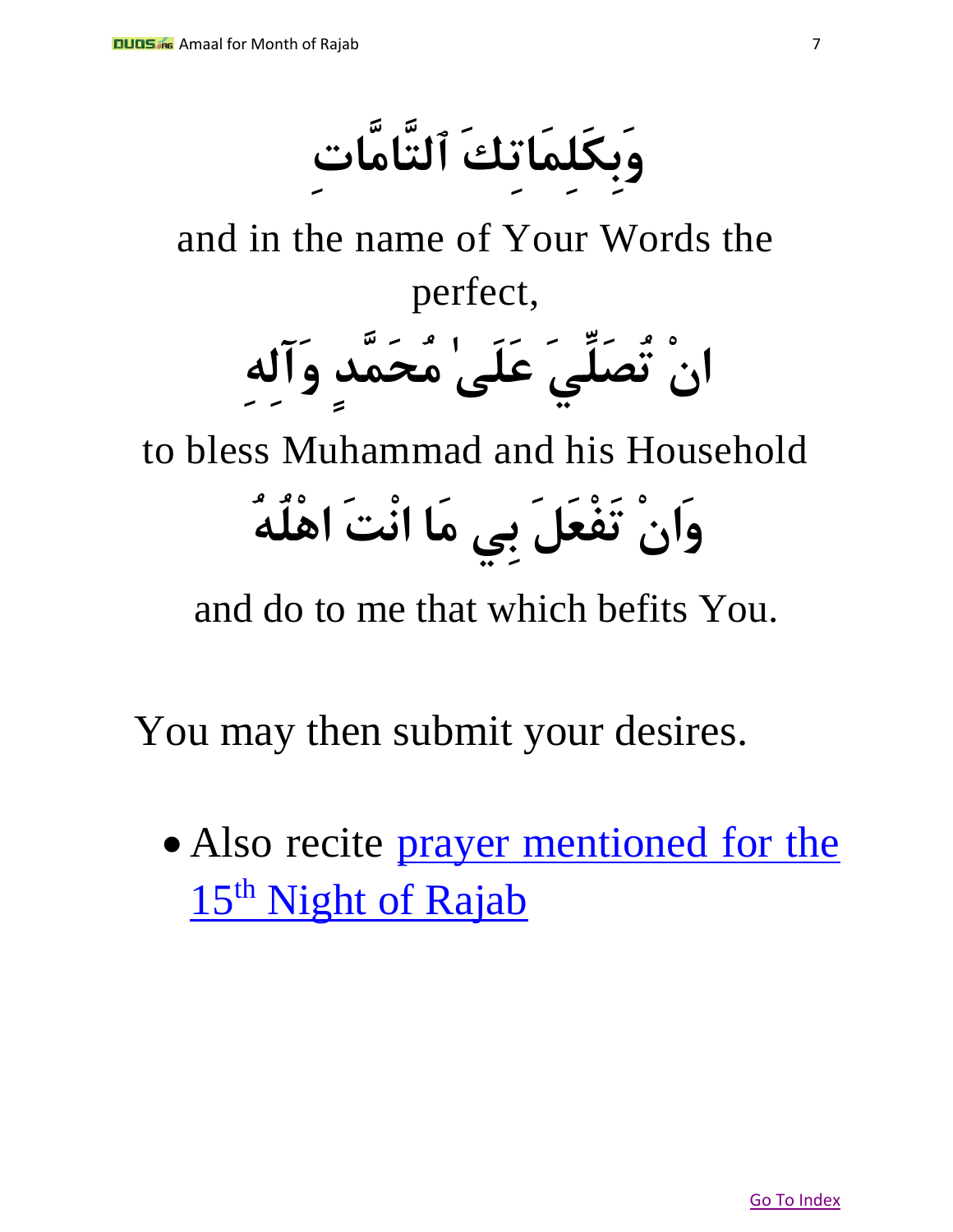وَبِكَلِمَاتِكَ ٱلتَّامَّاتِ

and in the name of Your Words the perfect,

انْ تُصَلِّيَ عَلَىٰ مُحَمَّدٍ وَآلِهِ

to bless Muhammad and his Household

وَانْ تَفْعَلَ بِي مَا انْتَ اهْلُهُ

and do to me that which befits You.

You may then submit your desires.

- Also recite prayer mentioned for the 15th Night of Rajab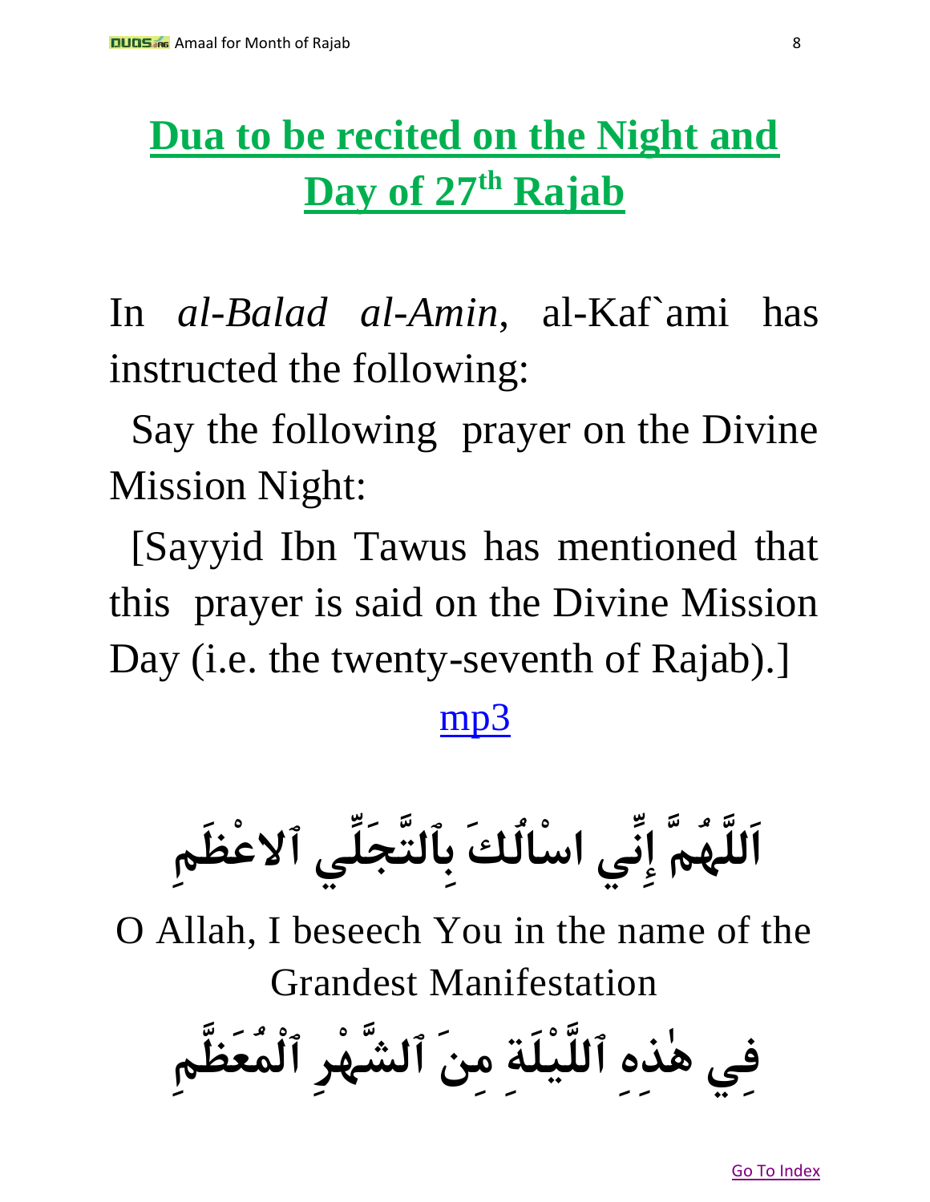# Dua to be recited on the Night and Day of 27th Rajab

In *al-Balad al-Amin*, al-Kaf`ami has instructed the following:

Say the following prayer on the Divine Mission Night:

[Sayyid Ibn Tawus has mentioned that this prayer is said on the Divine Mission Day (i.e. the twenty-seventh of Rajab).]

mp3

اَللَّهُمَّ إِنِّي اسْالُكَ بِٱلتَّجَلِّي ٱلاعْظَمِ

O Allah, I beseech You in the name of the Grandest Manifestation

فِي هٰذِهِ ٱللَّيْلَةِ مِنَ ٱلشَّهْرِ ٱلْمُعَظَّمِ

Go To Index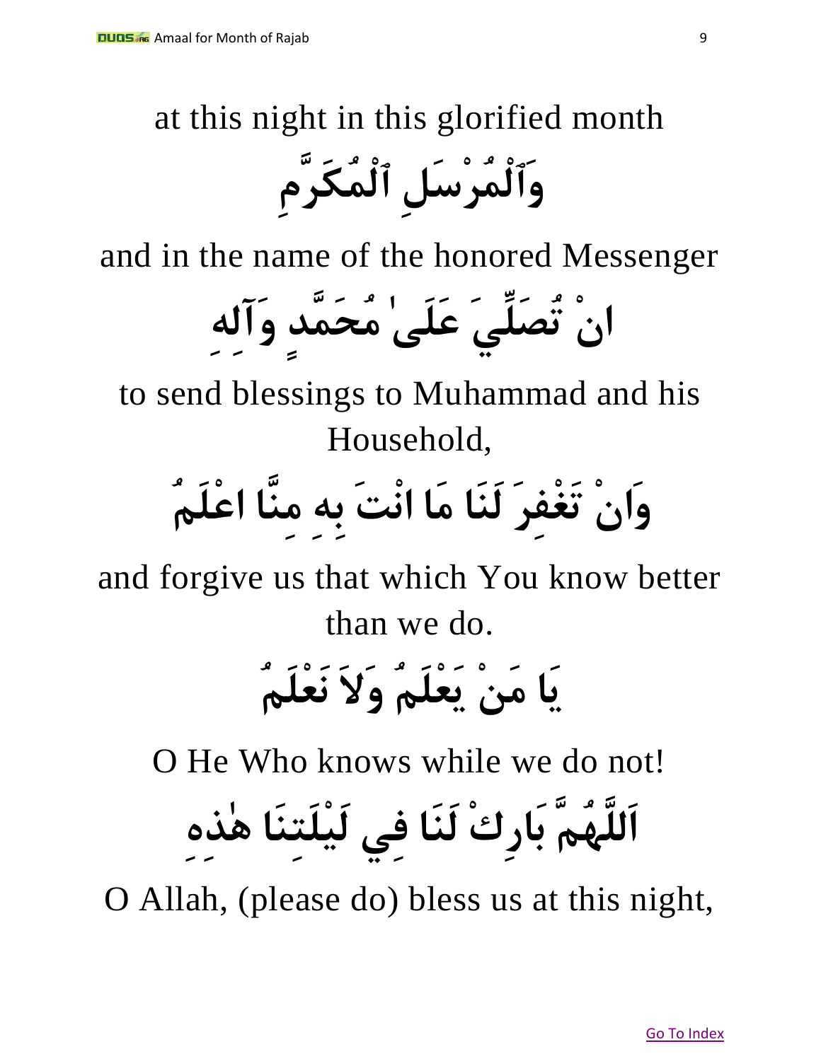at this night in this glorified month

وَٱلْمُرْسَلِ ٱلْمُكَرَّمِ

and in the name of the honored Messenger

انْ تُصَلِّيَ عَلَىٰ مُحَمَّدٍ وَآلِهِ

to send blessings to Muhammad and his Household,

وَانْ تَغْفِرَ لَنَا مَا انْتَ بِهِ مِنَّا اعْلَمُ

and forgive us that which You know better than we do.

يَا مَنْ يَعْلَمُ وَلاَ نَعْلَمُ

O He Who knows while we do not!

اَللَّهُمَّ بَارِكْ لَنَا فِي لَيْلَتِنَا هٰذِهِ

O Allah, (please do) bless us at this night,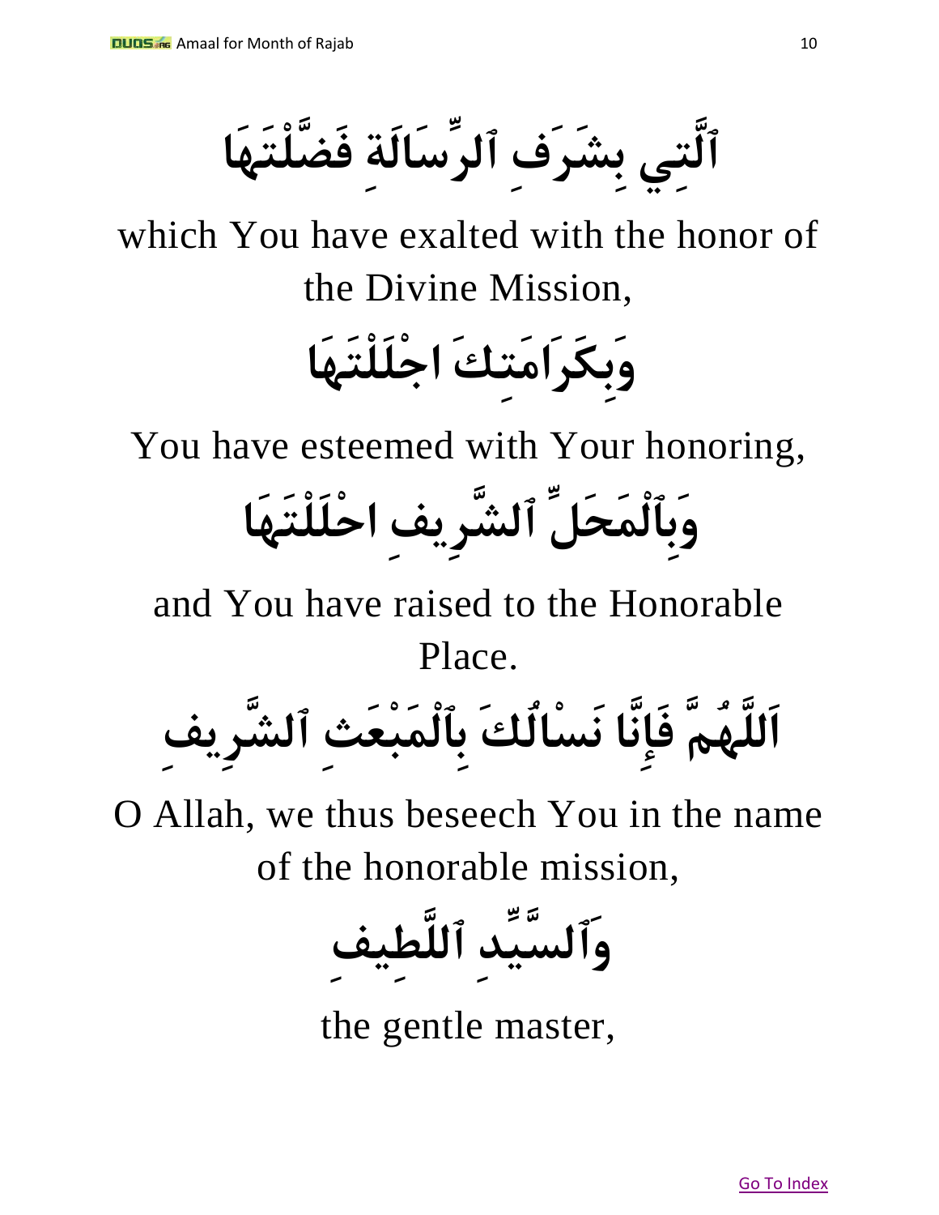ٱلَّتِي بِشَرَفِ ٱلرِّسَالَةِ فَضَّلْتَهَا

which You have exalted with the honor of the Divine Mission,

وَبِكَرَامَتِكَ اجْلَلْتَهَا

You have esteemed with Your honoring,

وَبِٱلْمَحَلِّ ٱلشَّرِيفِ احْلَلْتَهَا

and You have raised to the Honorable Place.

اَللَّهُمَّ فَإِنَّا نَسْالُكَ بِٱلْمَبْعَثِ ٱلشَّرِيفِ

O Allah, we thus beseech You in the name of the honorable mission,

وَٱلسَّيِّدِ ٱللَّطِيفِ

the gentle master,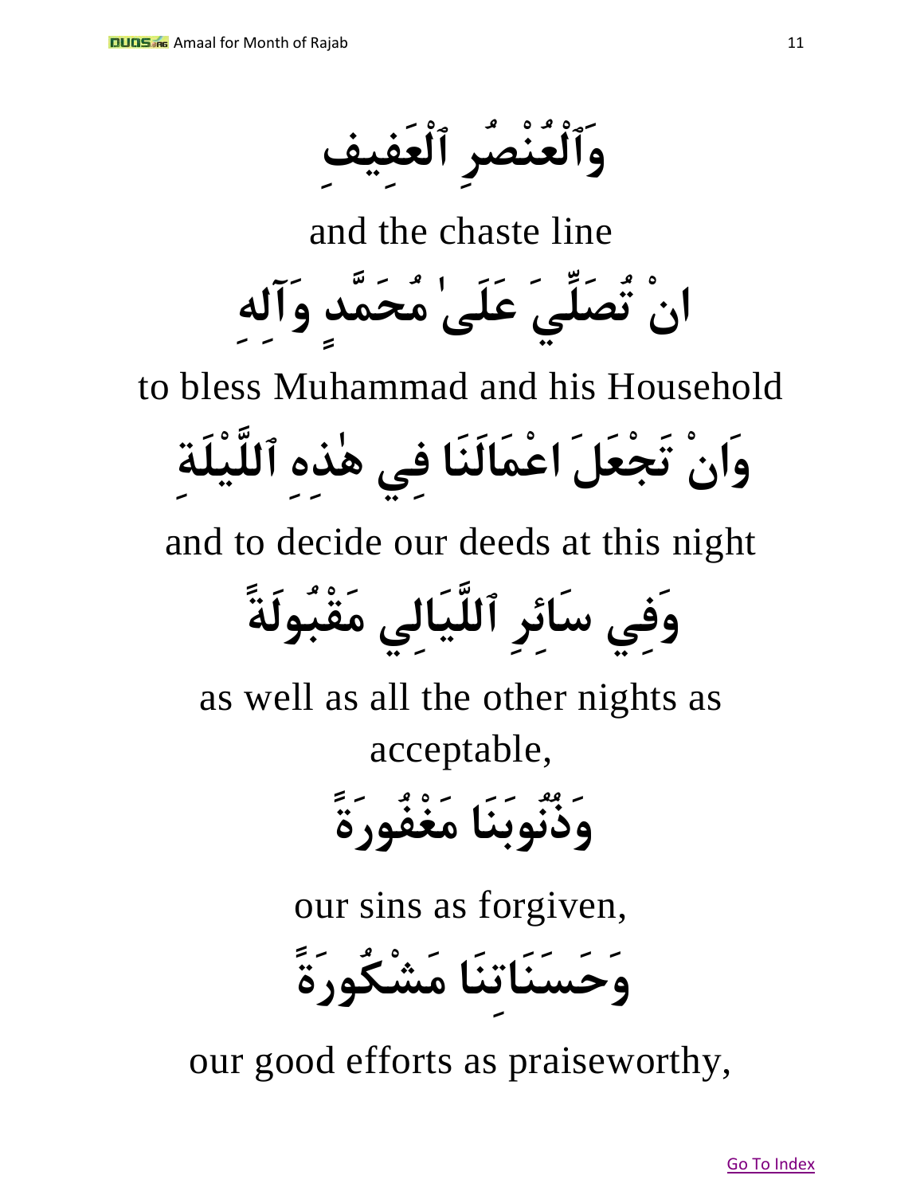وَٱلْعُنْصُرِ ٱلْعَفِيفِ

and the chaste line

انْ تُصَلِّيَ عَلَىٰ مُحَمَّدٍ وَآلِهِ

to bless Muhammad and his Household

وَانْ تَجْعَلَ اعْمَالَنَا فِي هٰذِهِ ٱللَّيْلَةِ

and to decide our deeds at this night

وَفِي سَائِرِ ٱللَّيَالِي مَقْبُولَةً

as well as all the other nights as acceptable,

وَذُنُوبَنَا مَغْفُورَةً

our sins as forgiven,

وَحَسَنَاتِنَا مَشْكُورَةً

our good efforts as praiseworthy,

Go To Index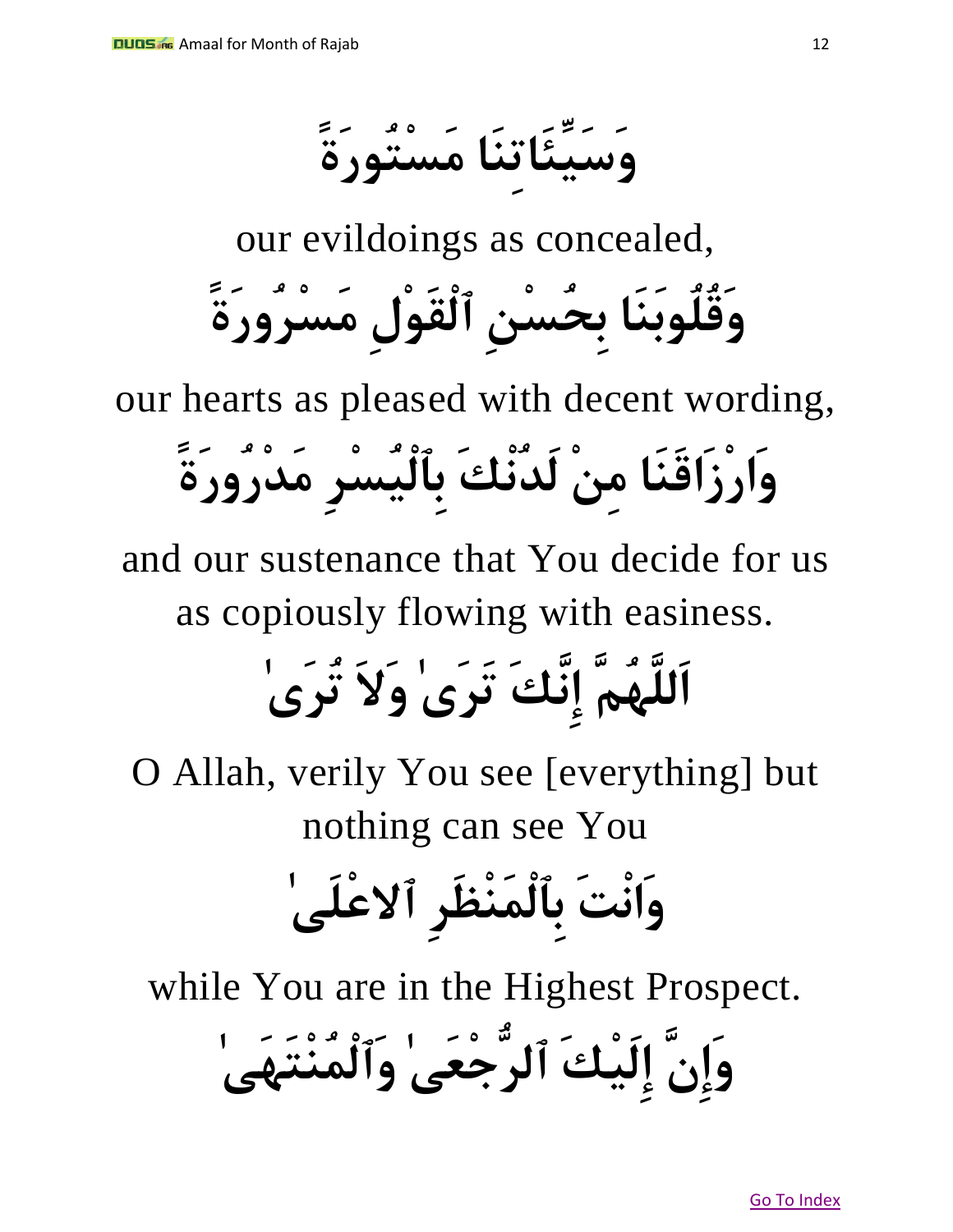وَسَيِّئَاتِنَا مَسْتُورَةً

our evildoings as concealed,

وَقُلُوبَنَا بِحُسْنِ ٱلْقَوْلِ مَسْرُورَةً

our hearts as pleased with decent wording,

وَارْزَاقَنَا مِنْ لَدُنْكَ بِٱلْيُسْرِ مَدْرُورَةً

and our sustenance that You decide for us as copiously flowing with easiness.

اَللَّهُمَّ إِنَّكَ تَرَىٰ وَلاَ تُرَىٰ

O Allah, verily You see [everything] but nothing can see You

وَانْتَ بِٱلْمَنْظَرِ ٱلاعْلَىٰ

while You are in the Highest Prospect.

وَإِنَّ إِلَيْكَ ٱلرُّجْعَىٰ وَٱلْمُنْتَهَىٰ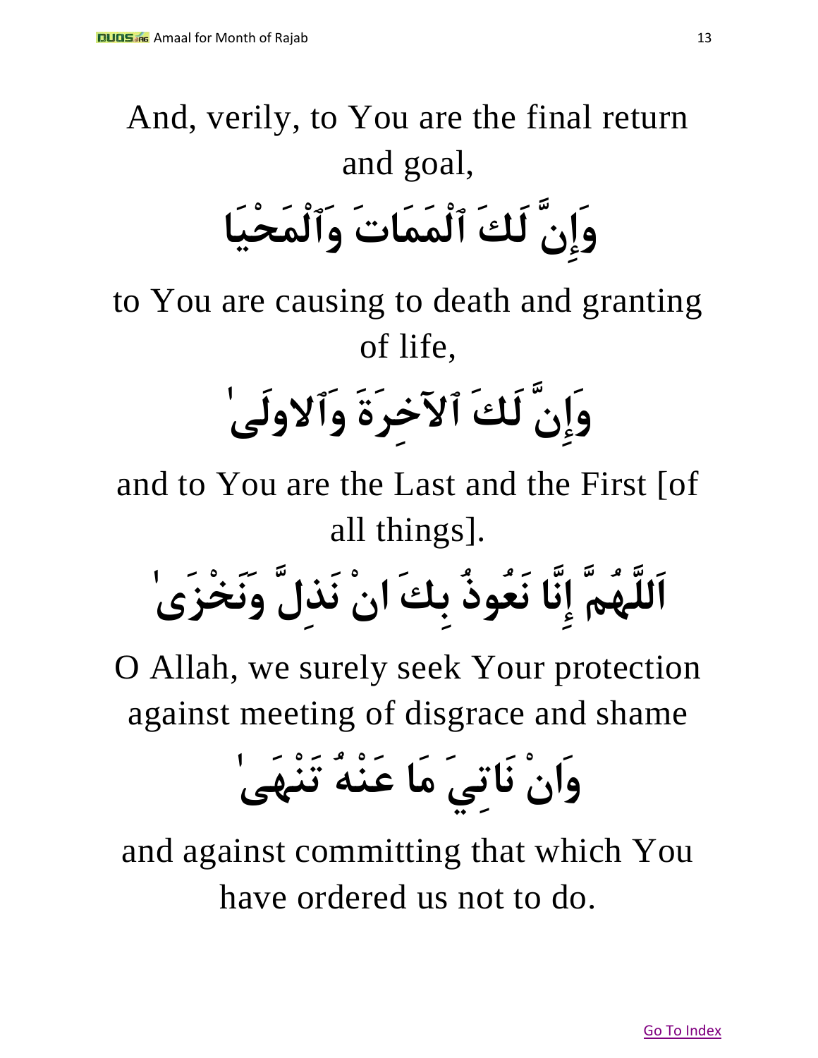And, verily, to You are the final return and goal,

وَإِنَّ لَكَ ٱلْمَمَاتَ وَٱلْمَحْيَا

to You are causing to death and granting of life,

وَإِنَّ لَكَ ٱلآخِرَةَ وَٱلاولَىٰ

and to You are the Last and the First [of all things].

اَللَّهُمَّ إِنَّا نَعُوذُ بِكَ انْ نَذِلَّ وَنَخْزَىٰ

O Allah, we surely seek Your protection against meeting of disgrace and shame

وَانْ نَاتِيَ مَا عَنْهُ تَنْهَىٰ

and against committing that which You have ordered us not to do.

Go To Index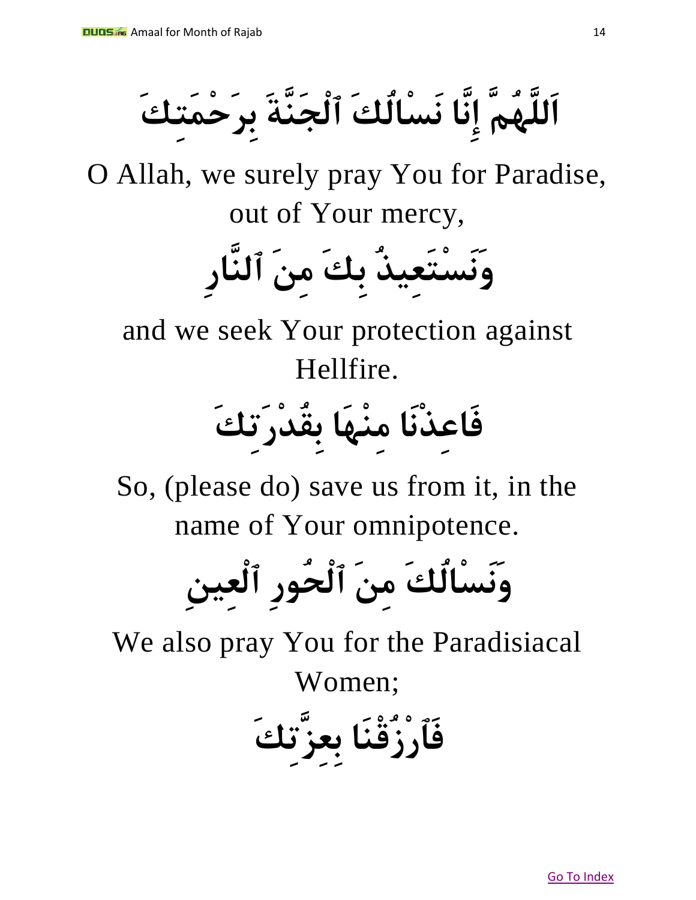اَللَّهُمَّ إِنَّا نَسْأَلُكَ ٱلْجَنَّةَ بِرَحْمَتِكَ

O Allah, we surely pray You for Paradise, out of Your mercy,

وَنَسْتَعِيذُ بِكَ مِنَ ٱلنَّارِ

and we seek Your protection against Hellfire.

فَاعِذْنَا مِنْهَا بِقُدْرَتِكَ

So, (please do) save us from it, in the name of Your omnipotence.

وَنَسْأَلُكَ مِنَ ٱلْحُورِ ٱلْعِينِ

We also pray You for the Paradisiacal Women;

فَٱرْزُقْنَا بِعِزَّتِكَ

Go To Index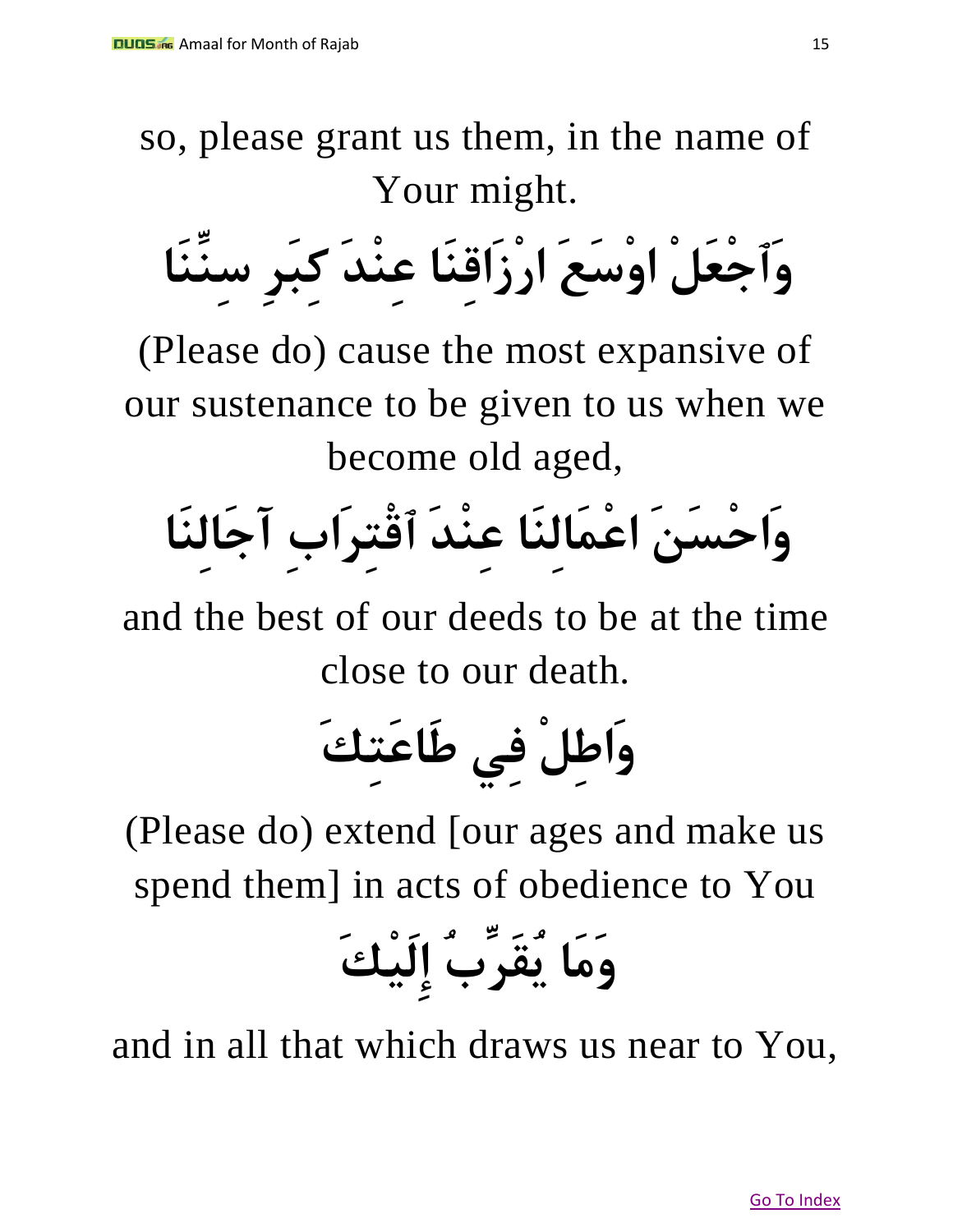so, please grant us them, in the name of Your might.

وَٱجْعَلْ اوْسَعَ ارْزَاقِنَا عِنْدَ كِبَرِ سِنِّنَا

(Please do) cause the most expansive of our sustenance to be given to us when we become old aged,

وَاحْسَنَ اعْمَالِنَا عِنْدَ ٱقْتِرَابِ آجَالِنَا

and the best of our deeds to be at the time close to our death.

وَاطِلْ فِي طَاعَتِكَ

(Please do) extend [our ages and make us spend them] in acts of obedience to You

وَمَا يُقَرِّبُ إِلَيْكَ

and in all that which draws us near to You,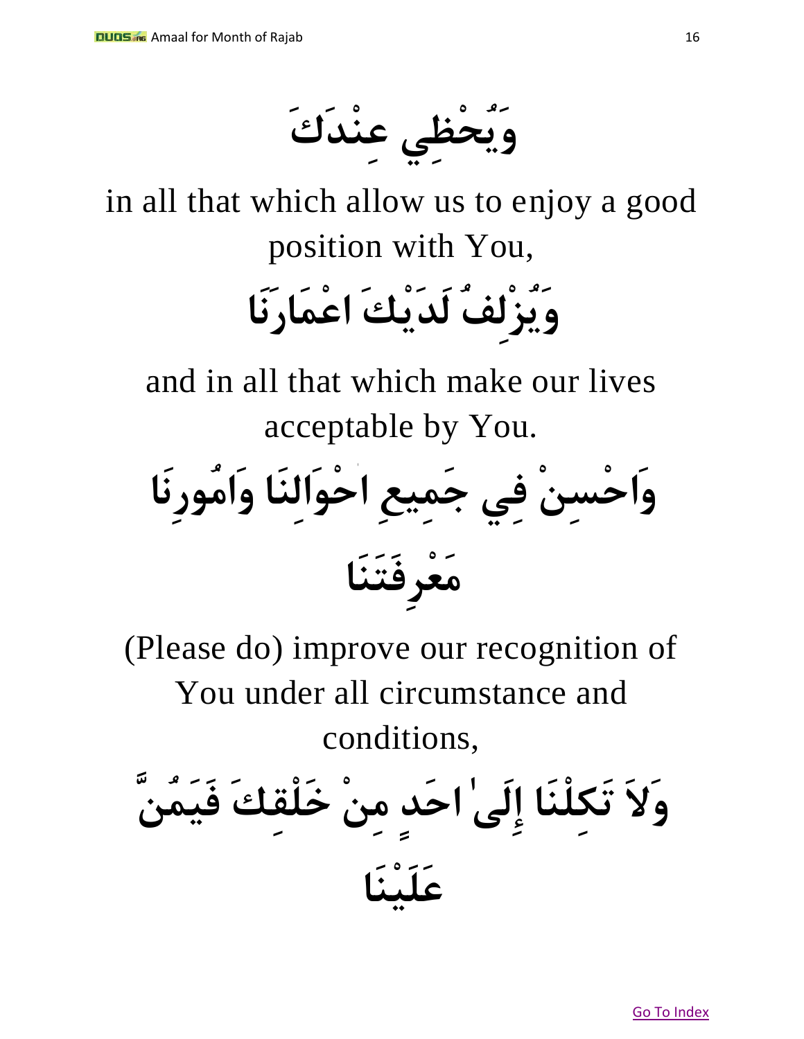وَيُحْظِي عِنْدَكَ

in all that which allow us to enjoy a good position with You,

وَيُزْلِفُ لَدَيْكَ اعْمَارَنَا

and in all that which make our lives acceptable by You.

وَاحْسِنْ فِي جَمِيعِ احْوَالِنَا وَامُورِنَا مَعْرِفَتَنَا

(Please do) improve our recognition of You under all circumstance and conditions,

وَلاَ تَكِلْنَا إِلَىٰ احَدٍ مِنْ خَلْقِكَ فَيَمُنَّ عَلَيْنَا

[Go To Index]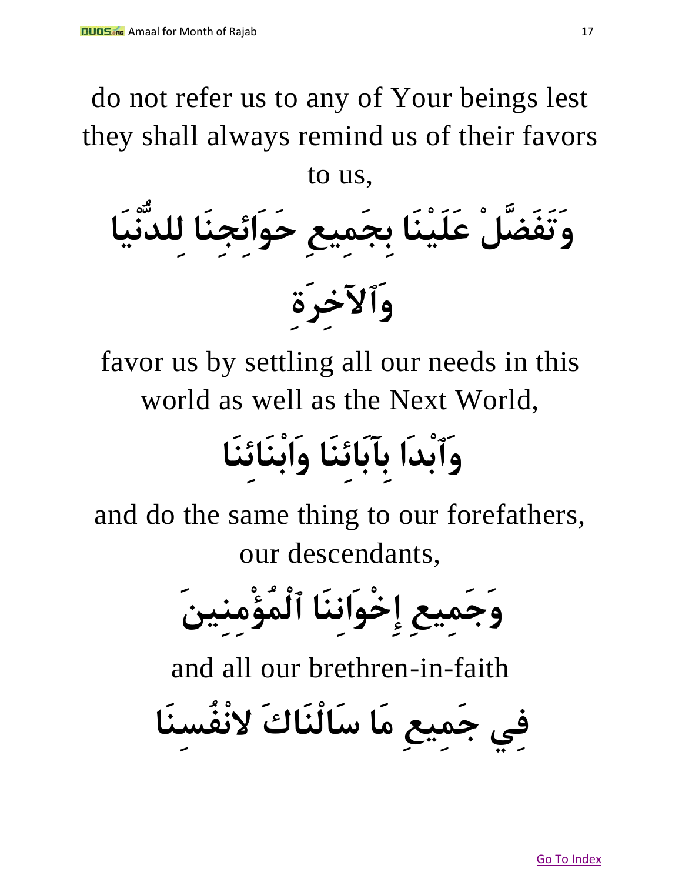do not refer us to any of Your beings lest they shall always remind us of their favors to us,

وَتَفَضَّلْ عَلَيْنَا بِجَمِيعِ حَوَائِجِنَا لِلدُّنْيَا وَٱلآخِرَةِ

favor us by settling all our needs in this world as well as the Next World,

وَٱبْدَا بِآبَائِنَا وَابْنَائِنَا

and do the same thing to our forefathers, our descendants,

وَجَمِيعِ إِخْوَانِنَا ٱلْمُؤْمِنِينَ

and all our brethren-in-faith

فِي جَمِيعِ مَا سَالْنَاكَ لانْفُسِنَا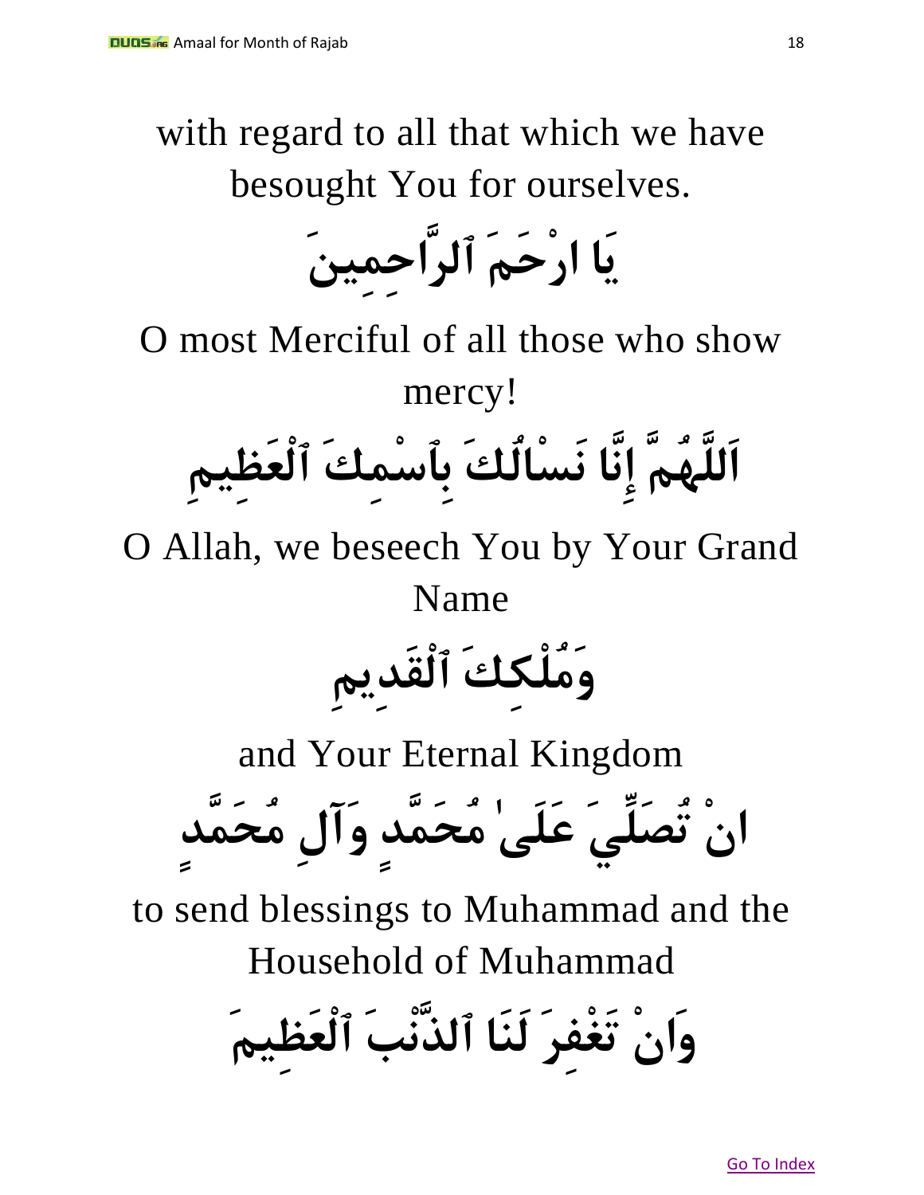with regard to all that which we have besought You for ourselves.

يَا ارْحَمَ ٱلرَّاحِمِينَ

O most Merciful of all those who show mercy!

اَللَّهُمَّ إِنَّا نَسْأَلُكَ بِٱسْمِكَ ٱلْعَظِيمِ

O Allah, we beseech You by Your Grand Name

وَمُلْكِكَ ٱلْقَدِيمِ

and Your Eternal Kingdom

انْ تُصَلِّيَ عَلَىٰ مُحَمَّدٍ وَآلِ مُحَمَّدٍ

to send blessings to Muhammad and the Household of Muhammad

وَانْ تَغْفِرَ لَنَا ٱلذَّنْبَ ٱلْعَظِيمَ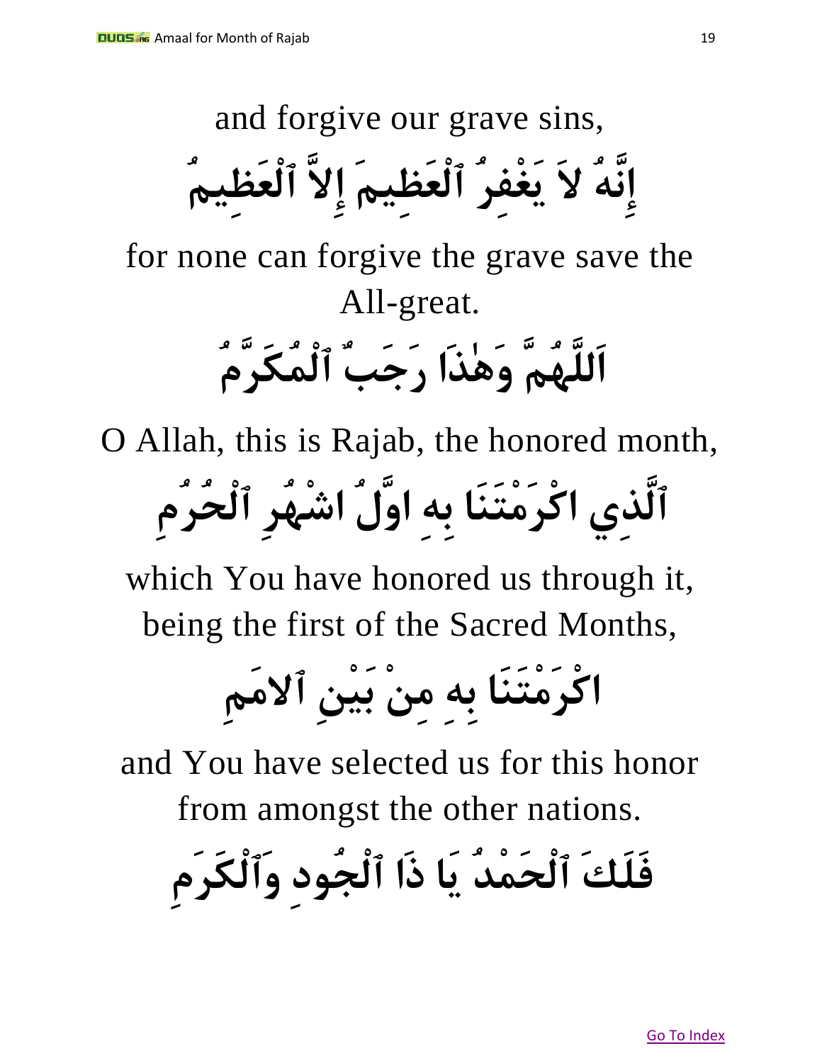and forgive our grave sins,

إِنَّهُ لاَ يَغْفِرُ ٱلْعَظِيمَ إِلاَّ ٱلْعَظِيمُ

for none can forgive the grave save the All-great.

اَللَّهُمَّ وَهٰذَا رَجَبٌ ٱلْمُكَرَّمُ

O Allah, this is Rajab, the honored month,

ٱلَّذِي اكْرَمْتَنَا بِهِ اوَّلُ اشْهُرِ ٱلْحُرُمِ

which You have honored us through it, being the first of the Sacred Months,

اكْرَمْتَنَا بِهِ مِنْ بَيْنِ ٱلامَمِ

and You have selected us for this honor from amongst the other nations.

فَلَكَ ٱلْحَمْدُ يَا ذَا ٱلْجُودِ وَٱلْكَرَمِ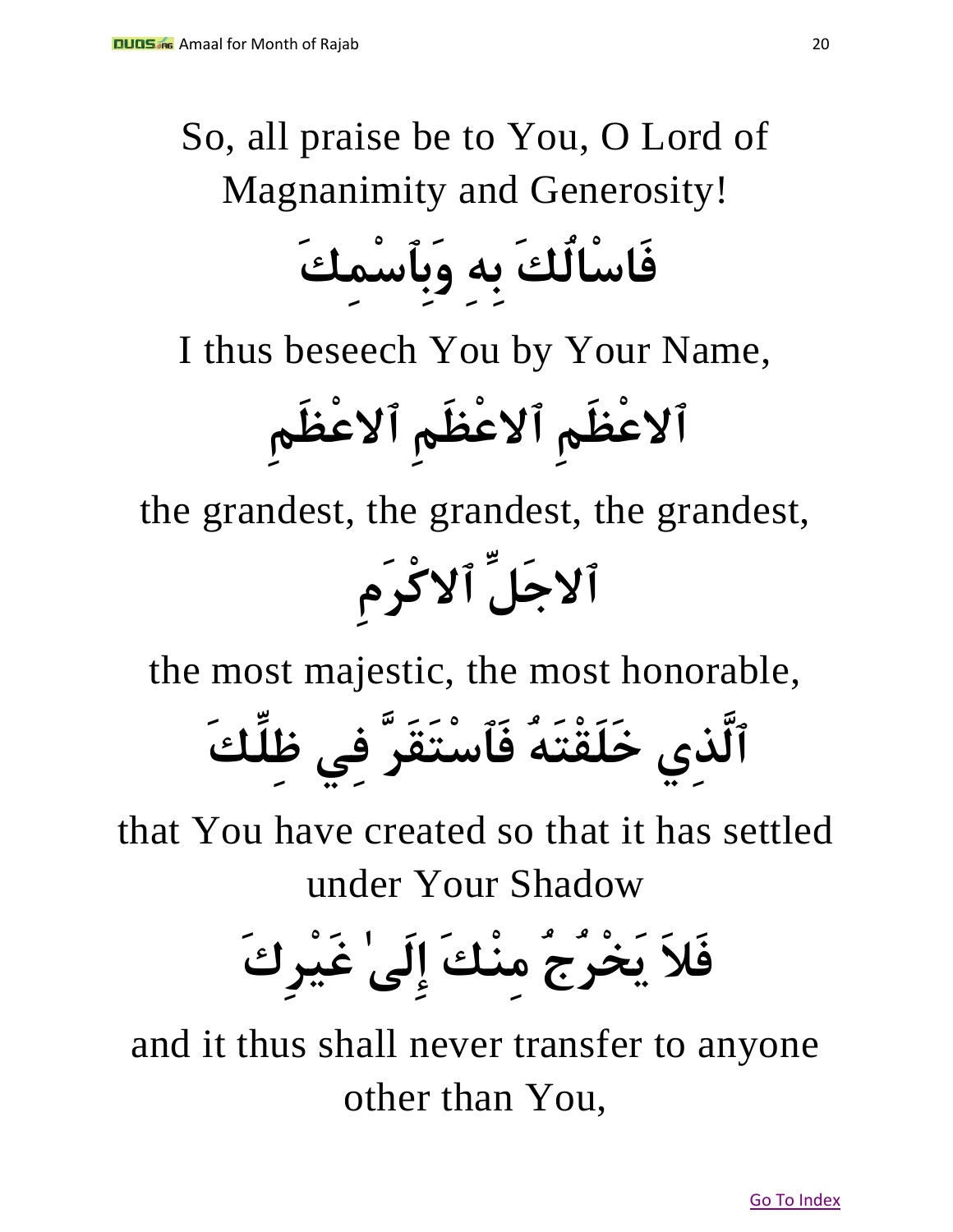So, all praise be to You, O Lord of Magnanimity and Generosity!

فَاسْاَلُكَ بِهِ وَبِٱسْمِكَ

I thus beseech You by Your Name,

ٱلاعْظَمِ ٱلاعْظَمِ ٱلاعْظَمِ

the grandest, the grandest, the grandest,

ٱلاجَلِّ ٱلاكْرَمِ

the most majestic, the most honorable,

ٱلَّذِي خَلَقْتَهُ فَٱسْتَقَرَّ فِي ظِلِّكَ

that You have created so that it has settled under Your Shadow

فَلاَ يَخْرُجُ مِنْكَ إِلَىٰ غَيْرِكَ

and it thus shall never transfer to anyone other than You,

Go To Index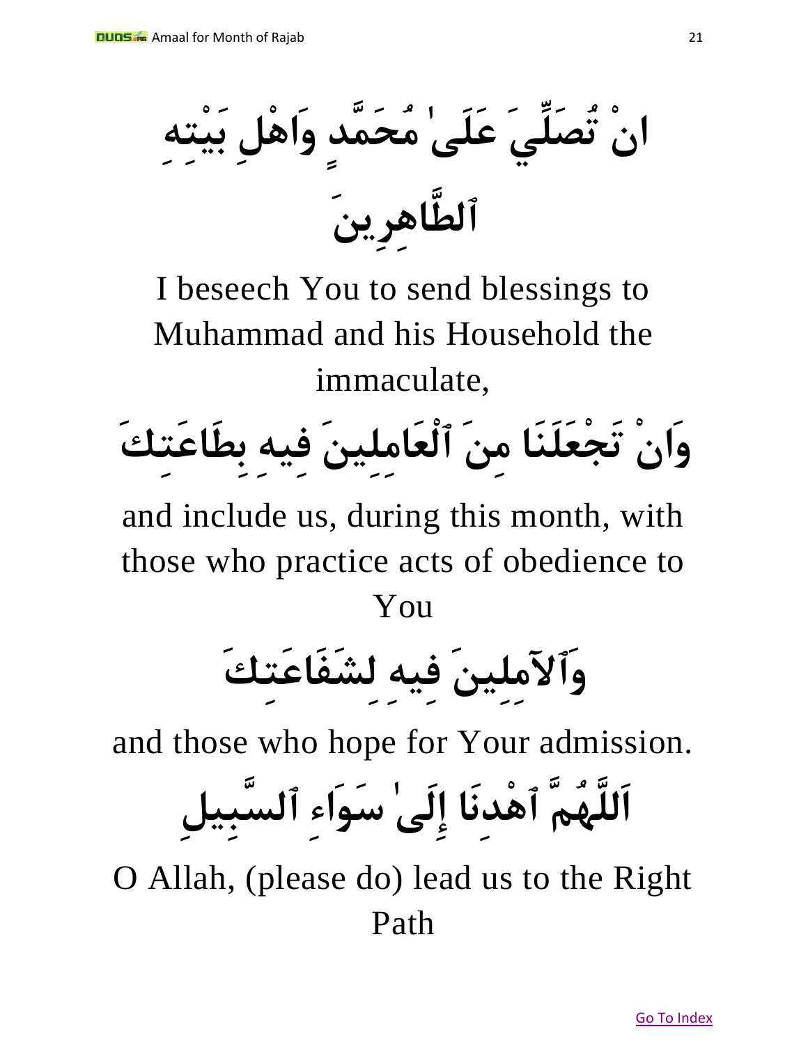انْ تُصَلِّيَ عَلَىٰ مُحَمَّدٍ وَاهْلِ بَيْتِهِ ٱلطَّاهِرِينَ

I beseech You to send blessings to Muhammad and his Household the immaculate,

وَانْ تَجْعَلَنَا مِنَ ٱلْعَامِلِينَ فِيهِ بِطَاعَتِكَ

and include us, during this month, with those who practice acts of obedience to You

وَٱلآمِلِينَ فِيهِ لِشَفَاعَتِكَ

and those who hope for Your admission.

اَللَّهُمَّ ٱهْدِنَا إِلَىٰ سَوَاءِ ٱلسَّبِيلِ

O Allah, (please do) lead us to the Right Path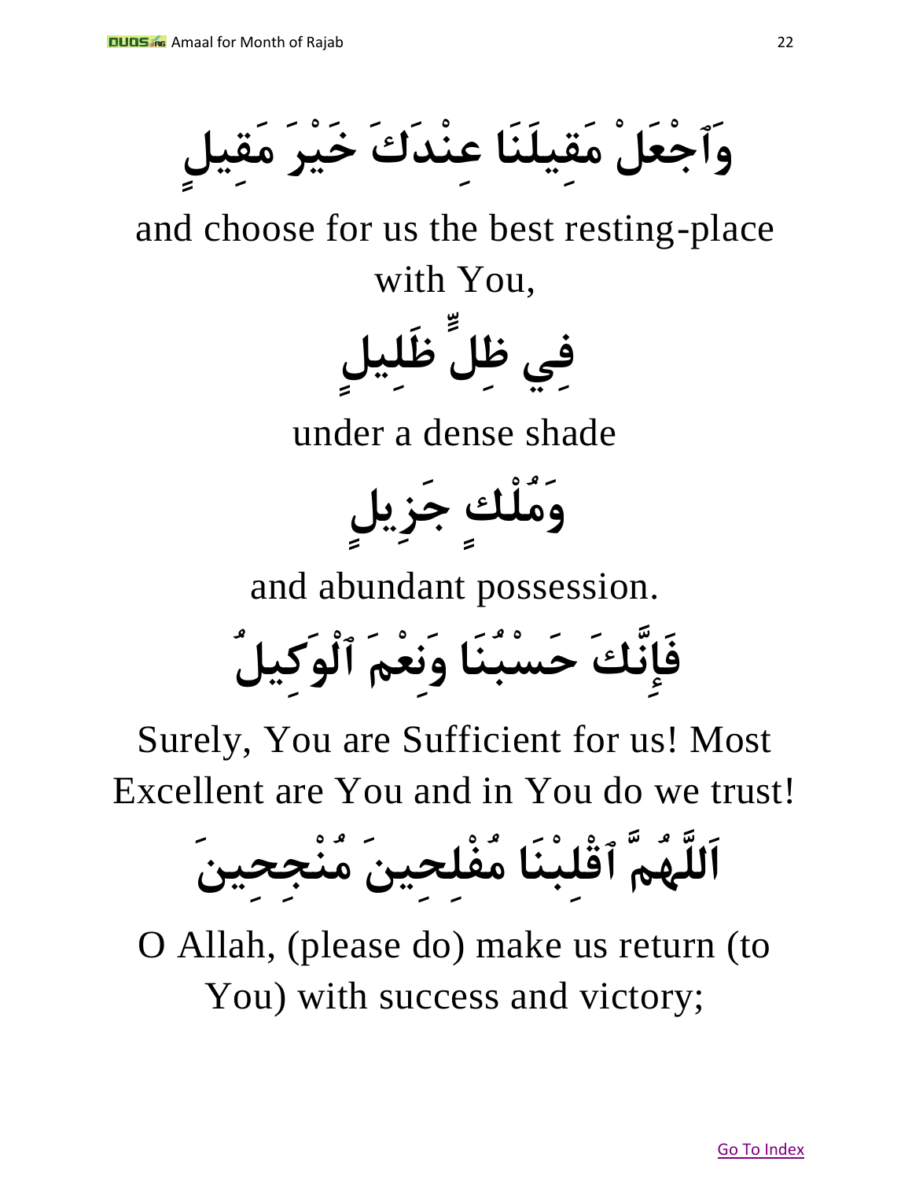وَٱجْعَلْ مَقِيلَنَا عِنْدَكَ خَيْرَ مَقِيلٍ

and choose for us the best resting-place with You,

فِي ظِلٍّ ظَلِيلٍ

under a dense shade

وَمُلْكٍ جَزِيلٍ

and abundant possession.

فَإِنَّكَ حَسْبُنَا وَنِعْمَ ٱلْوَكِيلُ

Surely, You are Sufficient for us! Most Excellent are You and in You do we trust!

اَللَّهُمَّ ٱقْلِبْنَا مُفْلِحِينَ مُنْجِحِينَ

O Allah, (please do) make us return (to You) with success and victory;

Go To Index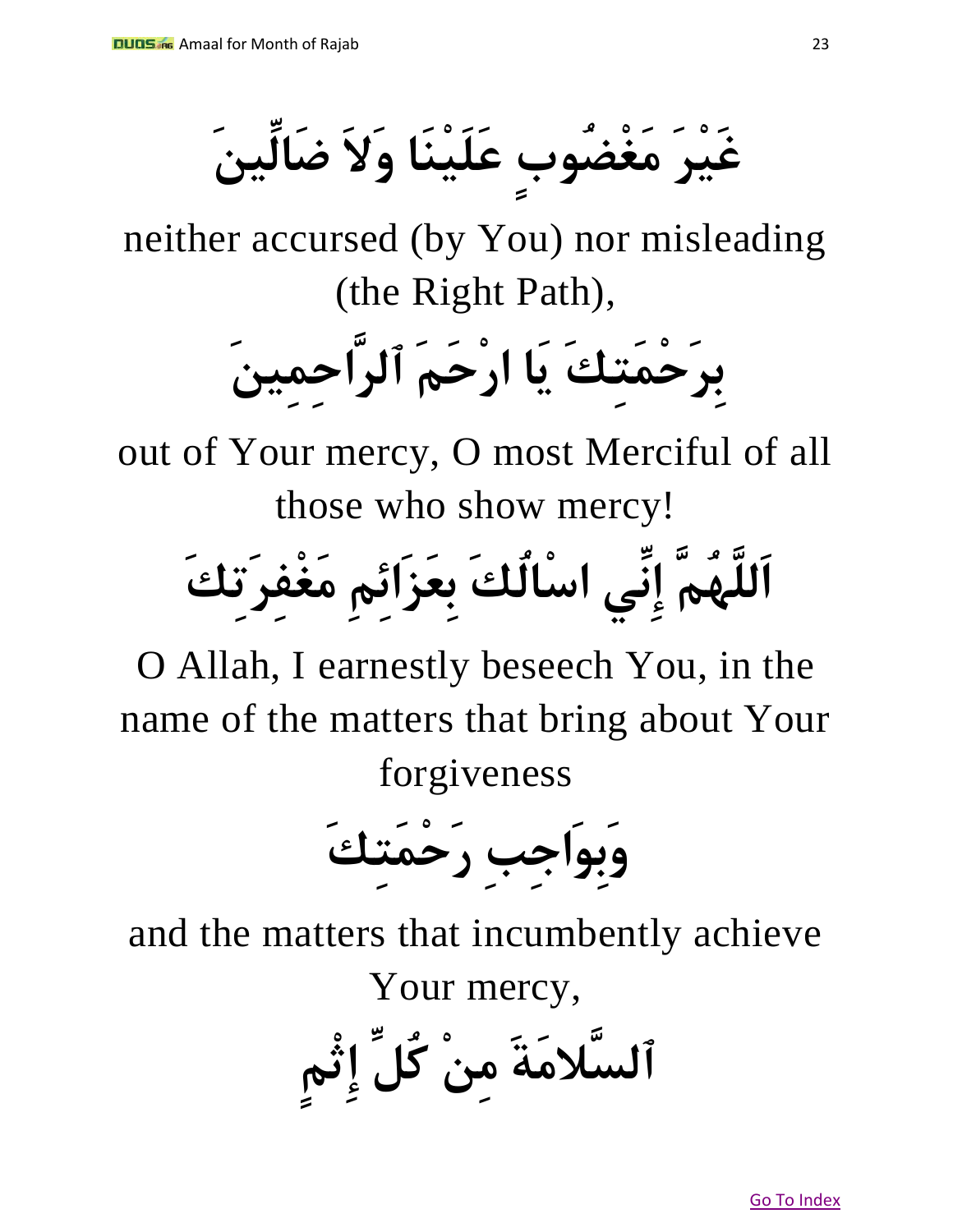غَيْرَ مَغْضُوبٍ عَلَيْنَا وَلاَ ضَالِّينَ

neither accursed (by You) nor misleading (the Right Path),

بِرَحْمَتِكَ يَا ارْحَمَ ٱلرَّاحِمِينَ

out of Your mercy, O most Merciful of all those who show mercy!

اَللَّهُمَّ إِنِّي اسْالُكَ بِعَزَائِمِ مَغْفِرَتِكَ

O Allah, I earnestly beseech You, in the name of the matters that bring about Your forgiveness

وَبِوَاجِبِ رَحْمَتِكَ

and the matters that incumbently achieve Your mercy,

ٱلسَّلامَةَ مِنْ كُلِّ إِثْمٍ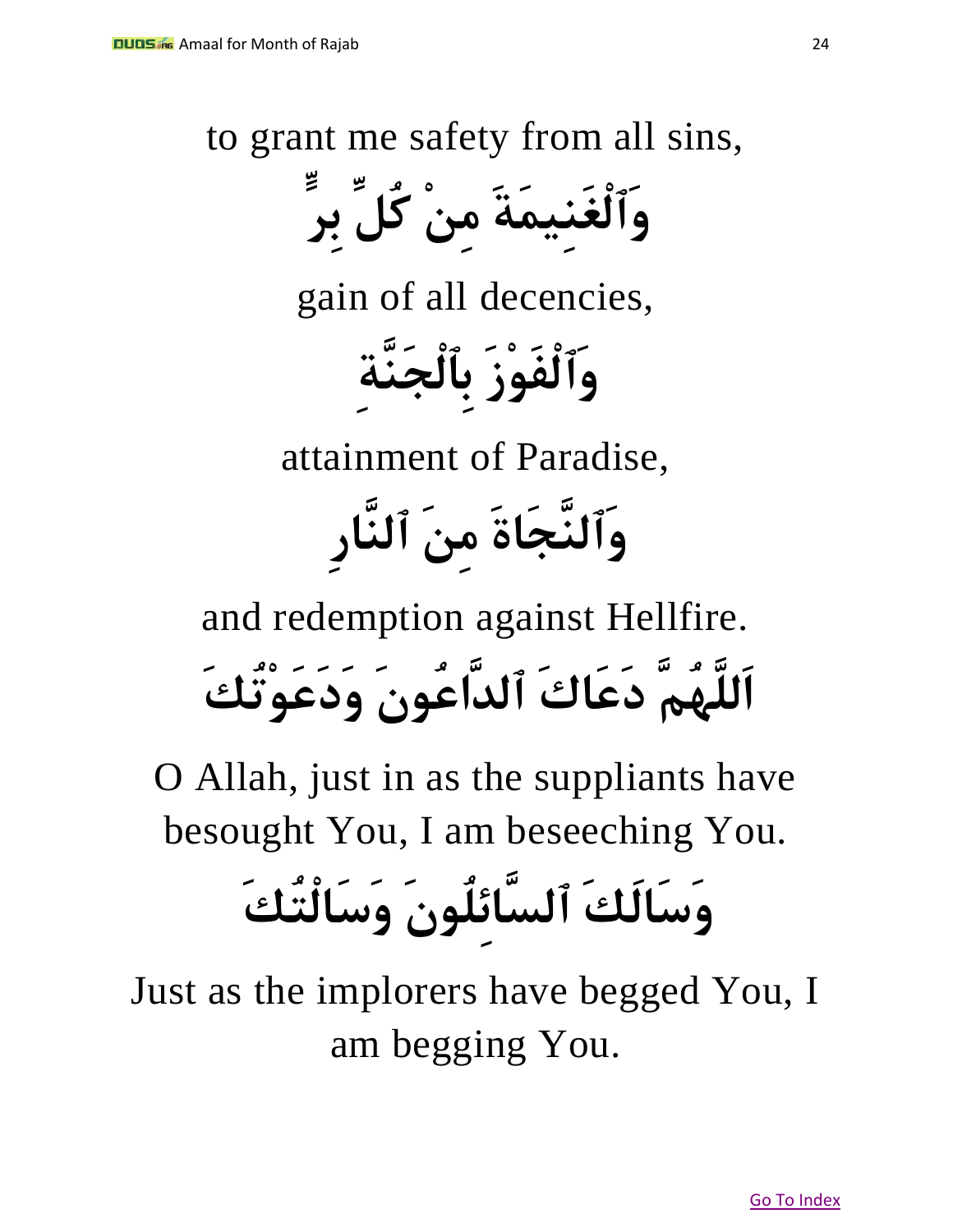to grant me safety from all sins,

وَٱلْغَنِيمَةَ مِنْ كُلِّ بِرٍّ

gain of all decencies,

وَٱلْفَوْزَ بِٱلْجَنَّةِ

attainment of Paradise,

وَٱلنَّجَاةَ مِنَ ٱلنَّارِ

and redemption against Hellfire.

اَللَّهُمَّ دَعَاكَ ٱلدَّاعُونَ وَدَعَوْتُكَ

O Allah, just in as the suppliants have besought You, I am beseeching You.

وَسَالَكَ ٱلسَّائِلُونَ وَسَالْتُكَ

Just as the implorers have begged You, I am begging You.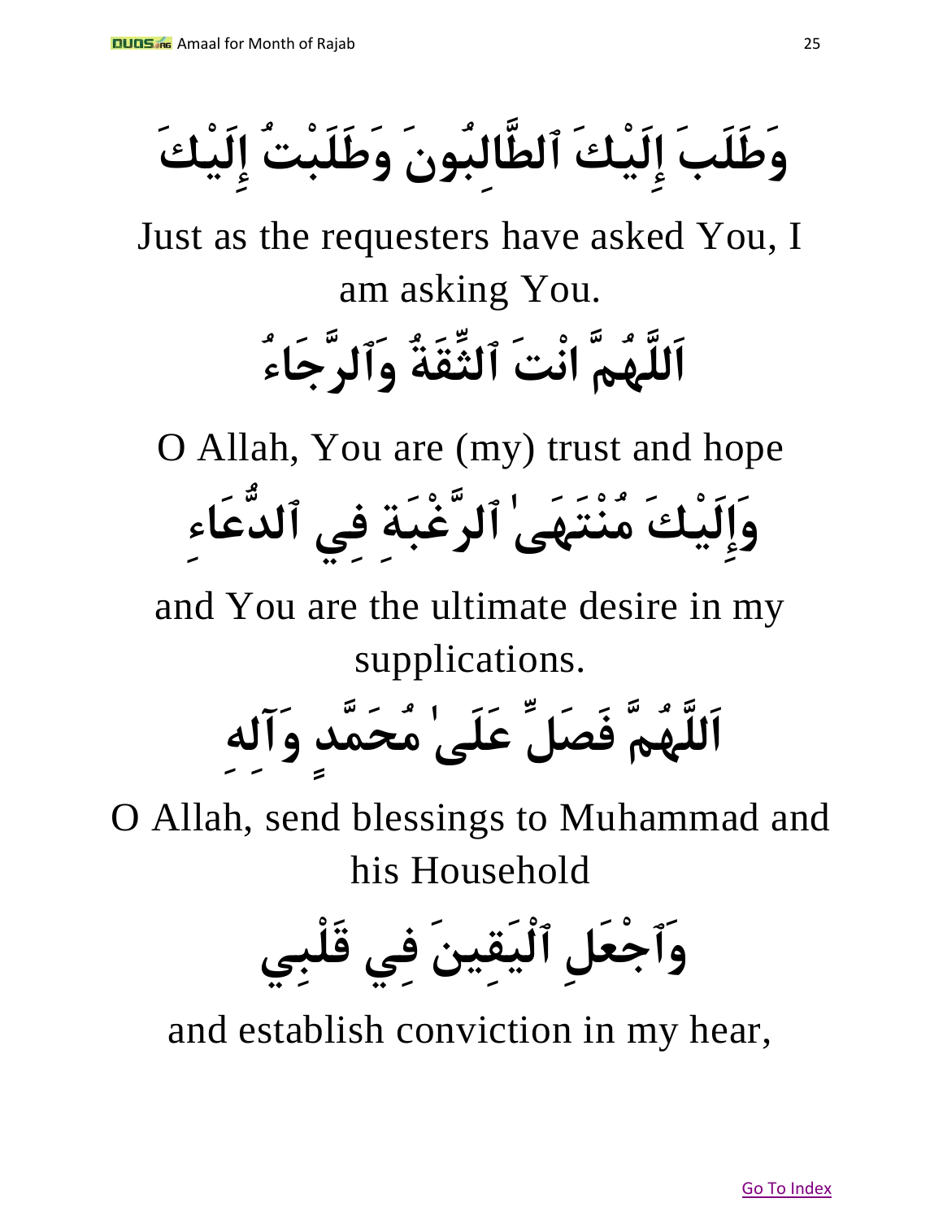وَطَلَبَ إِلَيْكَ ٱلطَّالِبُونَ وَطَلَبْتُ إِلَيْكَ

Just as the requesters have asked You, I am asking You.

اَللَّهُمَّ انْتَ ٱلثِّقَةُ وَٱلرَّجَاءُ

O Allah, You are (my) trust and hope

وَإِلَيْكَ مُنْتَهَىٰ ٱلرَّغْبَةِ فِي ٱلدُّعَاءِ

and You are the ultimate desire in my supplications.

اَللَّهُمَّ فَصَلِّ عَلَىٰ مُحَمَّدٍ وَآلِهِ

O Allah, send blessings to Muhammad and his Household

وَٱجْعَلِ ٱلْيَقِينَ فِي قَلْبِي

and establish conviction in my hear,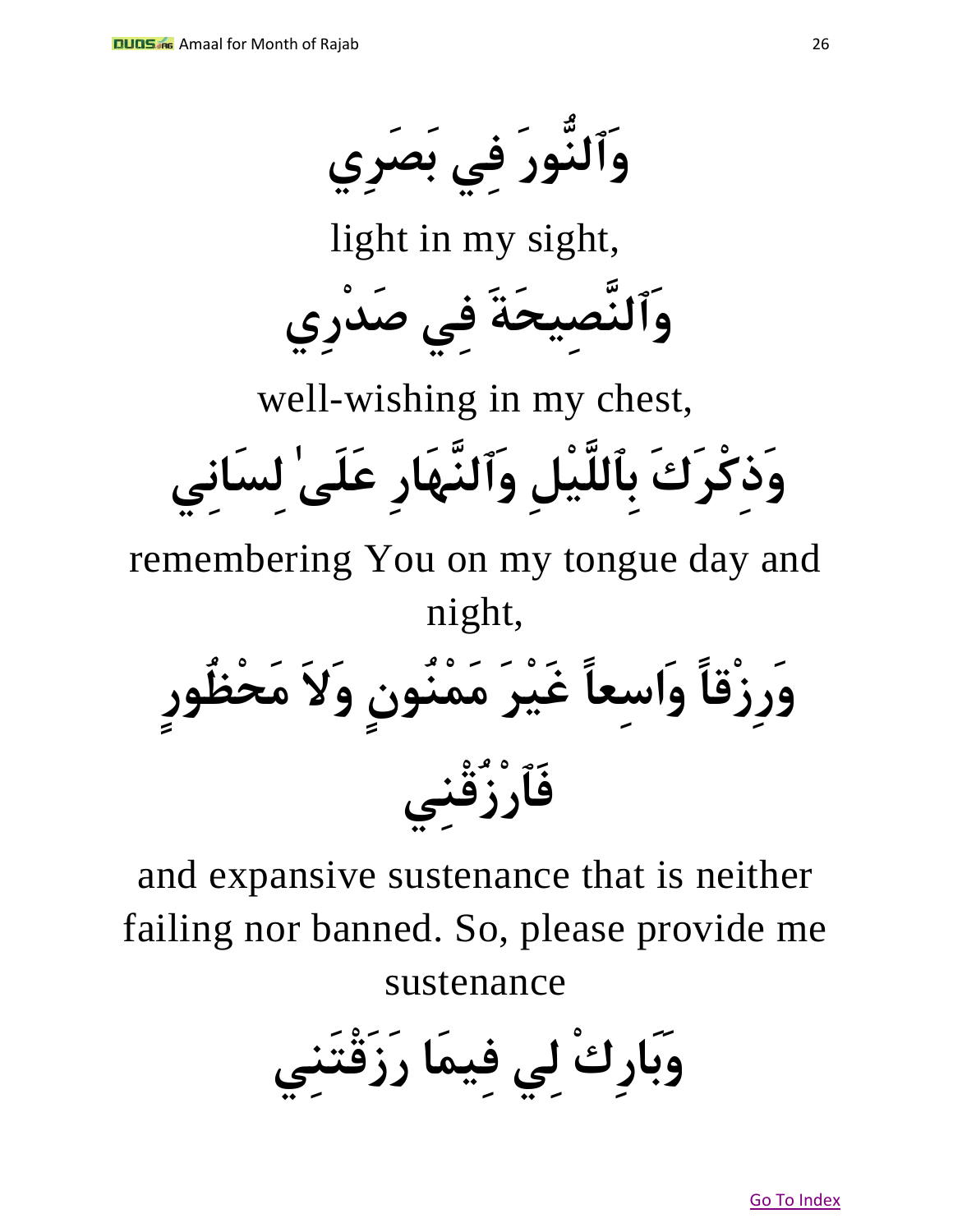وَٱلنُّورَ فِي بَصَرِي

light in my sight,

وَٱلنَّصِيحَةَ فِي صَدْرِي

well-wishing in my chest,

وَذِكْرَكَ بِٱللَّيْلِ وَٱلنَّهَارِ عَلَىٰ لِسَانِي

remembering You on my tongue day and night,

وَرِزْقاً وَاسِعاً غَيْرَ مَمْنُونٍ وَلاَ مَحْظُورٍ فَٱرْزُقْنِي

and expansive sustenance that is neither failing nor banned. So, please provide me sustenance

وَبَارِكْ لِي فِيمَا رَزَقْتَنِي

Go To Index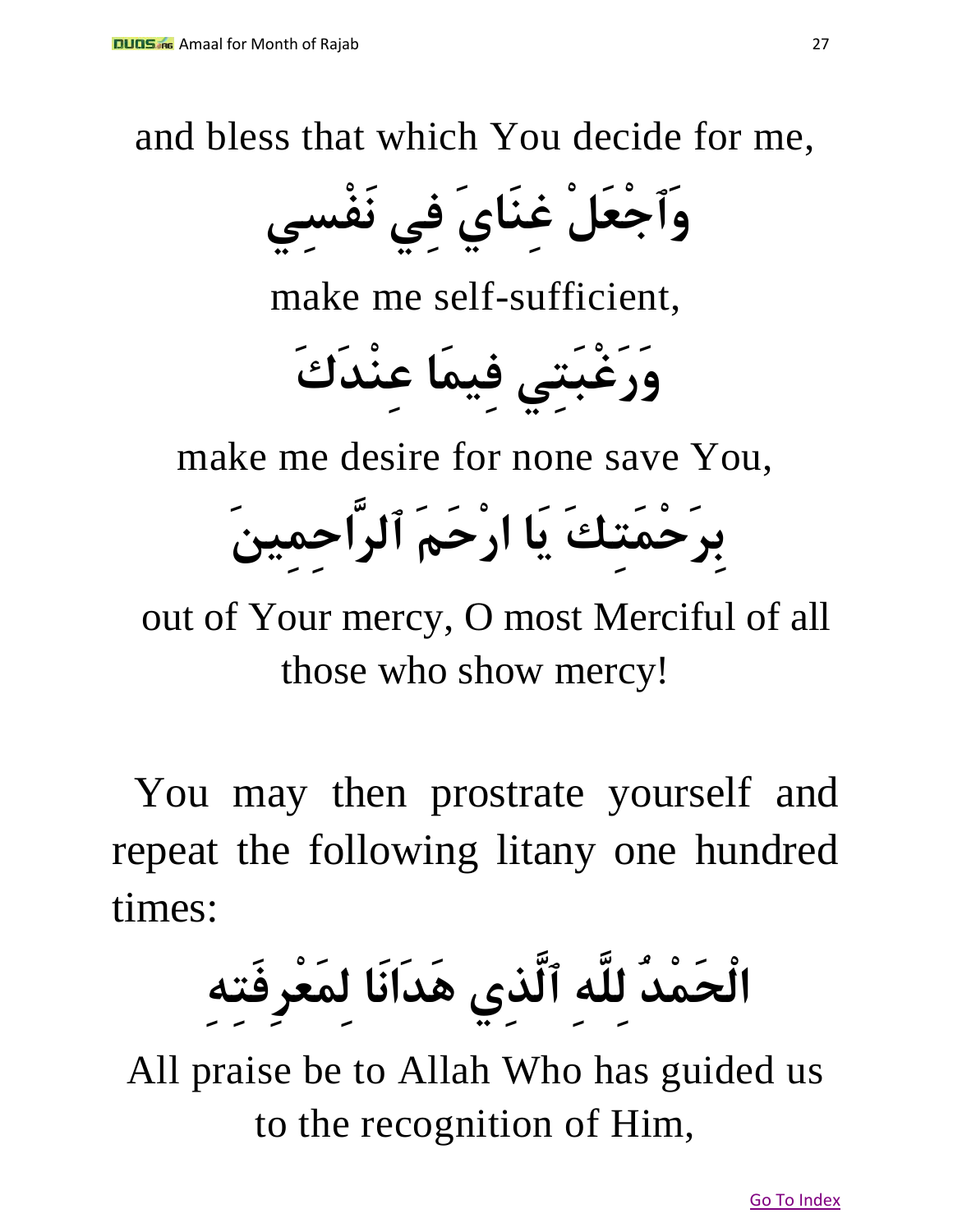and bless that which You decide for me,

وَٱجْعَلْ غِنَايَ فِي نَفْسِي

make me self-sufficient,

وَرَغْبَتِي فِيمَا عِنْدَكَ

make me desire for none save You,

بِرَحْمَتِكَ يَا ارْحَمَ ٱلرَّاحِمِينَ

out of Your mercy, O most Merciful of all those who show mercy!

You may then prostrate yourself and repeat the following litany one hundred times:

الْحَمْدُ لِلَّهِ ٱلَّذِي هَدَانَا لِمَعْرِفَتِهِ

All praise be to Allah Who has guided us to the recognition of Him,

Go To Index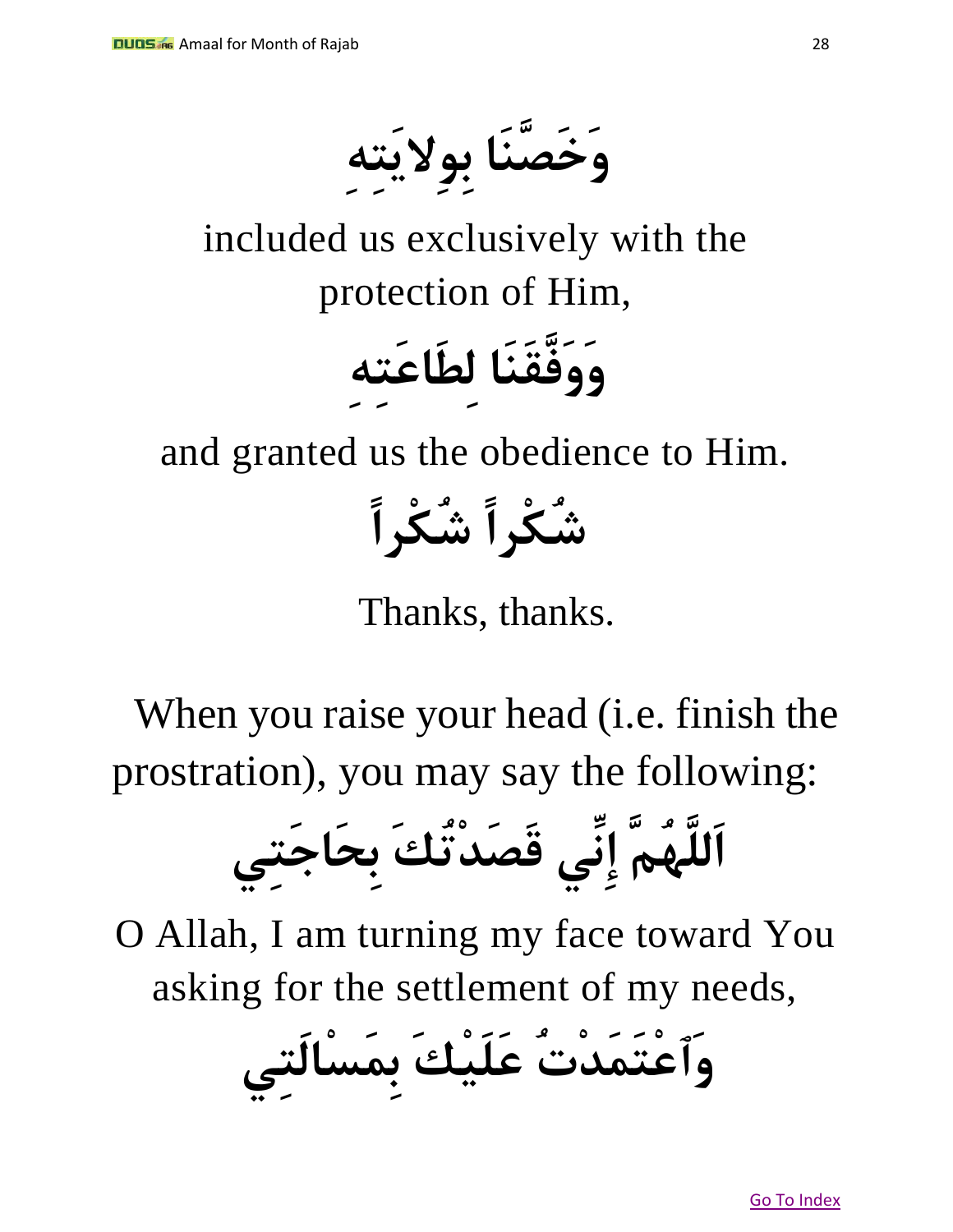وَخَصَّنَا بِوِلايَتِهِ

included us exclusively with the protection of Him,

وَوَفَّقَنَا لِطَاعَتِهِ

and granted us the obedience to Him.

شُكْراً شُكْراً

Thanks, thanks.

When you raise your head (i.e. finish the prostration), you may say the following:

اَللَّهُمَّ إِنِّي قَصَدْتُكَ بِحَاجَتِي

O Allah, I am turning my face toward You asking for the settlement of my needs,

وَٱعْتَمَدْتُ عَلَيْكَ بِمَسْالَتِي

Go To Index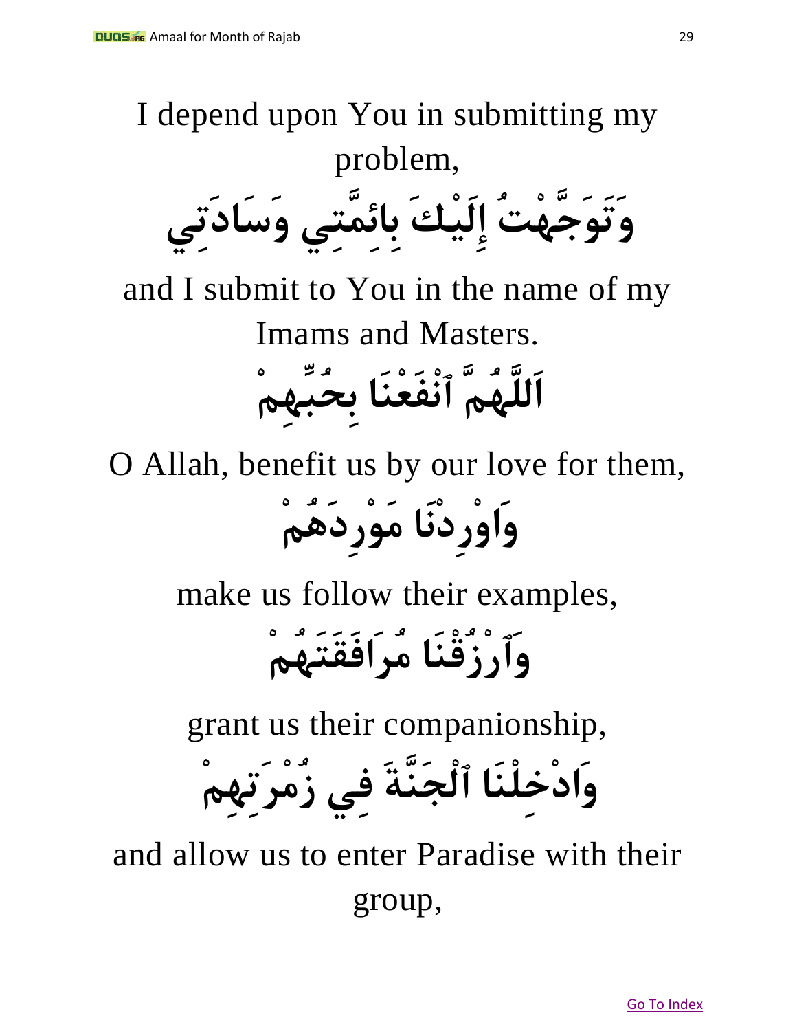I depend upon You in submitting my problem,

وَتَوَجَّهْتُ إِلَيْكَ بِائِمَّتِي وَسَادَتِي

and I submit to You in the name of my Imams and Masters.

اَللَّهُمَّ ٱنْفَعْنَا بِحُبِّهِمْ

O Allah, benefit us by our love for them,

وَاوْرِدْنَا مَوْرِدَهُمْ

make us follow their examples,

وَٱرْزُقْنَا مُرَافَقَتَهُمْ

grant us their companionship,

وَادْخِلْنَا ٱلْجَنَّةَ فِي زُمْرَتِهِمْ

and allow us to enter Paradise with their group,

[Go To Index]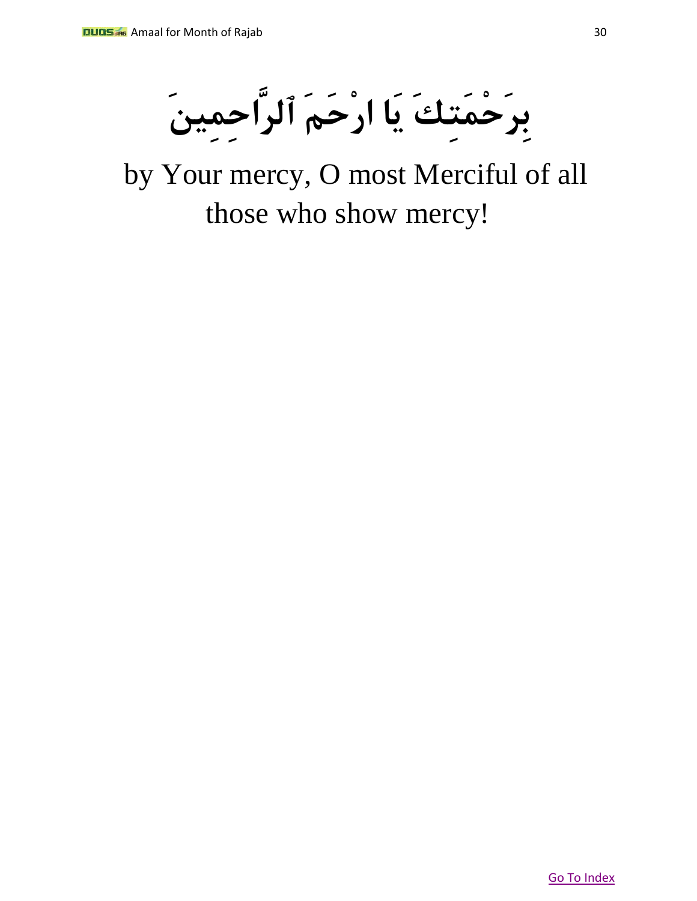بِرَحْمَتِكَ يَا ارْحَمَ ٱلرَّاحِمِينَ

by Your mercy, O most Merciful of all those who show mercy!

Go To Index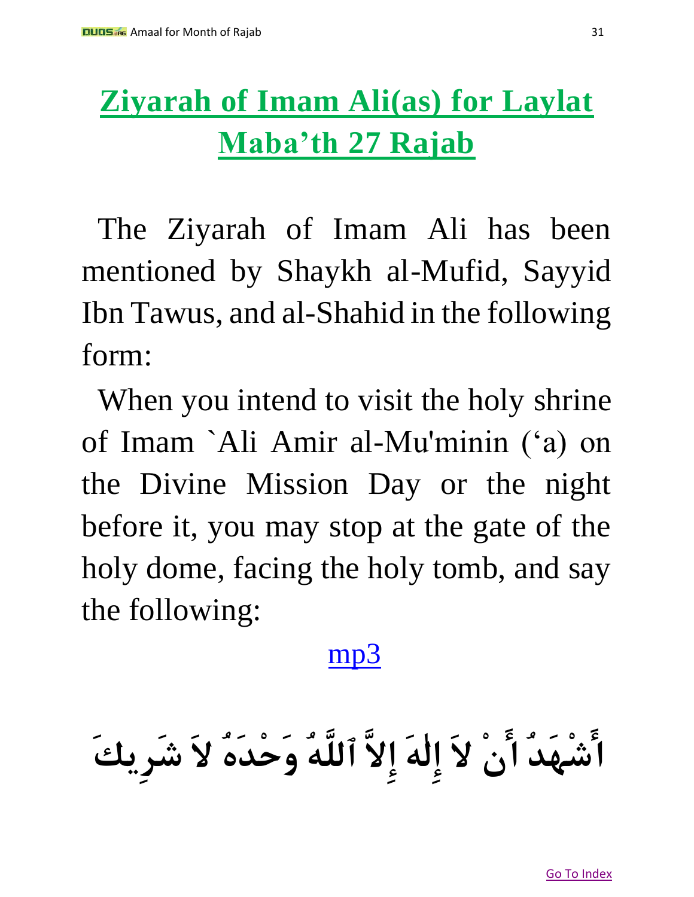# Ziyarah of Imam Ali(as) for Laylat Maba'th 27 Rajab

The Ziyarah of Imam Ali has been mentioned by Shaykh al-Mufid, Sayyid Ibn Tawus, and al-Shahid in the following form:

When you intend to visit the holy shrine of Imam `Ali Amir al-Mu'minin ('a) on the Divine Mission Day or the night before it, you may stop at the gate of the holy dome, facing the holy tomb, and say the following:

mp3

أَشْهَدُ أَنْ لاَ إِلٰهَ إِلاَّ ٱللَّهُ وَحْدَهُ لاَ شَرِيكَ

Go To Index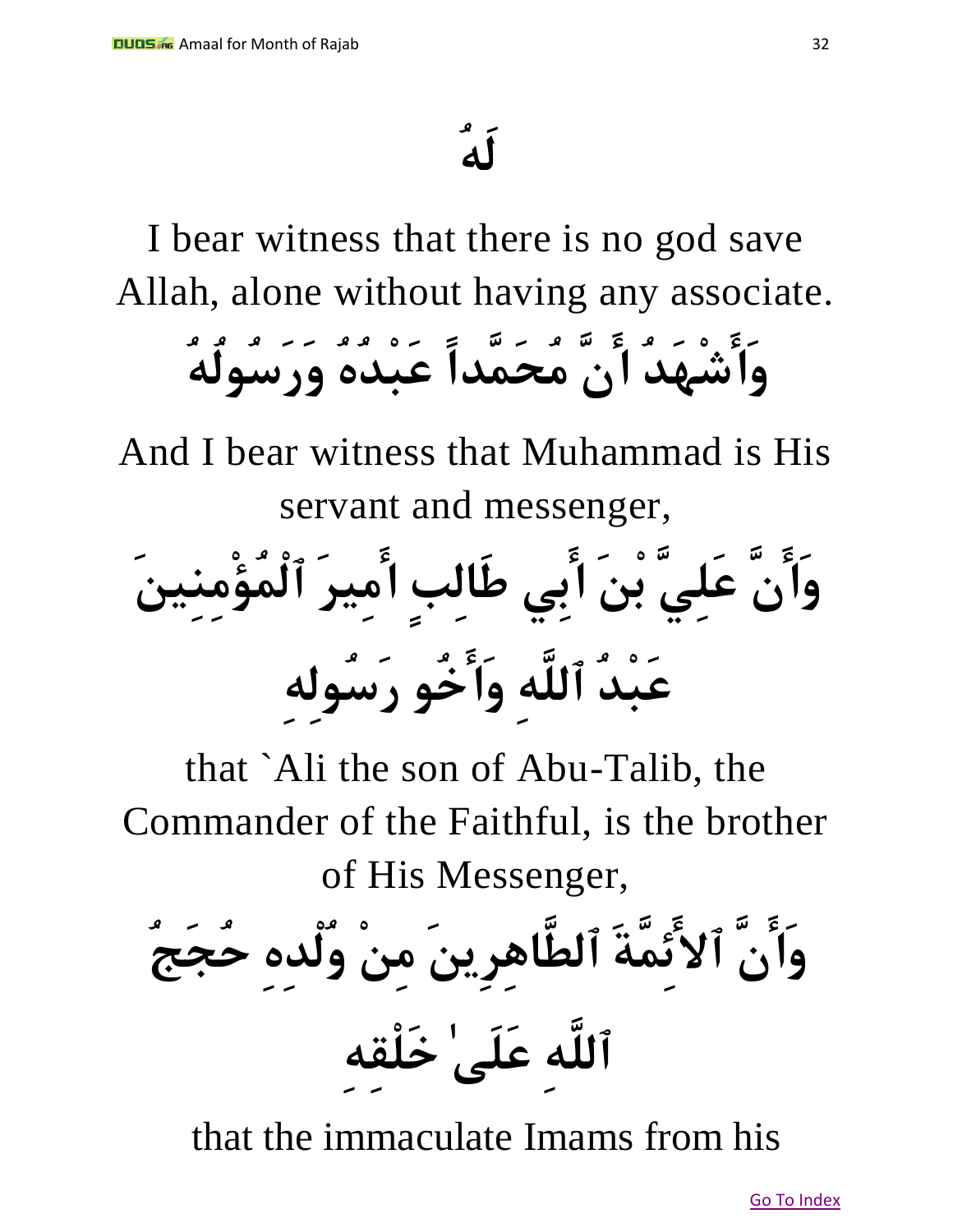لَهُ

I bear witness that there is no god save Allah, alone without having any associate.

وَأَشْهَدُ أَنَّ مُحَمَّداً عَبْدُهُ وَرَسُولُهُ

And I bear witness that Muhammad is His servant and messenger,

وَأَنَّ عَلِيَّ بْنَ أَبِي طَالِبٍ أَمِيرَ ٱلْمُؤْمِنِينَ عَبْدُ ٱللَّهِ وَأَخُو رَسُولِهِ

that `Ali the son of Abu-Talib, the Commander of the Faithful, is the brother of His Messenger,

وَأَنَّ ٱلأَئِمَّةَ ٱلطَّاهِرِينَ مِنْ وُلْدِهِ حُجَجُ ٱللَّهِ عَلَىٰ خَلْقِهِ

that the immaculate Imams from his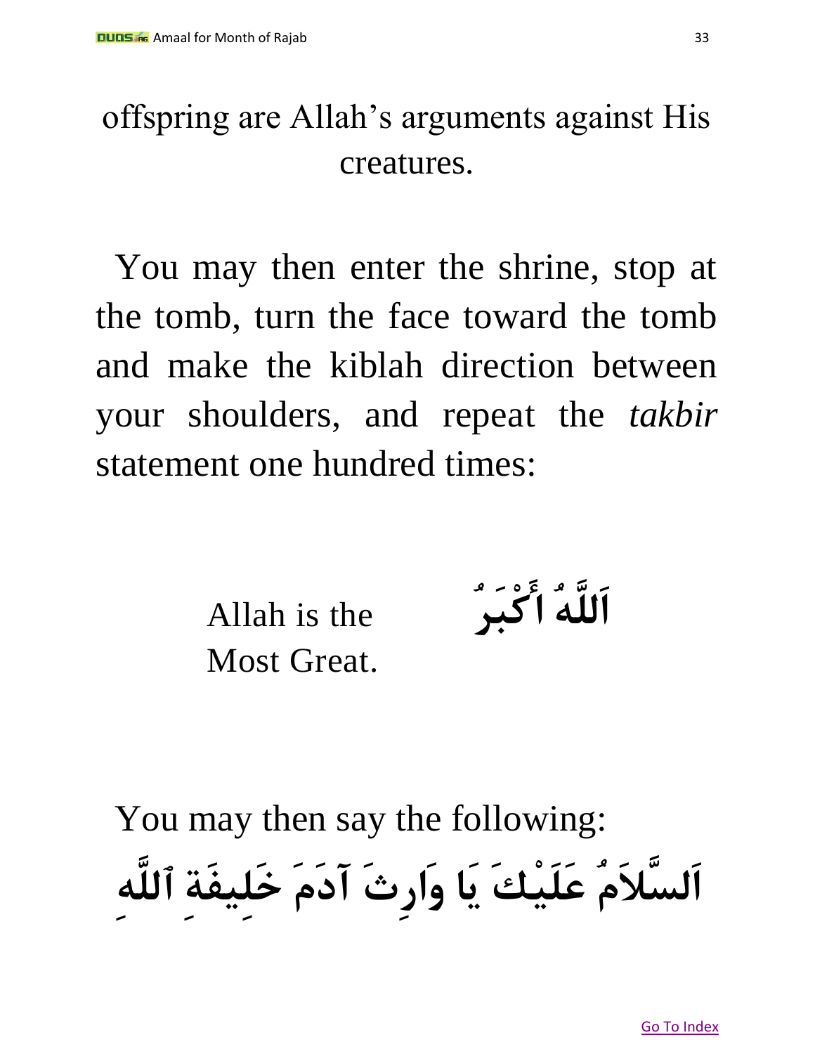offspring are Allah's arguments against His creatures.

You may then enter the shrine, stop at the tomb, turn the face toward the tomb and make the kiblah direction between your shoulders, and repeat the *takbir* statement one hundred times:

| Allah is the Most Great. | اَللَّهُ أَكْبَرُ |
|---|---|

You may then say the following:

اَلسَّلاَمُ عَلَيْكَ يَا وَارِثَ آدَمَ خَلِيفَةِ ٱللَّهِ

[Go To Index]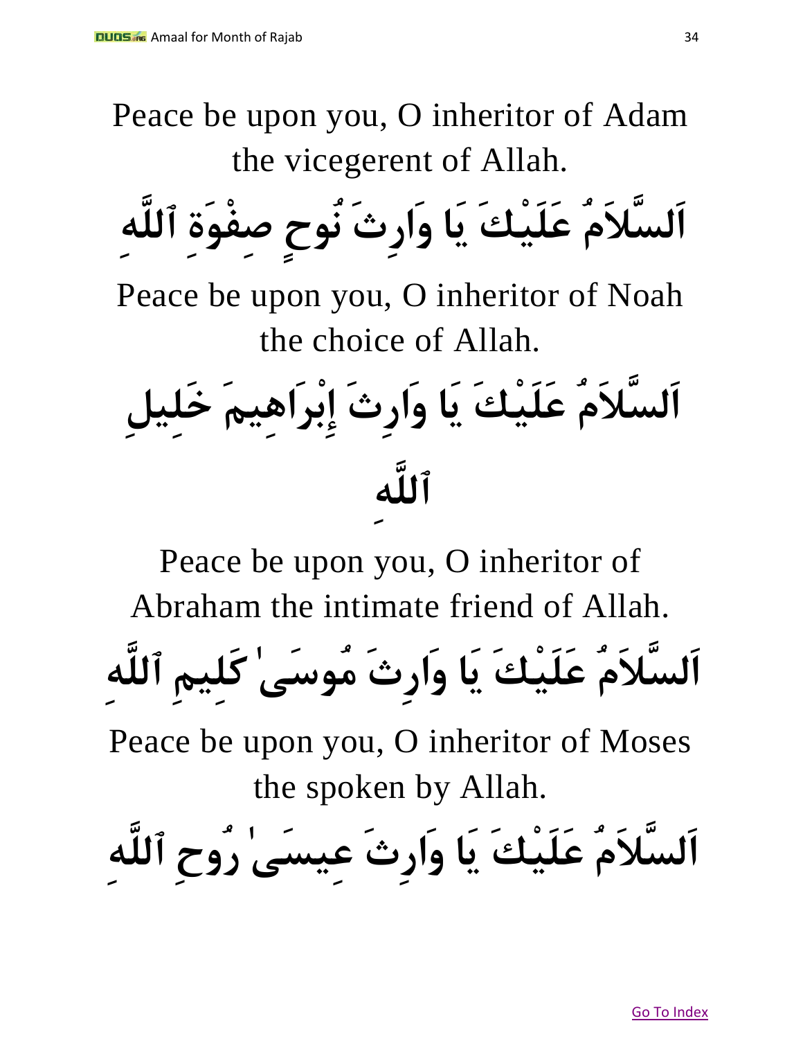Peace be upon you, O inheritor of Adam the vicegerent of Allah.

اَلسَّلاَمُ عَلَيْكَ يَا وَارِثَ نُوحٍ صِفْوَةِ ٱللَّهِ

Peace be upon you, O inheritor of Noah the choice of Allah.

اَلسَّلاَمُ عَلَيْكَ يَا وَارِثَ إِبْرَاهِيمَ خَلِيلِ ٱللَّهِ

Peace be upon you, O inheritor of Abraham the intimate friend of Allah.

اَلسَّلاَمُ عَلَيْكَ يَا وَارِثَ مُوسَىٰ كَلِيمِ ٱللَّهِ

Peace be upon you, O inheritor of Moses the spoken by Allah.

اَلسَّلاَمُ عَلَيْكَ يَا وَارِثَ عِيسَىٰ رُوحِ ٱللَّهِ

Go To Index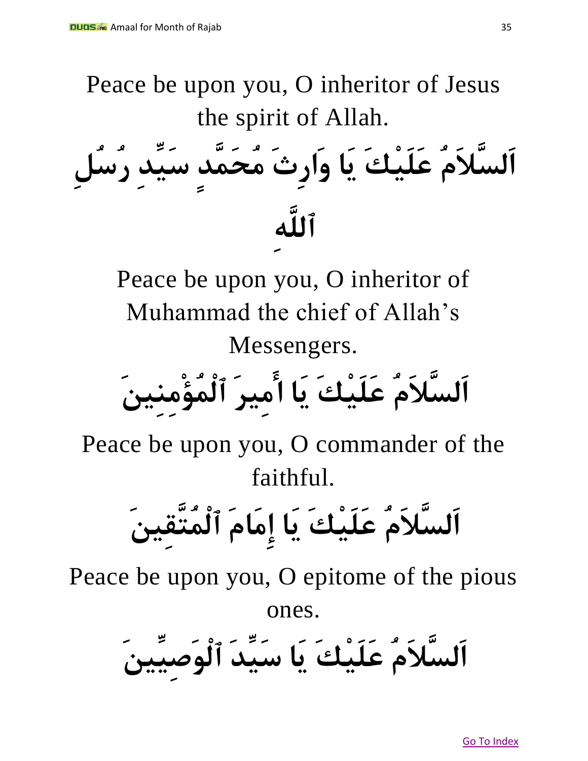Peace be upon you, O inheritor of Jesus the spirit of Allah.

اَلسَّلاَمُ عَلَيْكَ يَا وَارِثَ مُحَمَّدٍ سَيِّدِ رُسُلِ ٱللَّهِ

Peace be upon you, O inheritor of Muhammad the chief of Allah's Messengers.

اَلسَّلاَمُ عَلَيْكَ يَا أَمِيرَ ٱلْمُؤْمِنِينَ

Peace be upon you, O commander of the faithful.

اَلسَّلاَمُ عَلَيْكَ يَا إِمَامَ ٱلْمُتَّقِينَ

Peace be upon you, O epitome of the pious ones.

اَلسَّلاَمُ عَلَيْكَ يَا سَيِّدَ ٱلْوَصِيِّينَ

Go To Index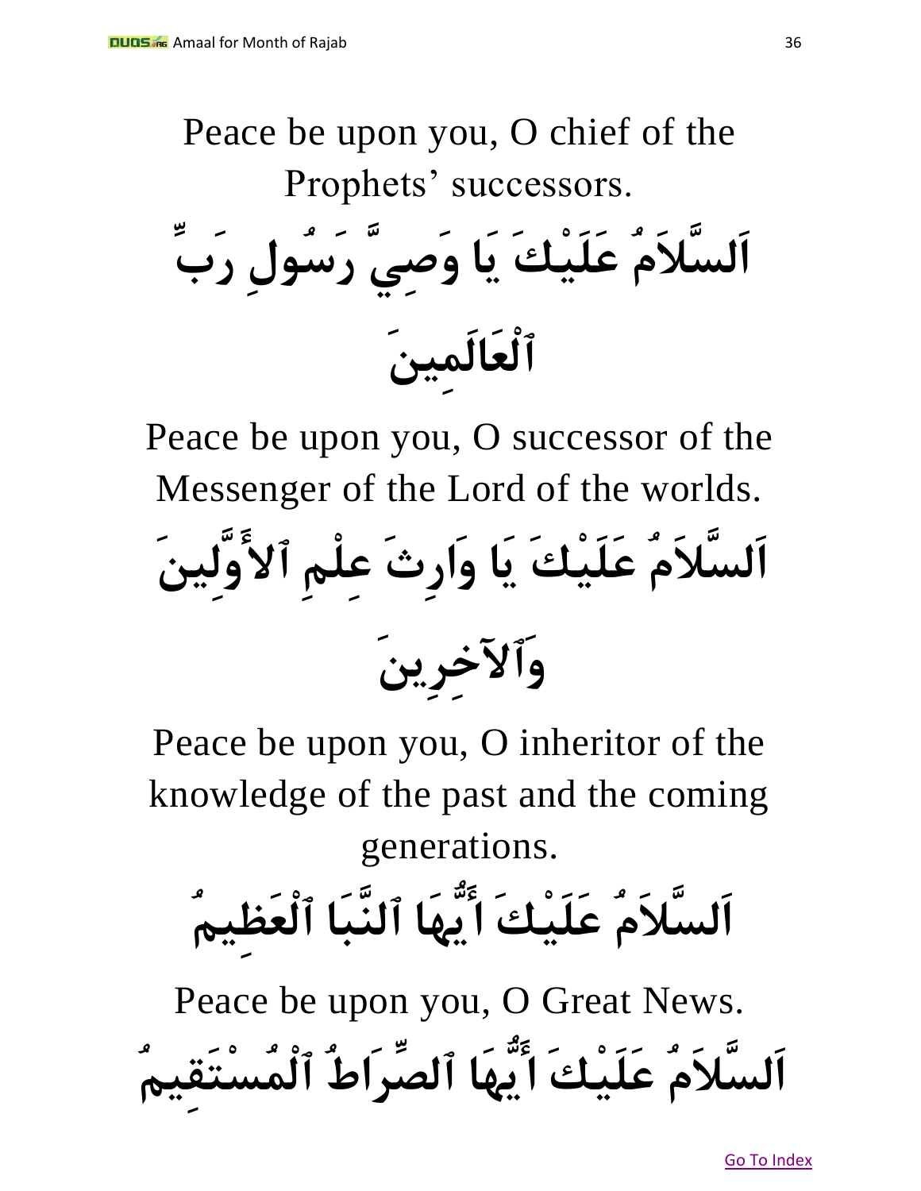Peace be upon you, O chief of the Prophets' successors.

اَلسَّلاَمُ عَلَيْكَ يَا وَصِيَّ رَسُولِ رَبِّ ٱلْعَالَمِينَ

Peace be upon you, O successor of the Messenger of the Lord of the worlds.

اَلسَّلاَمُ عَلَيْكَ يَا وَارِثَ عِلْمِ ٱلأَوَّلِينَ وَٱلآخِرِينَ

Peace be upon you, O inheritor of the knowledge of the past and the coming generations.

اَلسَّلاَمُ عَلَيْكَ أَيُّهَا ٱلنَّبَا ٱلْعَظِيمُ

Peace be upon you, O Great News.

اَلسَّلاَمُ عَلَيْكَ أَيُّهَا ٱلصِّرَاطُ ٱلْمُسْتَقِيمُ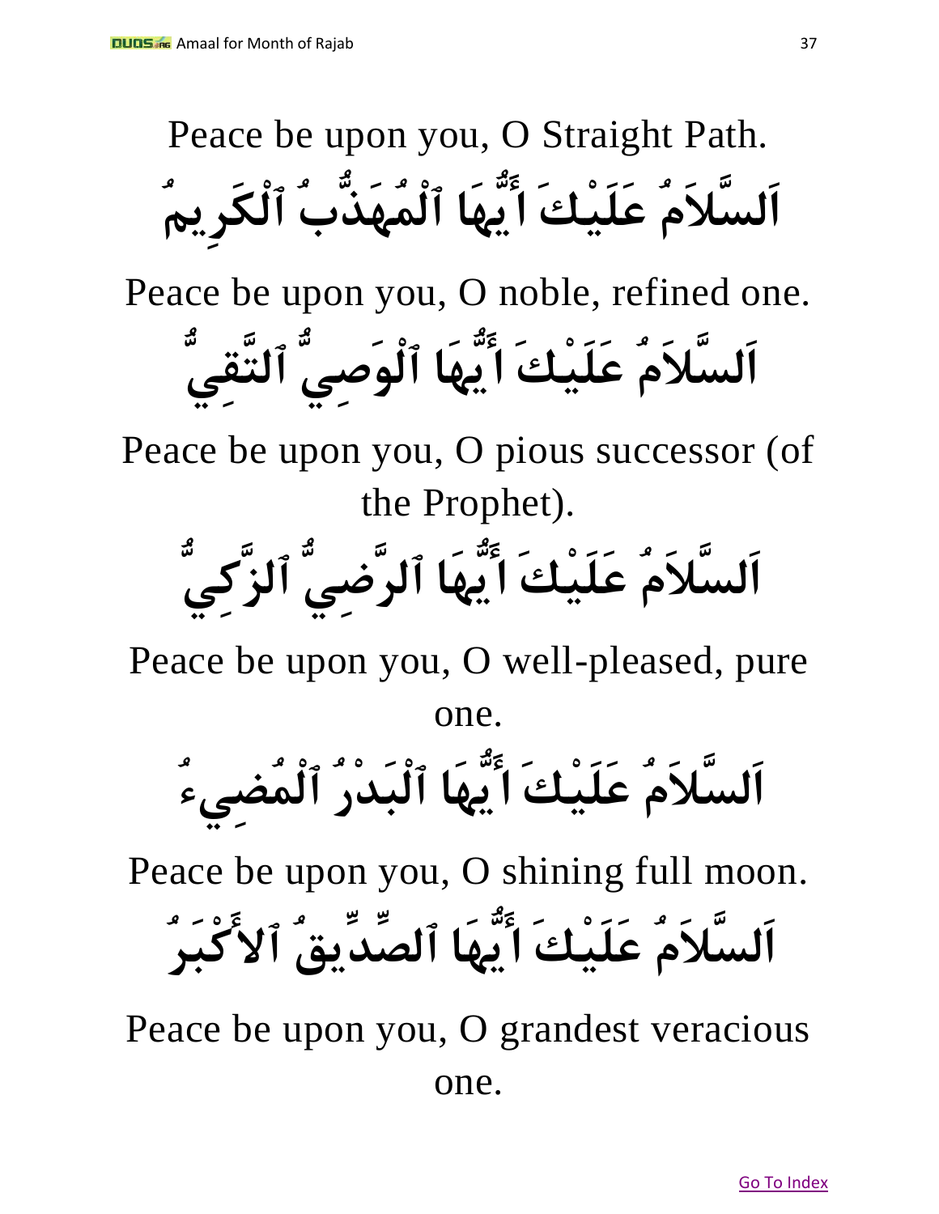Peace be upon you, O Straight Path.

اَلسَّلاَمُ عَلَيْكَ أَيُّهَا ٱلْمُهَذَّبُ ٱلْكَرِيمُ

Peace be upon you, O noble, refined one.

اَلسَّلاَمُ عَلَيْكَ أَيُّهَا ٱلْوَصِيُّ ٱلتَّقِيُّ

Peace be upon you, O pious successor (of the Prophet).

اَلسَّلاَمُ عَلَيْكَ أَيُّهَا ٱلرَّضِيُّ ٱلزَّكِيُّ

Peace be upon you, O well-pleased, pure one.

اَلسَّلاَمُ عَلَيْكَ أَيُّهَا ٱلْبَدْرُ ٱلْمُضِيءُ

Peace be upon you, O shining full moon.

اَلسَّلاَمُ عَلَيْكَ أَيُّهَا ٱلصِّدِّيقُ ٱلأَكْبَرُ

Peace be upon you, O grandest veracious one.

Go To Index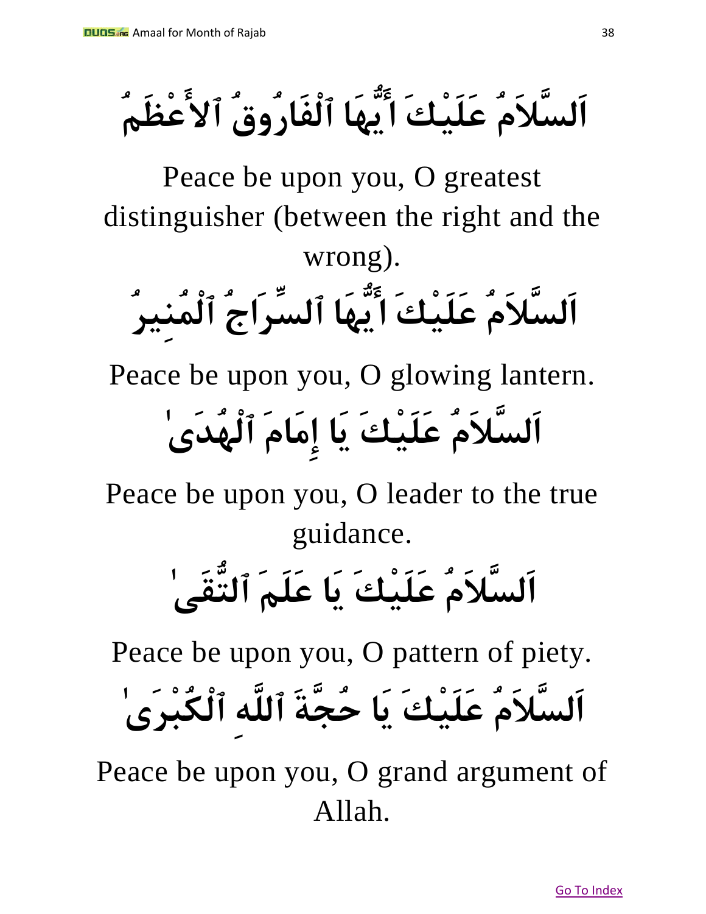اَلسَّلاَمُ عَلَيْكَ أَيُّهَا ٱلْفَارُوقُ ٱلأَعْظَمُ

Peace be upon you, O greatest distinguisher (between the right and the wrong).

اَلسَّلاَمُ عَلَيْكَ أَيُّهَا ٱلسِّرَاجُ ٱلْمُنِيرُ

Peace be upon you, O glowing lantern.

اَلسَّلاَمُ عَلَيْكَ يَا إِمَامَ ٱلْهُدَىٰ

Peace be upon you, O leader to the true guidance.

اَلسَّلاَمُ عَلَيْكَ يَا عَلَمَ ٱلتُّقَىٰ

Peace be upon you, O pattern of piety.

اَلسَّلاَمُ عَلَيْكَ يَا حُجَّةَ ٱللَّهِ ٱلْكُبْرَىٰ

Peace be upon you, O grand argument of Allah.

Go To Index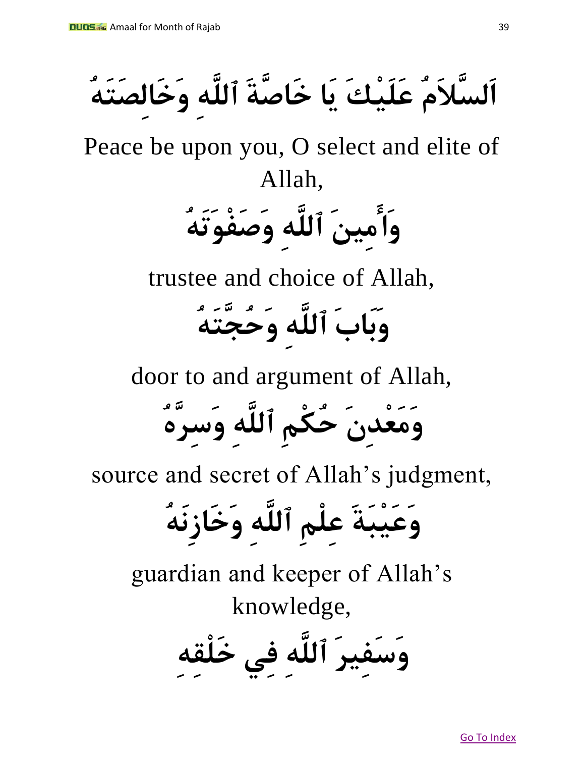اَلسَّلاَمُ عَلَيْكَ يَا خَاصَّةَ ٱللَّهِ وَخَالِصَتَهُ

Peace be upon you, O select and elite of Allah,

وَأَمِينَ ٱللَّهِ وَصَفْوَتَهُ

trustee and choice of Allah,

وَبَابَ ٱللَّهِ وَحُجَّتَهُ

door to and argument of Allah,

وَمَعْدِنَ حُكْمِ ٱللَّهِ وَسِرَّهُ

source and secret of Allah's judgment,

وَعَيْبَةَ عِلْمِ ٱللَّهِ وَخَازِنَهُ

guardian and keeper of Allah's knowledge,

وَسَفِيرَ ٱللَّهِ فِي خَلْقِهِ

[Go To Index]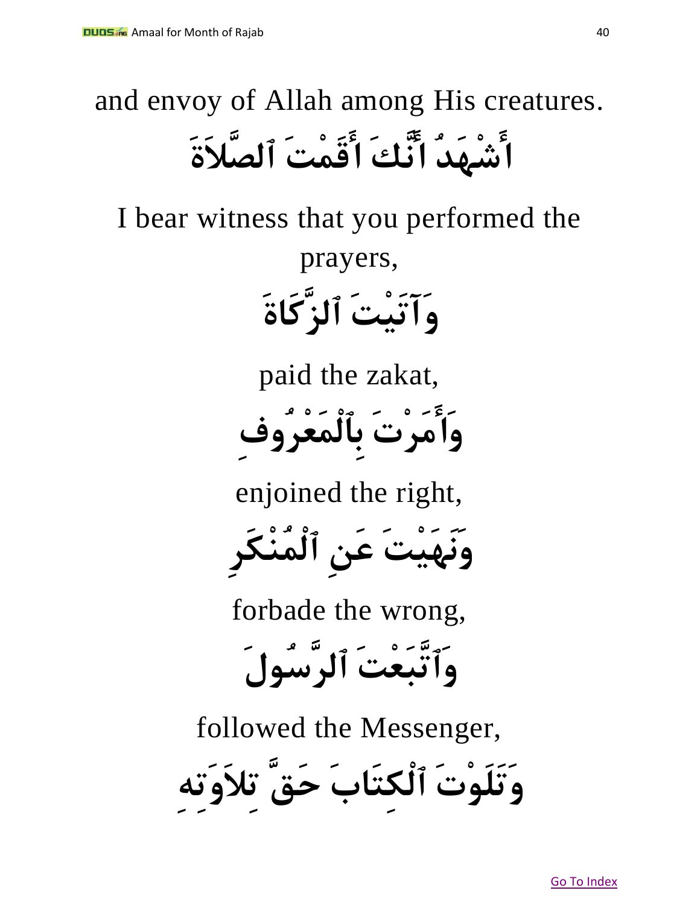and envoy of Allah among His creatures.

أَشْهَدُ أَنَّكَ أَقَمْتَ ٱلصَّلاَةَ

I bear witness that you performed the prayers,

وَآتَيْتَ ٱلزَّكَاةَ

paid the zakat,

وَأَمَرْتَ بِٱلْمَعْرُوفِ

enjoined the right,

وَنَهَيْتَ عَنِ ٱلْمُنْكَرِ

forbade the wrong,

وَٱتَّبَعْتَ ٱلرَّسُولَ

followed the Messenger,

وَتَلَوْتَ ٱلْكِتَابَ حَقَّ تِلاَوَتِهِ

Go To Index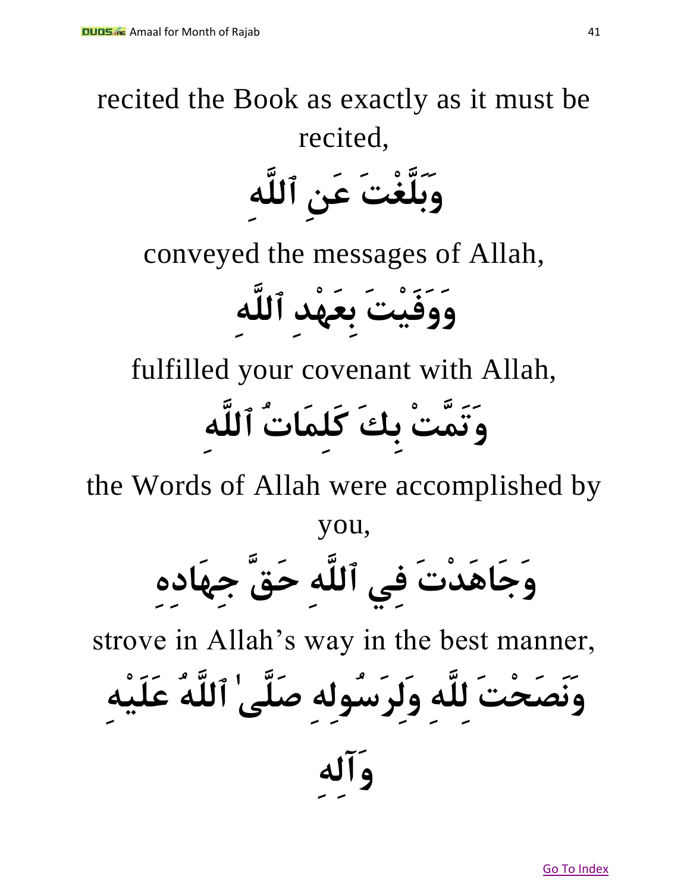recited the Book as exactly as it must be recited,

وَبَلَّغْتَ عَنِ ٱللَّهِ

conveyed the messages of Allah,

وَوَفَيْتَ بِعَهْدِ ٱللَّهِ

fulfilled your covenant with Allah,

وَتَمَّتْ بِكَ كَلِمَاتُ ٱللَّهِ

the Words of Allah were accomplished by you,

وَجَاهَدْتَ فِي ٱللَّهِ حَقَّ جِهَادِهِ

strove in Allah's way in the best manner,

وَنَصَحْتَ لِلَّهِ وَلِرَسُولِهِ صَلَّىٰ ٱللَّهُ عَلَيْهِ وَآلِهِ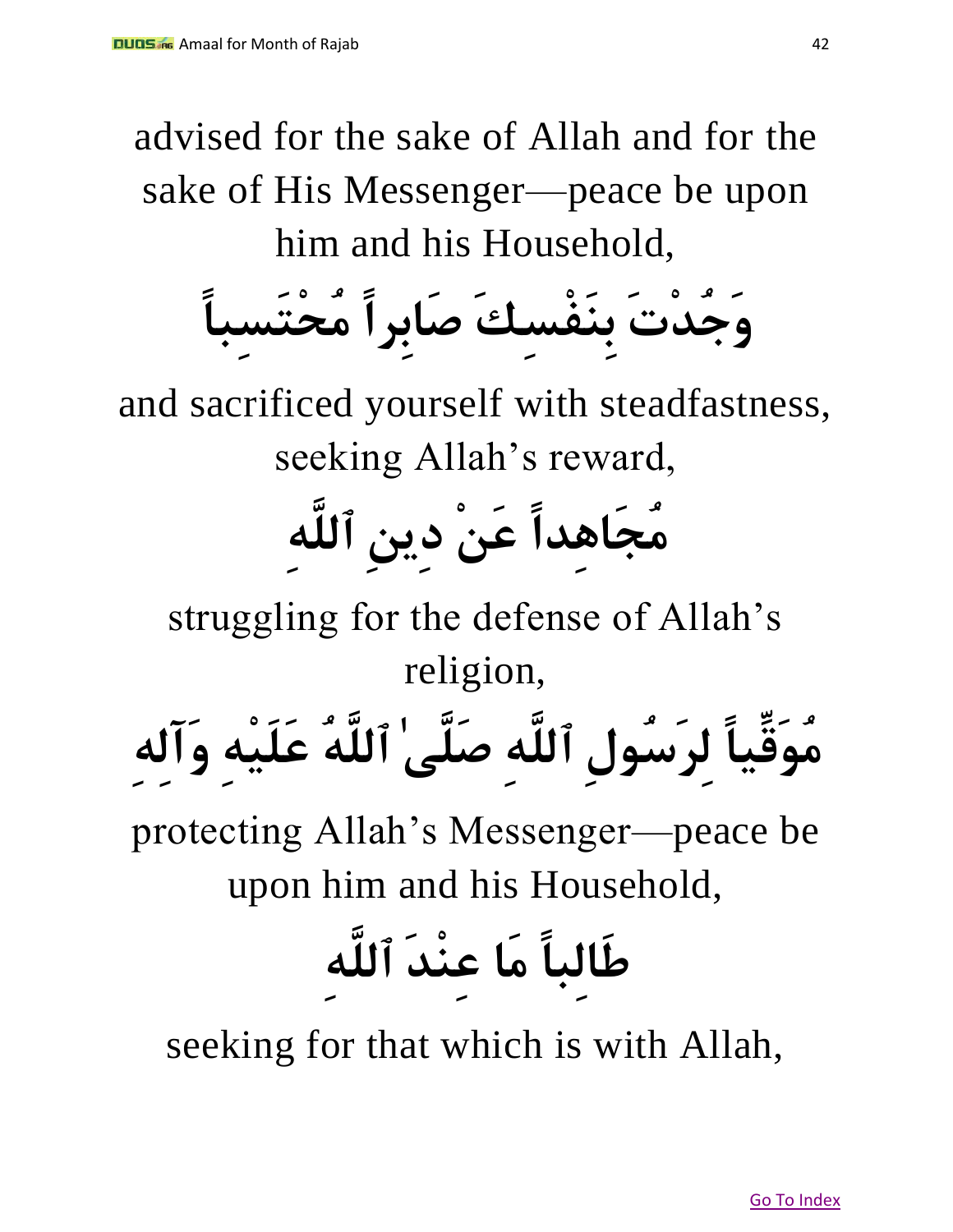advised for the sake of Allah and for the sake of His Messenger—peace be upon him and his Household,

وَجُدْتَ بِنَفْسِكَ صَابِراً مُحْتَسِباً

and sacrificed yourself with steadfastness, seeking Allah's reward,

مُجَاهِداً عَنْ دِينِ ٱللَّهِ

struggling for the defense of Allah's religion,

مُوَقِّياً لِرَسُولِ ٱللَّهِ صَلَّىٰ ٱللَّهُ عَلَيْهِ وَآلِهِ

protecting Allah's Messenger—peace be upon him and his Household,

طَالِباً مَا عِنْدَ ٱللَّهِ

seeking for that which is with Allah,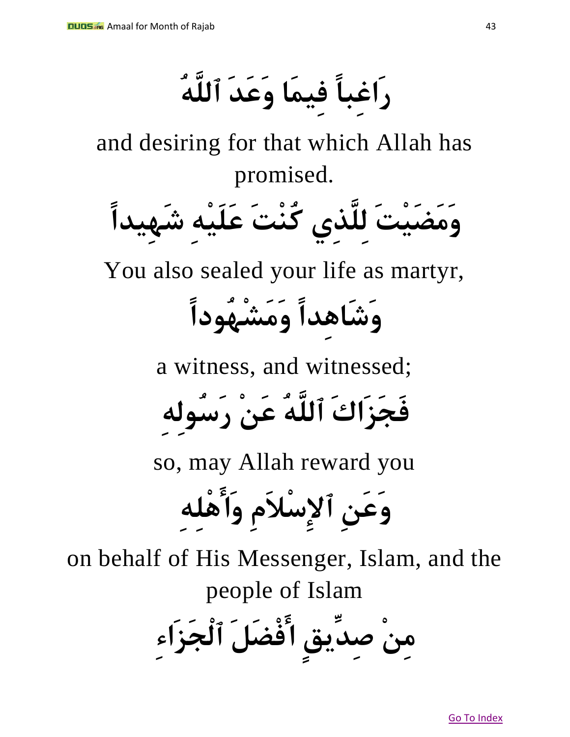رَاغِباً فِيمَا وَعَدَ ٱللَّهُ

and desiring for that which Allah has promised.

وَمَضَيْتَ لِلَّذِي كُنْتَ عَلَيْهِ شَهِيداً

You also sealed your life as martyr,

وَشَاهِداً وَمَشْهُوداً

a witness, and witnessed;

فَجَزَاكَ ٱللَّهُ عَنْ رَسُولِهِ

so, may Allah reward you

وَعَنِ ٱلإِسْلاَمِ وَأَهْلِهِ

on behalf of His Messenger, Islam, and the people of Islam

مِنْ صِدِّيقٍ أَفْضَلَ ٱلْجَزَاءِ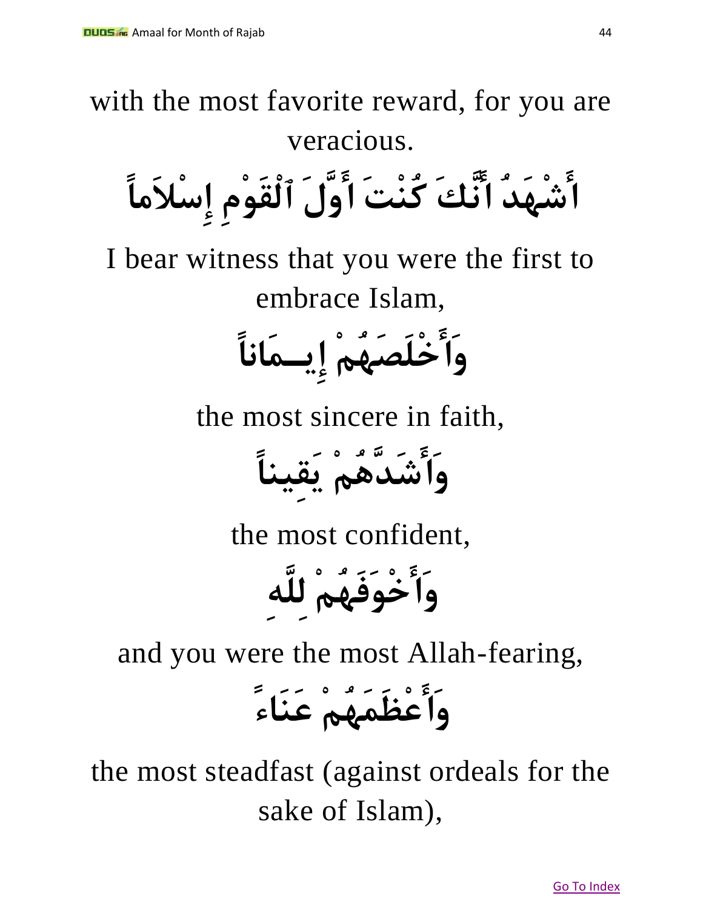with the most favorite reward, for you are veracious.

أَشْهَدُ أَنَّكَ كُنْتَ أَوَّلَ ٱلْقَوْمِ إِسْلاَماً

I bear witness that you were the first to embrace Islam,

وَأَخْلَصَهُمْ إِيــمَاناً

the most sincere in faith,

وَأَشَدَّهُمْ يَقِيناً

the most confident,

وَأَخْوَفَهُمْ لِلَّهِ

and you were the most Allah-fearing,

وَأَعْظَمَهُمْ عَنَاءً

the most steadfast (against ordeals for the sake of Islam),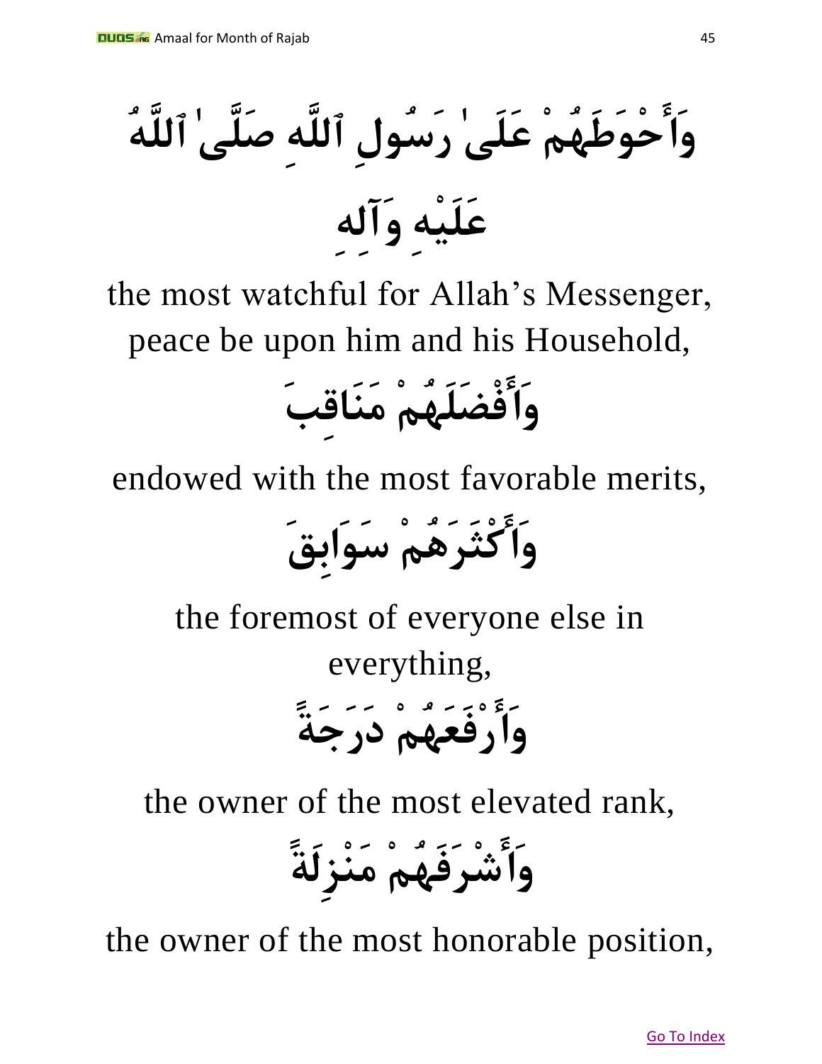وَأَحْوَطَهُمْ عَلَىٰ رَسُولِ ٱللَّهِ صَلَّىٰ ٱللَّهُ عَلَيْهِ وَآلِهِ

the most watchful for Allah’s Messenger, peace be upon him and his Household,

وَأَفْضَلَهُمْ مَنَاقِبَ

endowed with the most favorable merits,

وَأَكْثَرَهُمْ سَوَابِقَ

the foremost of everyone else in everything,

وَأَرْفَعَهُمْ دَرَجَةً

the owner of the most elevated rank,

وَأَشْرَفَهُمْ مَنْزِلَةً

the owner of the most honorable position,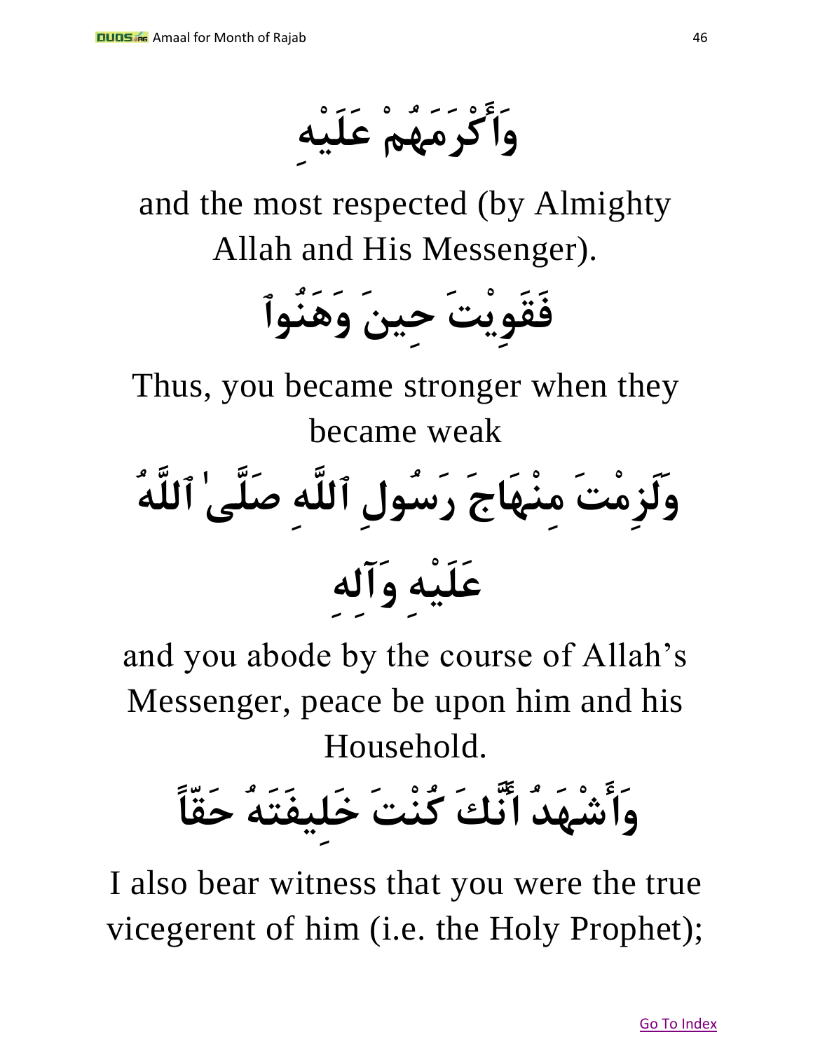وَأَكْرَمَهُمْ عَلَيْهِ

and the most respected (by Almighty Allah and His Messenger).

فَقَوِيْتَ حِينَ وَهَنُوا

Thus, you became stronger when they became weak

وَلَزِمْتَ مِنْهَاجَ رَسُولِ ٱللَّهِ صَلَّىٰ ٱللَّهُ عَلَيْهِ وَآلِهِ

and you abode by the course of Allah's Messenger, peace be upon him and his Household.

وَأَشْهَدُ أَنَّكَ كُنْتَ خَلِيفَتَهُ حَقّاً

I also bear witness that you were the true vicegerent of him (i.e. the Holy Prophet);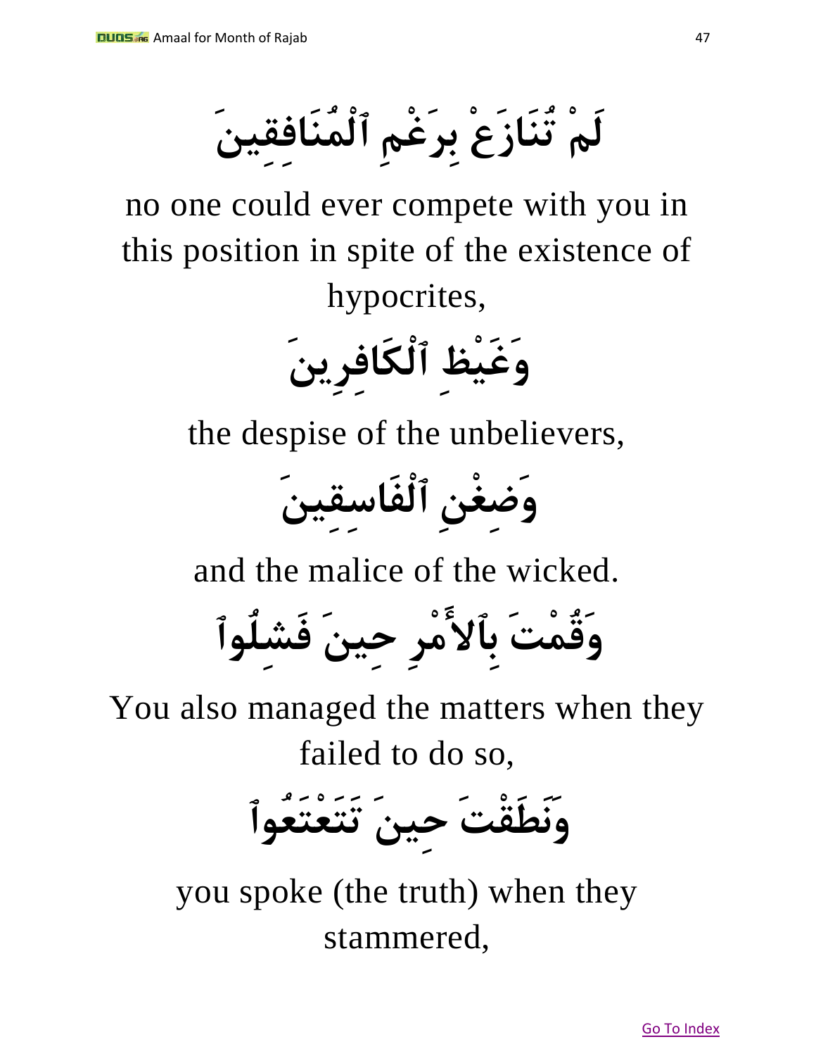لَمْ تُنَازَعْ بِرَغْمِ ٱلْمُنَافِقِينَ

no one could ever compete with you in this position in spite of the existence of hypocrites,

وَغَيْظِ ٱلْكَافِرِينَ

the despise of the unbelievers,

وَضِغْنِ ٱلْفَاسِقِينَ

and the malice of the wicked.

وَقُمْتَ بِٱلأَمْرِ حِينَ فَشِلُوٱ

You also managed the matters when they failed to do so,

وَنَطَقْتَ حِينَ تَتَعْتَعُوٱ

you spoke (the truth) when they stammered,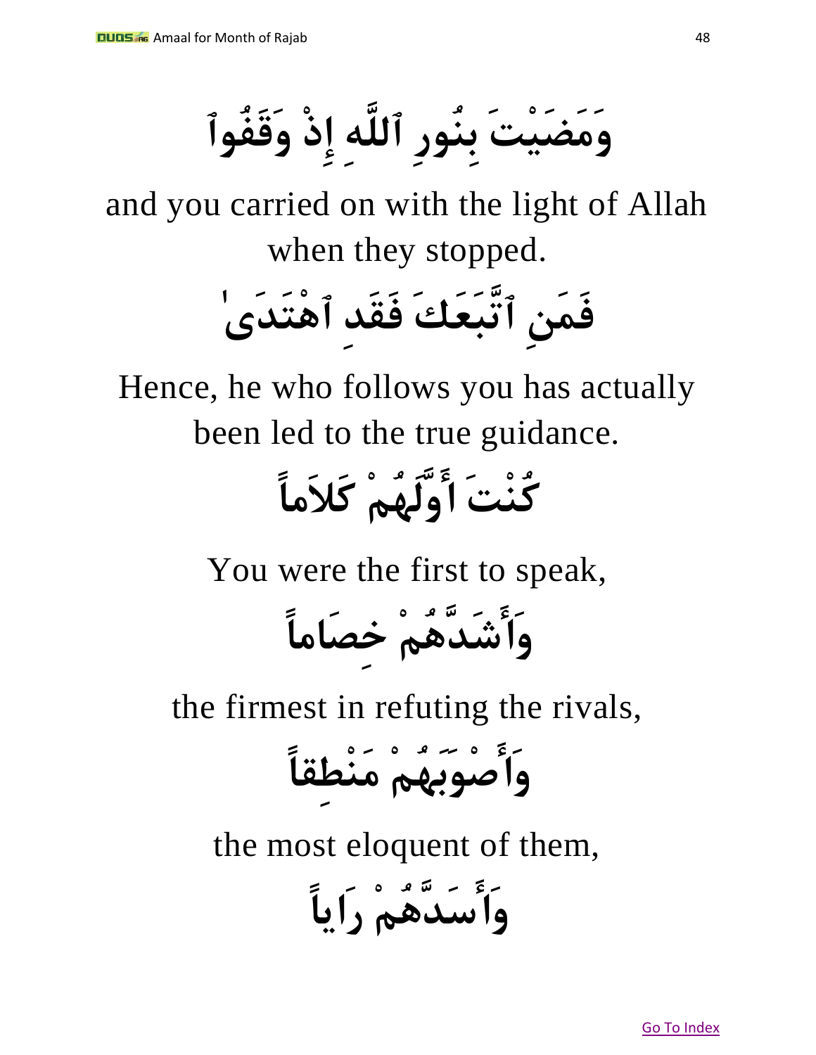وَمَضَيْتَ بِنُورِ ٱللَّهِ إِذْ وَقَفُوٱ

and you carried on with the light of Allah when they stopped.

فَمَنِ ٱتَّبَعَكَ فَقَدِ ٱهْتَدَىٰ

Hence, he who follows you has actually been led to the true guidance.

كُنْتَ أَوَّلَهُمْ كَلاَماً

You were the first to speak,

وَأَشَدَّهُمْ خِصَاماً

the firmest in refuting the rivals,

وَأَصْوَبَهُمْ مَنْطِقاً

the most eloquent of them,

وَأَسَدَّهُمْ رَاياً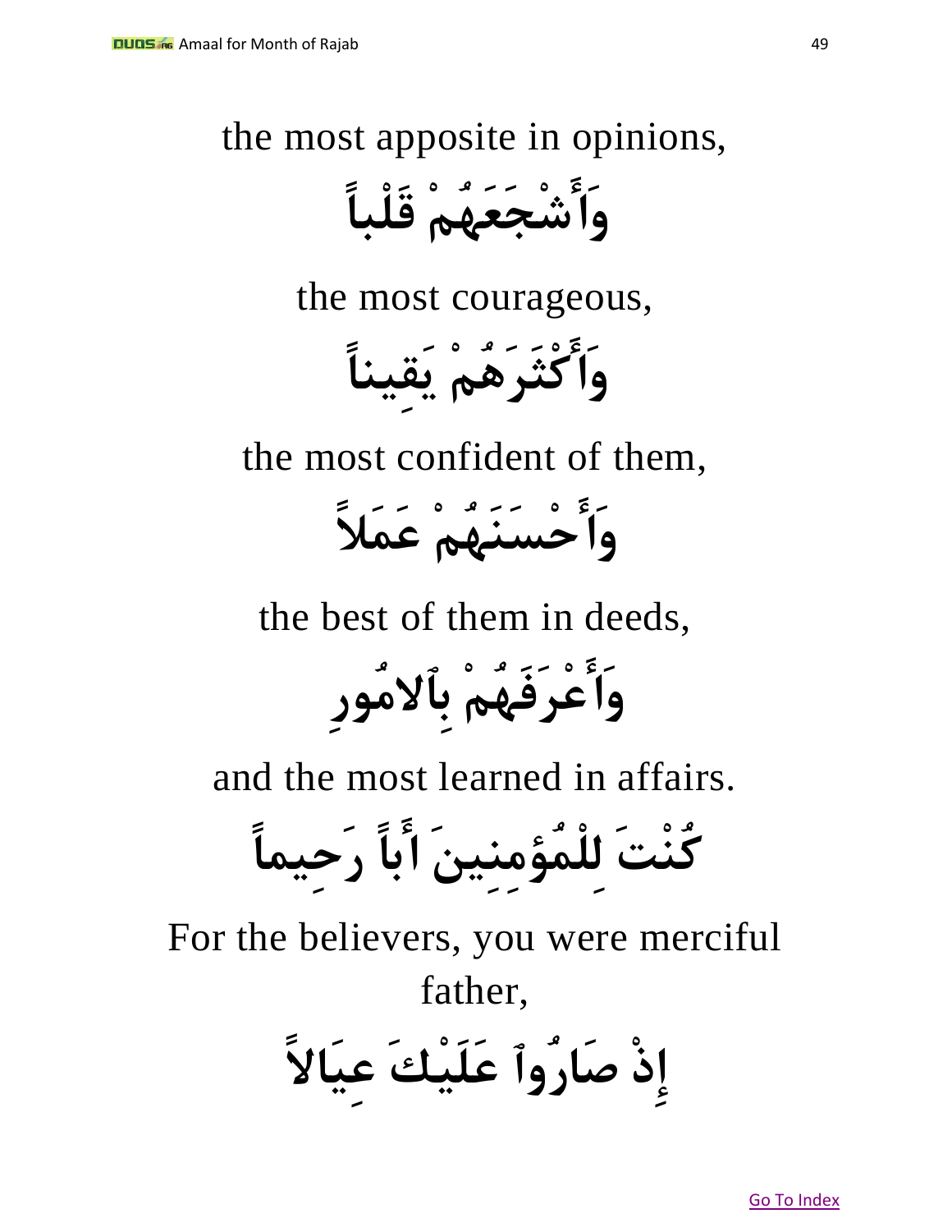the most apposite in opinions,

وَأَشْجَعَهُمْ قَلْباً

the most courageous,

وَأَكْثَرَهُمْ يَقِيناً

the most confident of them,

وَأَحْسَنَهُمْ عَمَلاً

the best of them in deeds,

وَأَعْرَفَهُمْ بِٱلامُورِ

and the most learned in affairs.

كُنْتَ لِلْمُؤمِنِينَ أَباً رَحِيماً

For the believers, you were merciful father,

إِذْ صَارُوٱ عَلَيْكَ عِيَالاً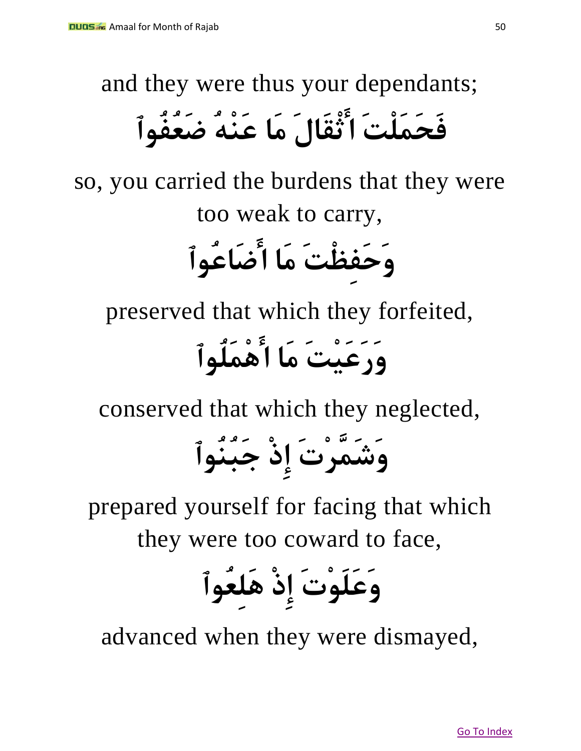and they were thus your dependants;

فَحَمَلْتَ أَثْقَالَ مَا عَنْهُ ضَعُفُوا

so, you carried the burdens that they were too weak to carry,

وَحَفِظْتَ مَا أَضَاعُوا

preserved that which they forfeited,

وَرَعَيْتَ مَا أَهْمَلُوا

conserved that which they neglected,

وَشَمَّرْتَ إِذْ جَبُنُوا

prepared yourself for facing that which they were too coward to face,

وَعَلَوْتَ إِذْ هَلِعُوا

advanced when they were dismayed,

Go To Index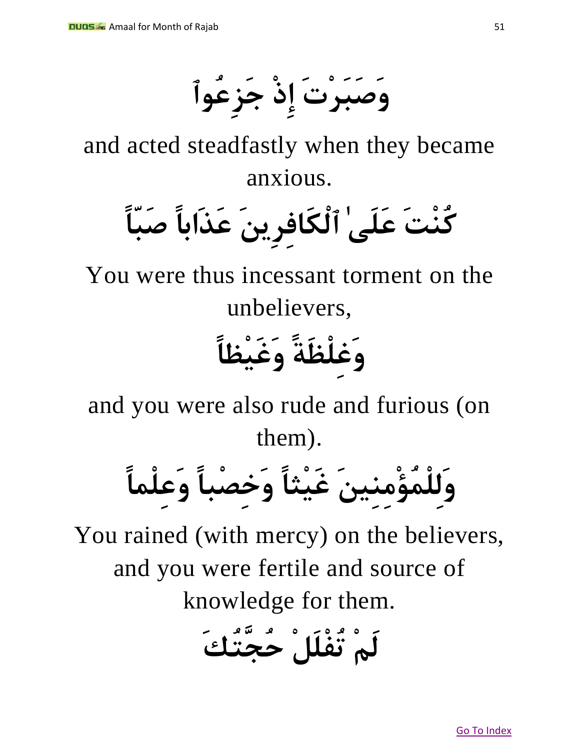وَصَبَرْتَ إِذْ جَزِعُواْ

and acted steadfastly when they became anxious.

كُنْتَ عَلَىٰ ٱلْكَافِرِينَ عَذَاباً صَبّاً

You were thus incessant torment on the unbelievers,

وَغِلْظَةً وَغَيْظاً

and you were also rude and furious (on them).

وَلِلْمُؤْمِنِينَ غَيْثاً وَخِصْباً وَعِلْماً

You rained (with mercy) on the believers, and you were fertile and source of knowledge for them.

لَمْ تُفْلَلْ حُجَّتُكَ

[Go To Index]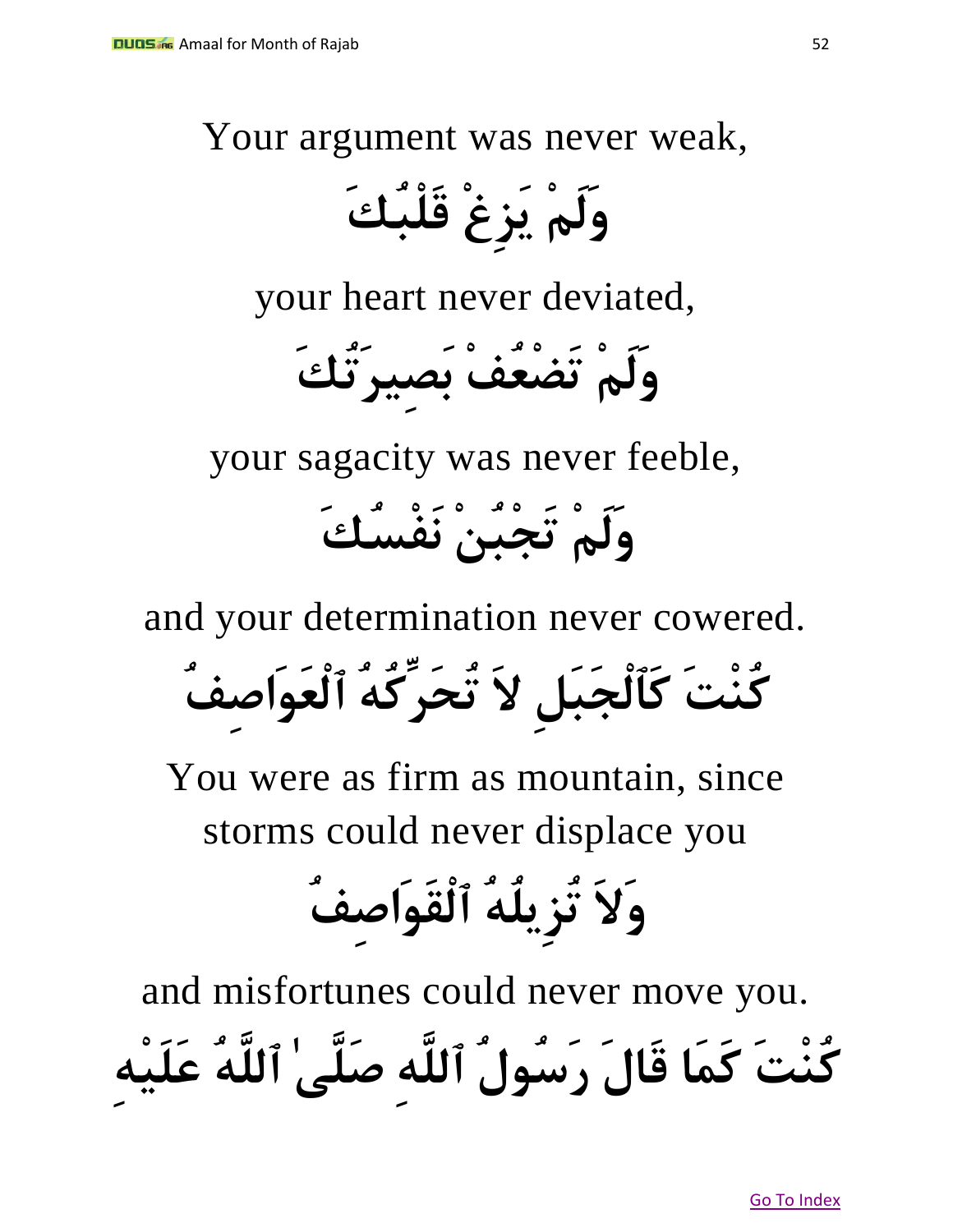Your argument was never weak,

وَلَمْ يَزِغْ قَلْبُكَ

your heart never deviated,

وَلَمْ تَضْعُفْ بَصِيرَتُكَ

your sagacity was never feeble,

وَلَمْ تَجْبُنْ نَفْسُكَ

and your determination never cowered.

كُنْتَ كَٱلْجَبَلِ لاَ تُحَرِّكُهُ ٱلْعَوَاصِفُ

You were as firm as mountain, since storms could never displace you

وَلاَ تُزِيلُهُ ٱلْقَوَاصِفُ

and misfortunes could never move you.

كُنْتَ كَمَا قَالَ رَسُولُ ٱللَّهِ صَلَّىٰ ٱللَّهُ عَلَيْهِ

[Go To Index]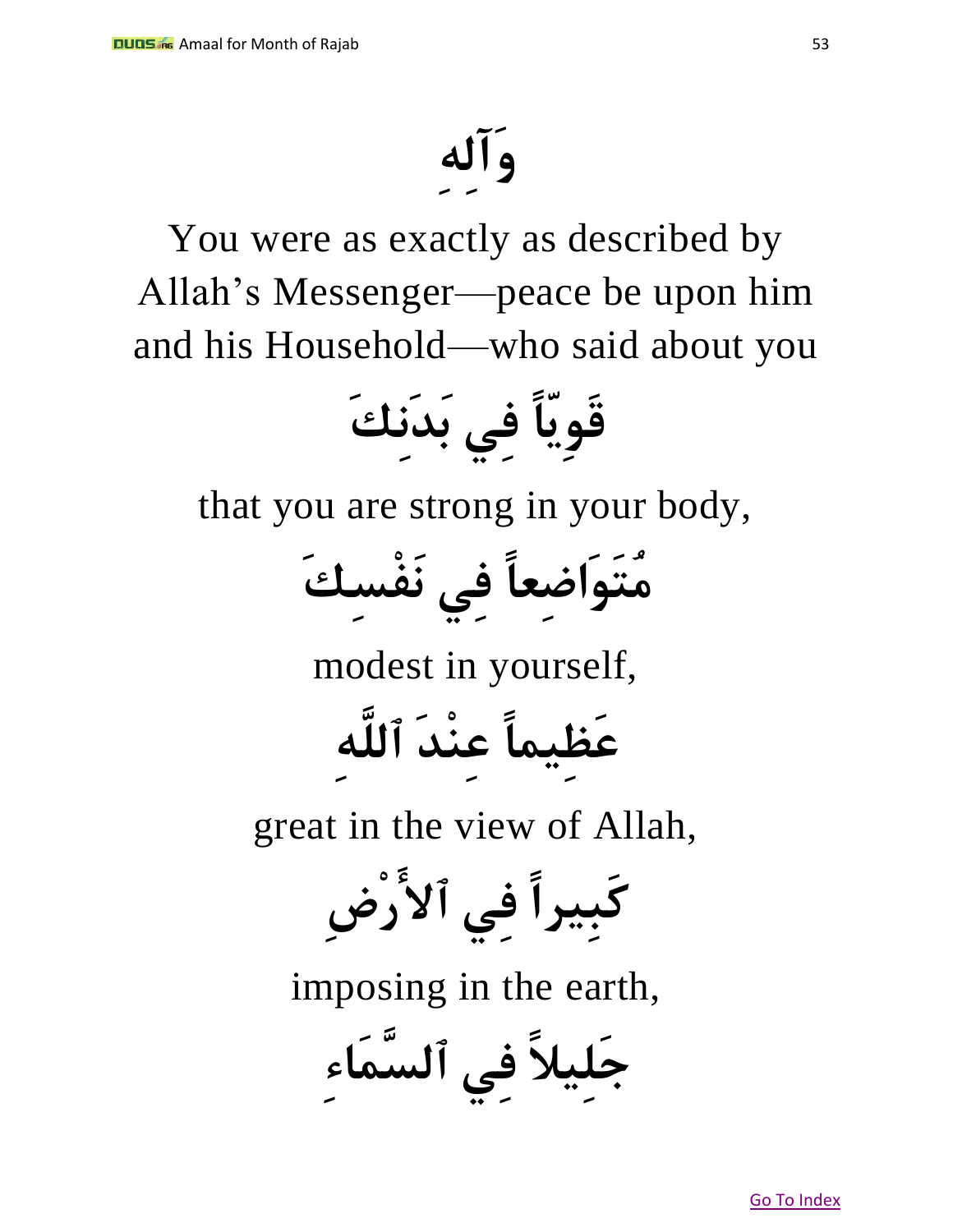وَآلِهِ

You were as exactly as described by Allah's Messenger—peace be upon him and his Household—who said about you

قَوِيّاً فِي بَدَنِكَ

that you are strong in your body,

مُتَوَاضِعاً فِي نَفْسِكَ

modest in yourself,

عَظِيماً عِنْدَ ٱللَّهِ

great in the view of Allah,

كَبِيراً فِي ٱلأَرْضِ

imposing in the earth,

جَلِيلاً فِي ٱلسَّمَاءِ

Go To Index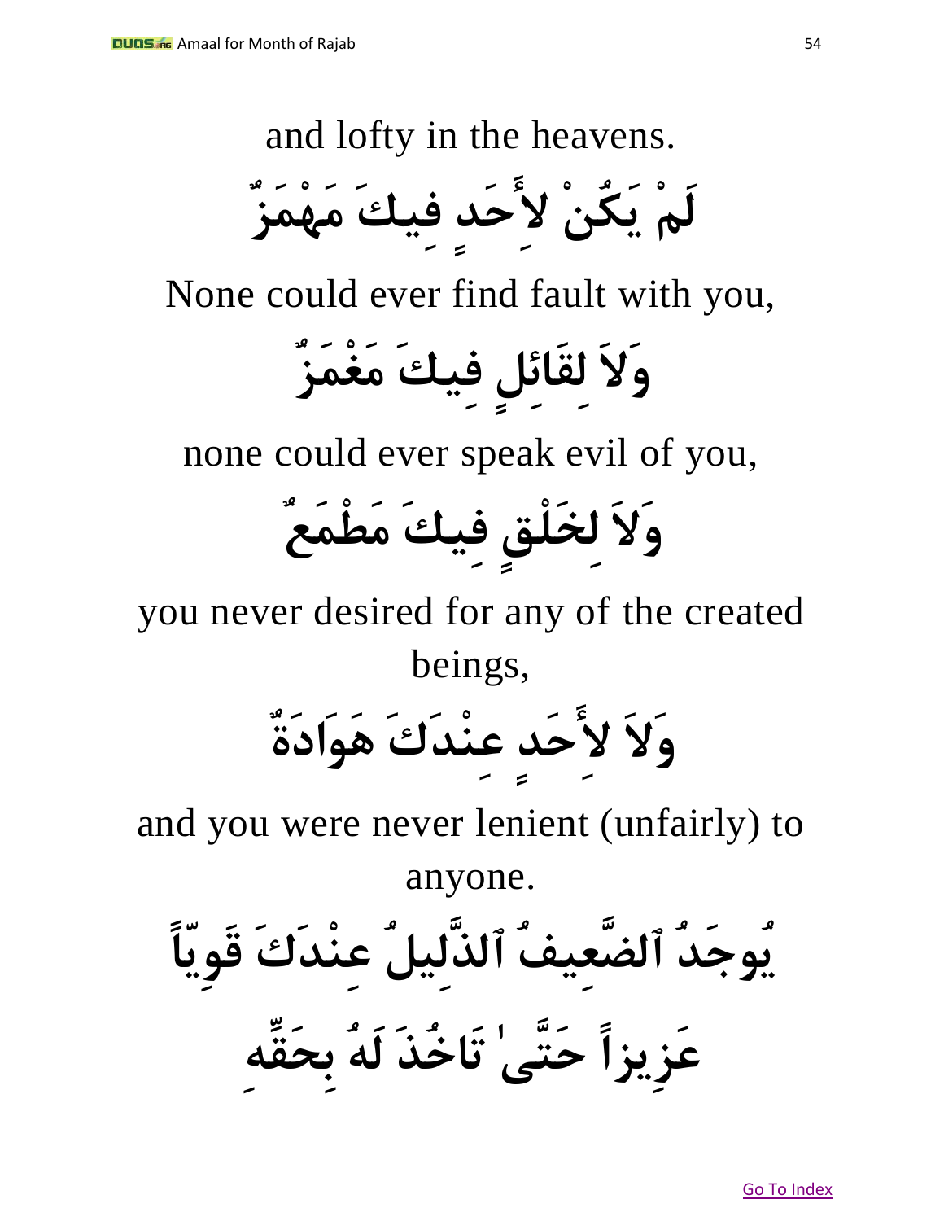and lofty in the heavens.

لَمْ يَكُنْ لأَِحَدٍ فِيكَ مَهْمَزٌ

None could ever find fault with you,

وَلاَ لِقَائِلٍ فِيكَ مَغْمَزٌ

none could ever speak evil of you,

وَلاَ لِخَلْقٍ فِيكَ مَطْمَعٌ

you never desired for any of the created beings,

وَلاَ لأَِحَدٍ عِنْدَكَ هَوَادَةٌ

and you were never lenient (unfairly) to anyone.

يُوجَدُ ٱلضَّعِيفُ ٱلذَّلِيلُ عِنْدَكَ قَوِيّاً

عَزِيزاً حَتَّىٰ تَاخُذَ لَهُ بِحَقِّهِ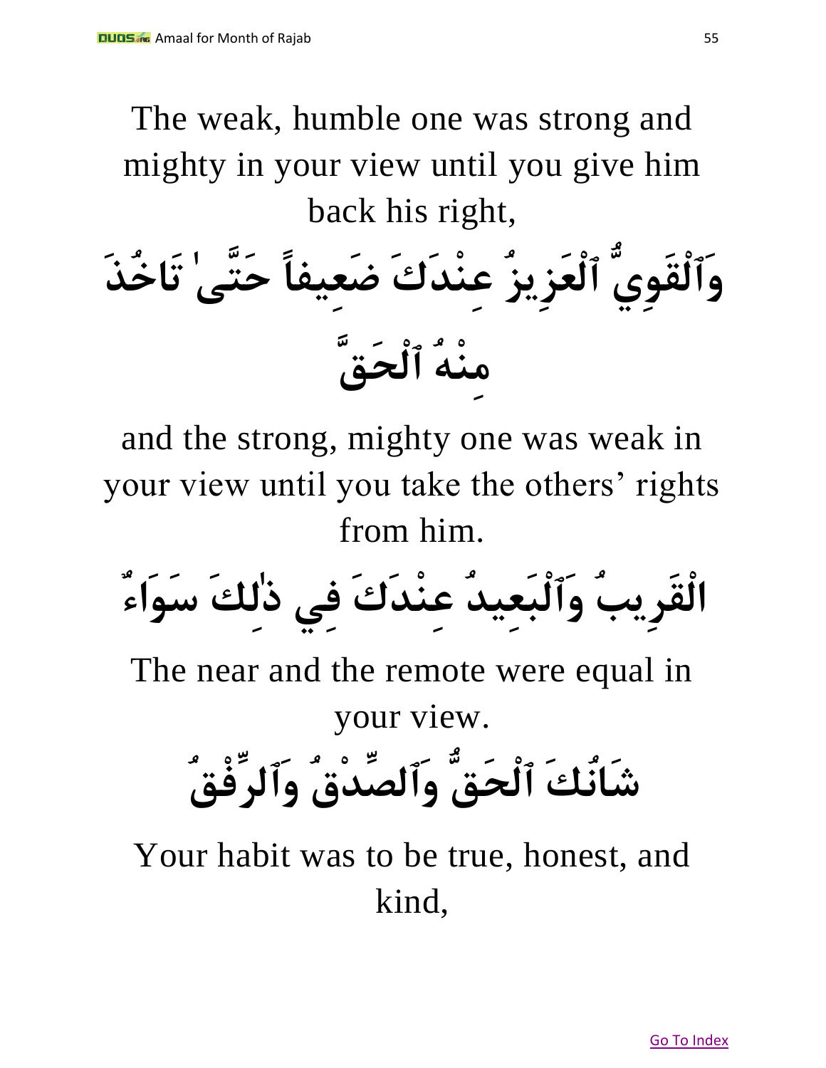The weak, humble one was strong and mighty in your view until you give him back his right,

وَٱلْقَوِيُّ ٱلْعَزِيزُ عِنْدَكَ ضَعِيفاً حَتَّىٰ تَاخُذَ مِنْهُ ٱلْحَقَّ

and the strong, mighty one was weak in your view until you take the others' rights from him.

الْقَرِيبُ وَٱلْبَعِيدُ عِنْدَكَ فِي ذٰلِكَ سَوَاءٌ

The near and the remote were equal in your view.

شَانُكَ ٱلْحَقُّ وَٱلصِّدْقُ وَٱلرِّفْقُ

Your habit was to be true, honest, and kind,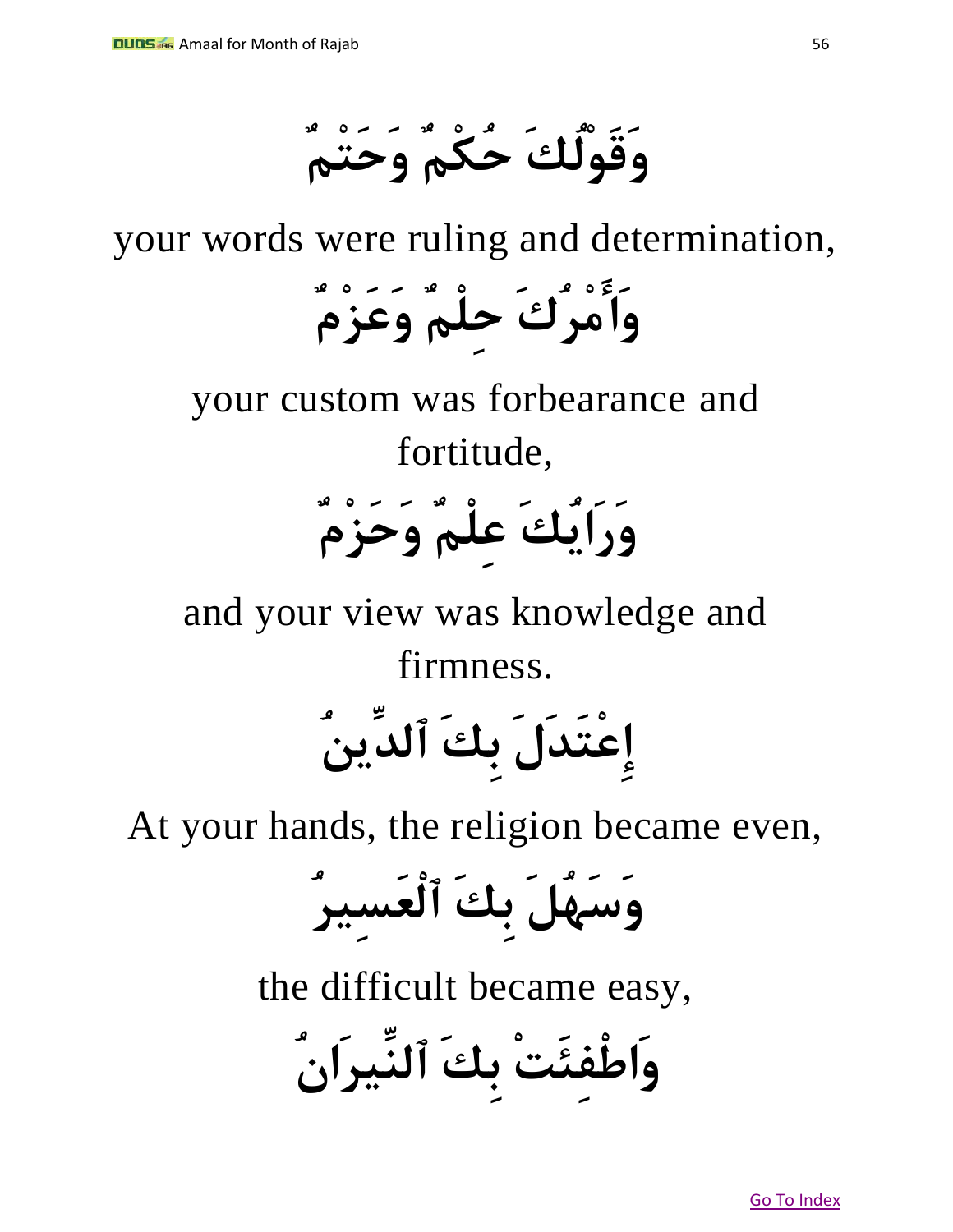وَقَوْلُكَ حُكْمٌ وَحَتْمٌ

your words were ruling and determination,

وَأَمْرُكَ حِلْمٌ وَعَزْمٌ

your custom was forbearance and fortitude,

وَرَايُكَ عِلْمٌ وَحَزْمٌ

and your view was knowledge and firmness.

إِعْتَدَلَ بِكَ ٱلدِّينُ

At your hands, the religion became even,

وَسَهُلَ بِكَ ٱلْعَسِيرُ

the difficult became easy,

وَاطْفِئَتْ بِكَ ٱلنِّيرَانُ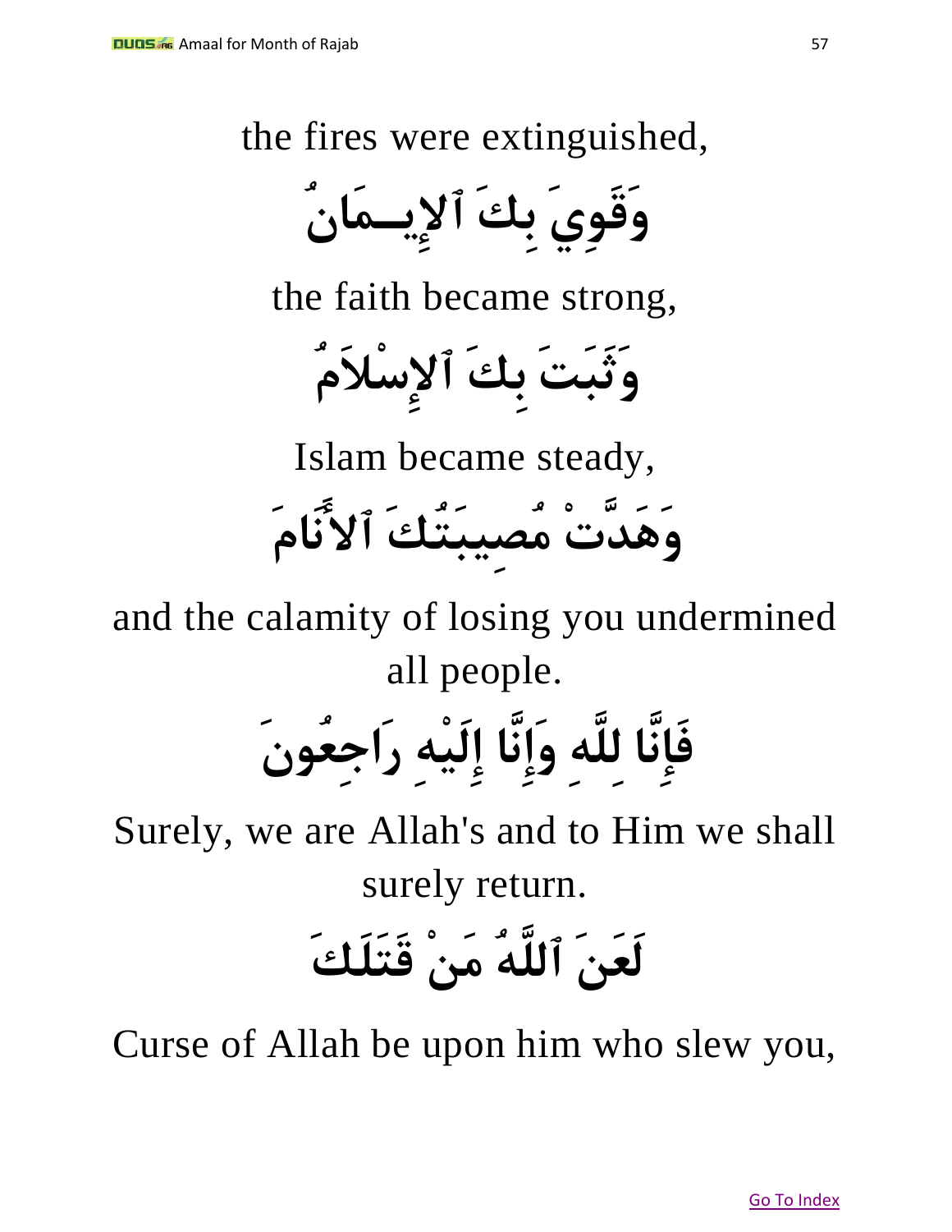the fires were extinguished,

وَقَوِيَ بِكَ ٱلإِيــمَانُ

the faith became strong,

وَثَبَتَ بِكَ ٱلإِسْلاَمُ

Islam became steady,

وَهَدَّتْ مُصِيبَتُكَ ٱلأَنَامَ

and the calamity of losing you undermined all people.

فَإِنَّا لِلَّهِ وَإِنَّا إِلَيْهِ رَاجِعُونَ

Surely, we are Allah's and to Him we shall surely return.

لَعَنَ ٱللَّهُ مَنْ قَتَلَكَ

Curse of Allah be upon him who slew you,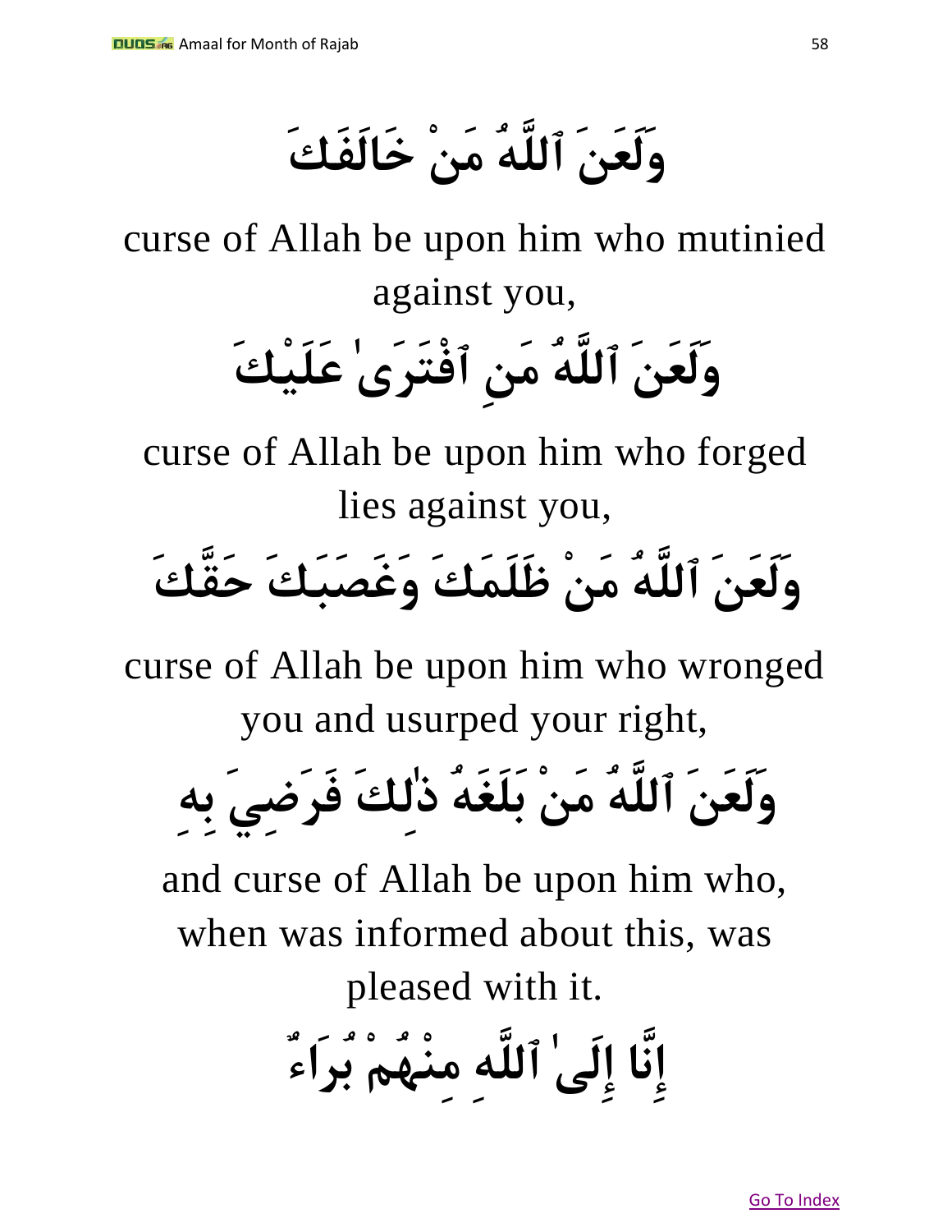وَلَعَنَ ٱللَّهُ مَنْ خَالَفَكَ

curse of Allah be upon him who mutinied against you,

وَلَعَنَ ٱللَّهُ مَنِ ٱفْتَرَىٰ عَلَيْكَ

curse of Allah be upon him who forged lies against you,

وَلَعَنَ ٱللَّهُ مَنْ ظَلَمَكَ وَغَصَبَكَ حَقَّكَ

curse of Allah be upon him who wronged you and usurped your right,

وَلَعَنَ ٱللَّهُ مَنْ بَلَغَهُ ذٰلِكَ فَرَضِيَ بِهِ

and curse of Allah be upon him who, when was informed about this, was pleased with it.

إِنَّا إِلَىٰ ٱللَّهِ مِنْهُمْ بُرَاءٌ

[Go To Index]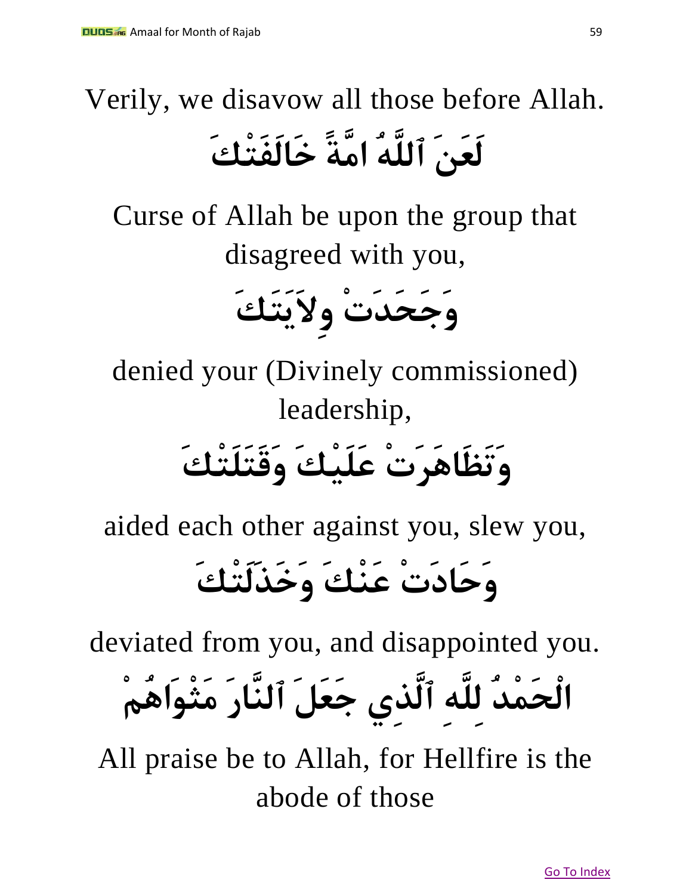Verily, we disavow all those before Allah.

لَعَنَ ٱللَّهُ امَّةً خَالَفَتْكَ

Curse of Allah be upon the group that disagreed with you,

وَجَحَدَتْ وِلاَيَتَكَ

denied your (Divinely commissioned) leadership,

وَتَظَاهَرَتْ عَلَيْكَ وَقَتَلَتْكَ

aided each other against you, slew you,

وَحَادَتْ عَنْكَ وَخَذَلَتْكَ

deviated from you, and disappointed you.

الْحَمْدُ لِلَّهِ ٱلَّذِي جَعَلَ ٱلنَّارَ مَثْوَاهُمْ

All praise be to Allah, for Hellfire is the abode of those

Go To Index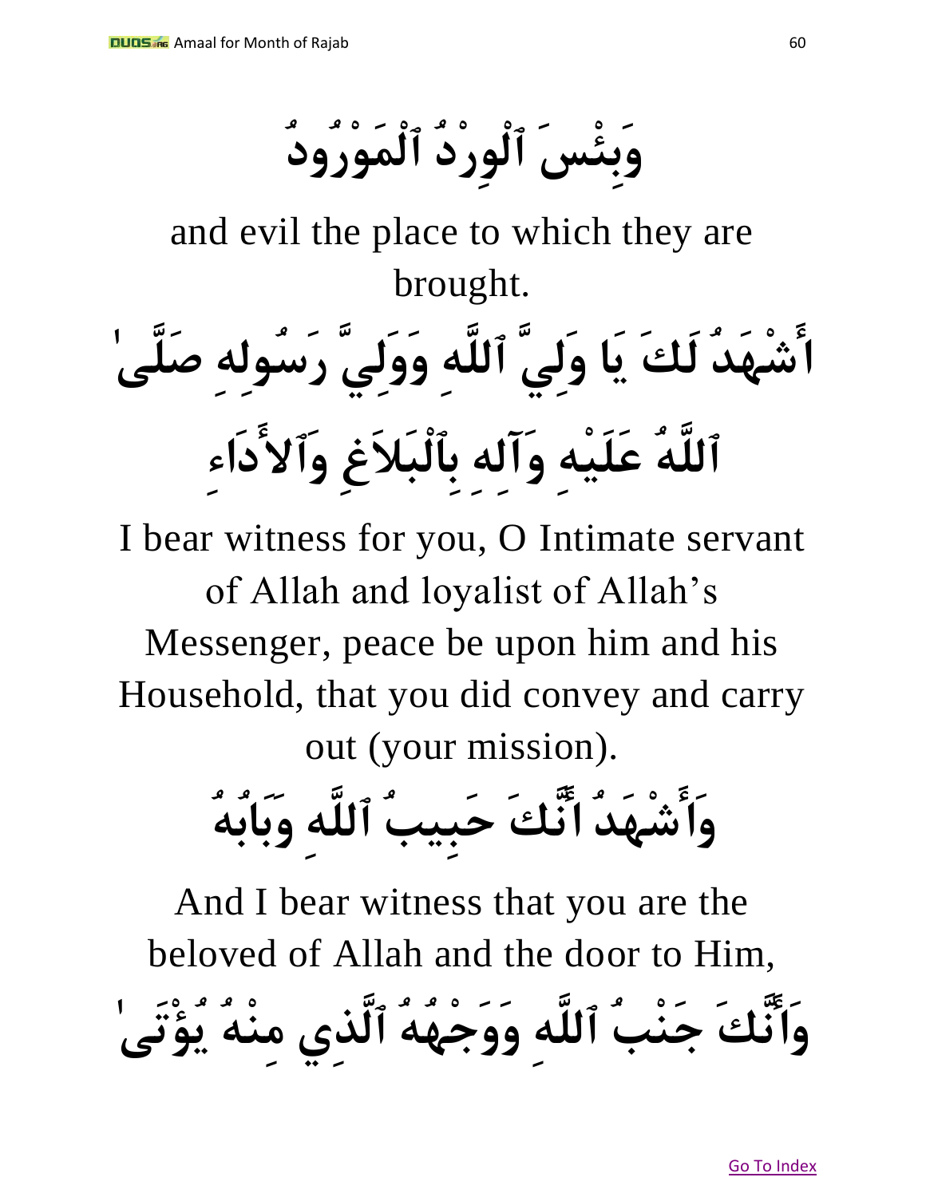وَبِئْسَ ٱلْوِرْدُ ٱلْمَوْرُودُ

and evil the place to which they are brought.

أَشْهَدُ لَكَ يَا وَلِيَّ ٱللَّهِ وَوَلِيَّ رَسُولِهِ صَلَّىٰ ٱللَّهُ عَلَيْهِ وَآلِهِ بِٱلْبَلاَغِ وَٱلأَدَاءِ

I bear witness for you, O Intimate servant of Allah and loyalist of Allah's Messenger, peace be upon him and his Household, that you did convey and carry out (your mission).

وَأَشْهَدُ أَنَّكَ حَبِيبُ ٱللَّهِ وَبَابُهُ

And I bear witness that you are the beloved of Allah and the door to Him,

وَأَنَّكَ جَنْبُ ٱللَّهِ وَوَجْهُهُ ٱلَّذِي مِنْهُ يُؤْتَىٰ

Go To Index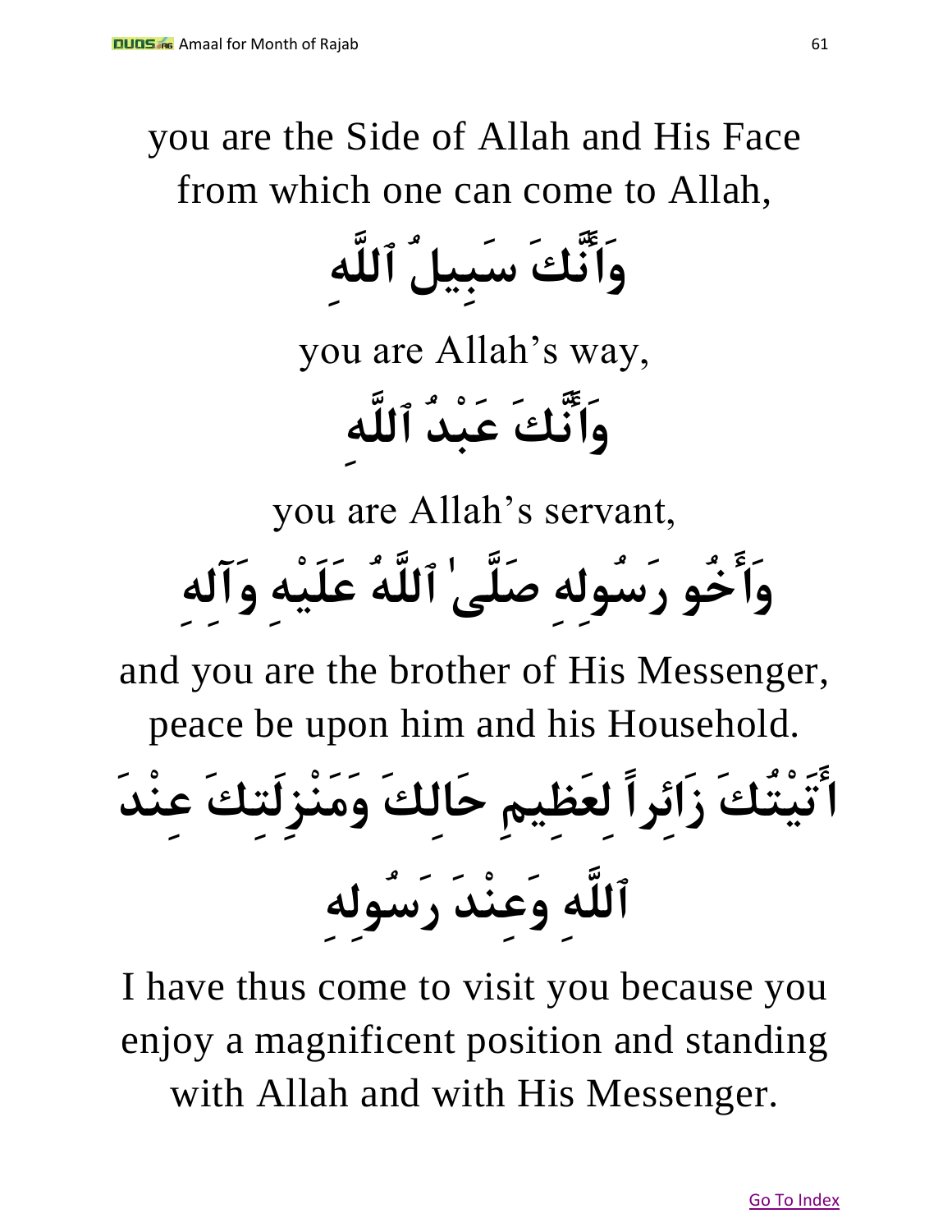you are the Side of Allah and His Face from which one can come to Allah,

وَأَنَّكَ سَبِيلُ ٱللَّهِ

you are Allah's way,

وَأَنَّكَ عَبْدُ ٱللَّهِ

you are Allah's servant,

وَأَخُو رَسُولِهِ صَلَّىٰ ٱللَّهُ عَلَيْهِ وَآلِهِ

and you are the brother of His Messenger, peace be upon him and his Household.

أَتَيْتُكَ زَائِراً لِعَظِيمِ حَالِكَ وَمَنْزِلَتِكَ عِنْدَ ٱللَّهِ وَعِنْدَ رَسُولِهِ

I have thus come to visit you because you enjoy a magnificent position and standing with Allah and with His Messenger.

Go To Index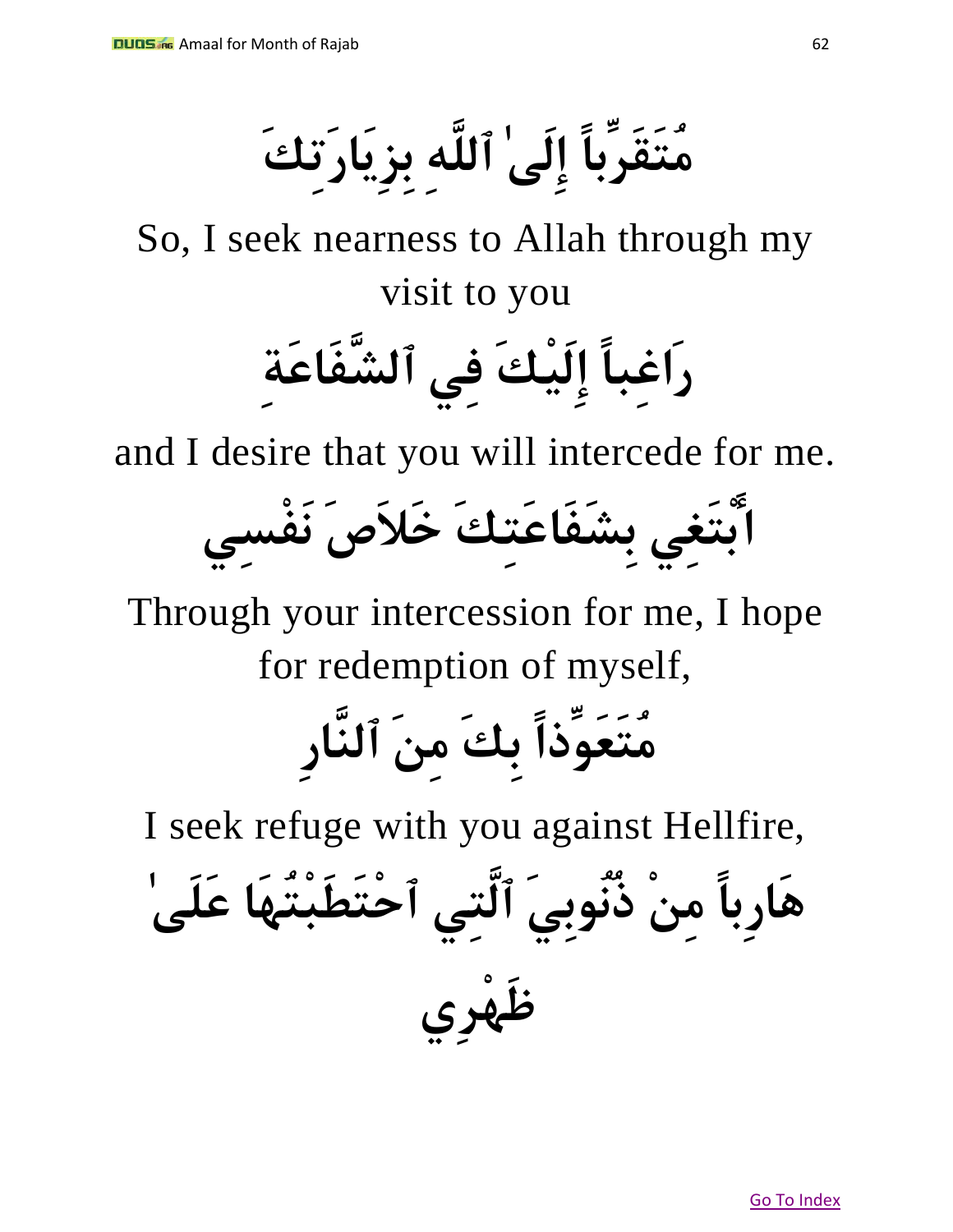مُتَقَرِّباً إِلَىٰ ٱللَّهِ بِزِيَارَتِكَ

So, I seek nearness to Allah through my visit to you

رَاغِباً إِلَيْكَ فِي ٱلشَّفَاعَةِ

and I desire that you will intercede for me.

أَبْتَغِي بِشَفَاعَتِكَ خَلاَصَ نَفْسِي

Through your intercession for me, I hope for redemption of myself,

مُتَعَوِّذاً بِكَ مِنَ ٱلنَّارِ

I seek refuge with you against Hellfire,

هَارِباً مِنْ ذُنُوبِيَ ٱلَّتِي ٱحْتَطَبْتُهَا عَلَىٰ ظَهْرِي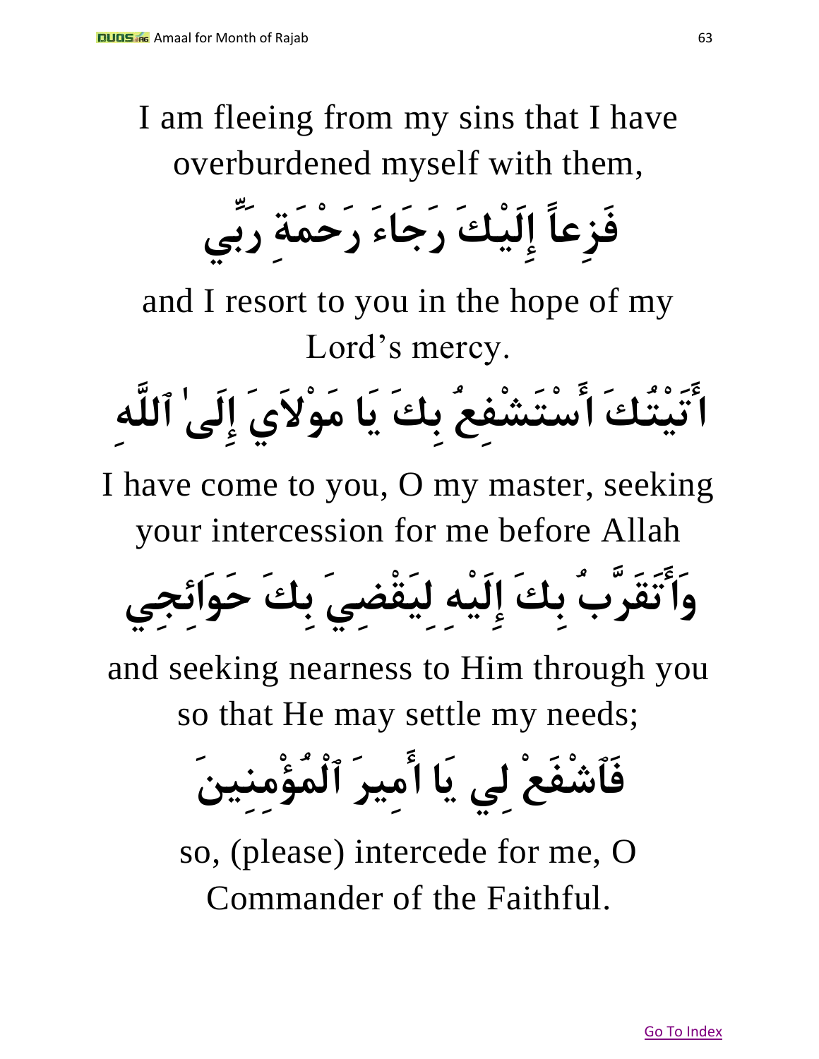I am fleeing from my sins that I have overburdened myself with them,

فَزِعاً إِلَيْكَ رَجَاءَ رَحْمَةِ رَبِّي

and I resort to you in the hope of my Lord’s mercy.

أَتَيْتُكَ أَسْتَشْفِعُ بِكَ يَا مَوْلاَيَ إِلَىٰ ٱللَّهِ

I have come to you, O my master, seeking your intercession for me before Allah

وَأَتَقَرَّبُ بِكَ إِلَيْهِ لِيَقْضِيَ بِكَ حَوَائِجِي

and seeking nearness to Him through you so that He may settle my needs;

فَٱشْفَعْ لِي يَا أَمِيرَ ٱلْمُؤْمِنِينَ

so, (please) intercede for me, O Commander of the Faithful.

Go To Index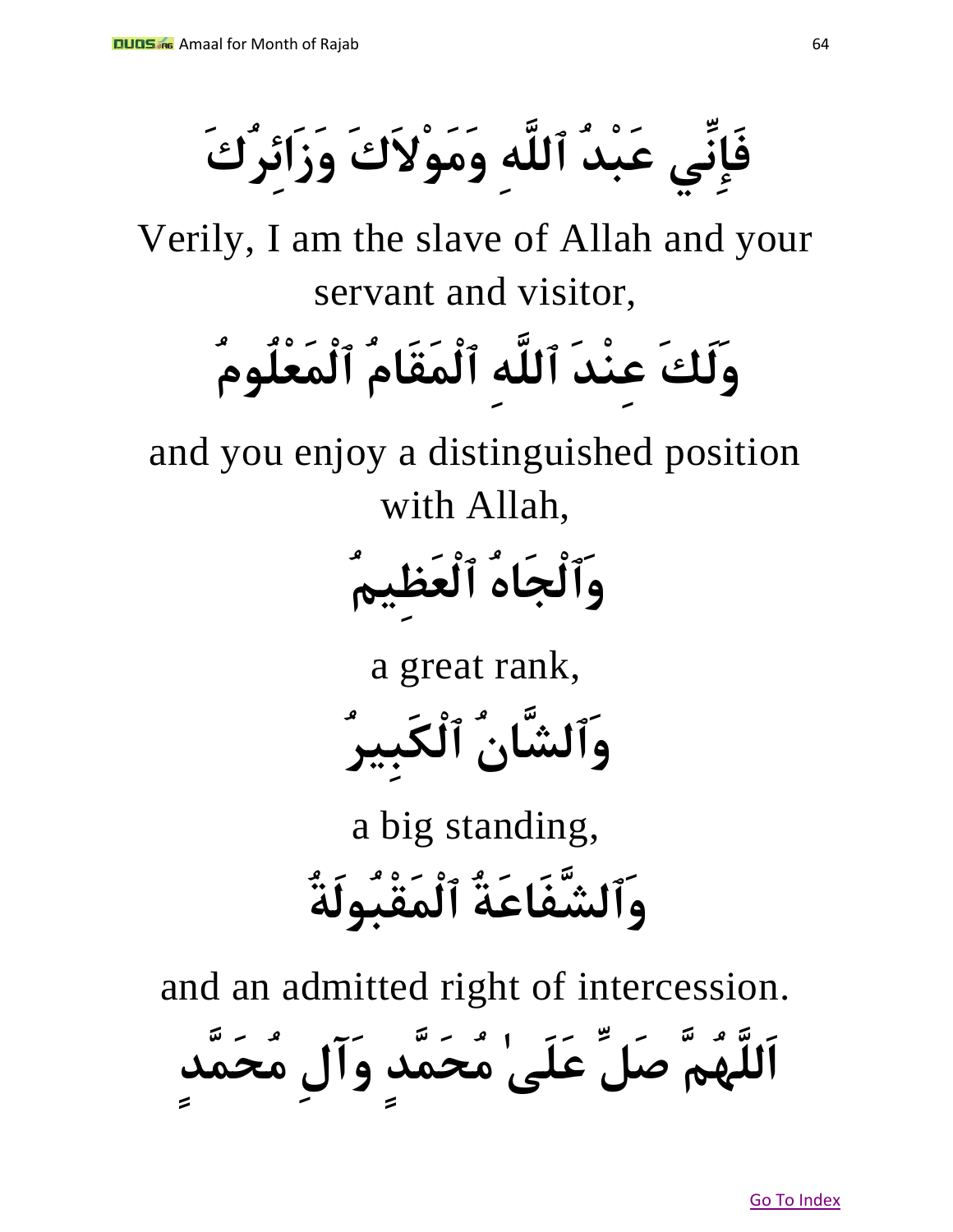فَإِنِّي عَبْدُ ٱللَّهِ وَمَوْلاَكَ وَزَائِرُكَ

Verily, I am the slave of Allah and your servant and visitor,

وَلَكَ عِنْدَ ٱللَّهِ ٱلْمَقَامُ ٱلْمَعْلُومُ

and you enjoy a distinguished position with Allah,

وَٱلْجَاهُ ٱلْعَظِيمُ

a great rank,

وَٱلشَّانُ ٱلْكَبِيرُ

a big standing,

وَٱلشَّفَاعَةُ ٱلْمَقْبُولَةُ

and an admitted right of intercession.

اَللَّهُمَّ صَلِّ عَلَىٰ مُحَمَّدٍ وَآلِ مُحَمَّدٍ

Go To Index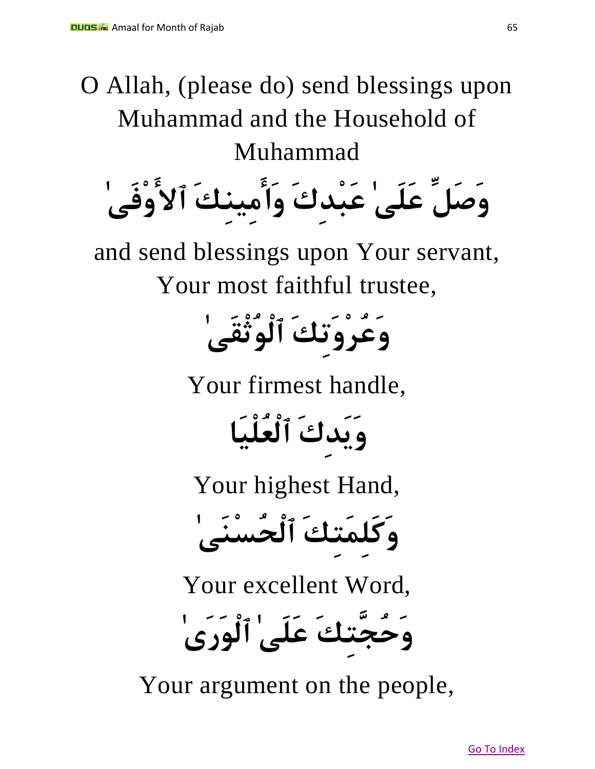O Allah, (please do) send blessings upon Muhammad and the Household of Muhammad

وَصَلِّ عَلَىٰ عَبْدِكَ وَأَمِينِكَ ٱلأَوْفَىٰ

and send blessings upon Your servant, Your most faithful trustee,

وَعُرْوَتِكَ ٱلْوُثْقَىٰ

Your firmest handle,

وَيَدِكَ ٱلْعُلْيَا

Your highest Hand,

وَكَلِمَتِكَ ٱلْحُسْنَىٰ

Your excellent Word,

وَحُجَّتِكَ عَلَىٰ ٱلْوَرَىٰ

Your argument on the people,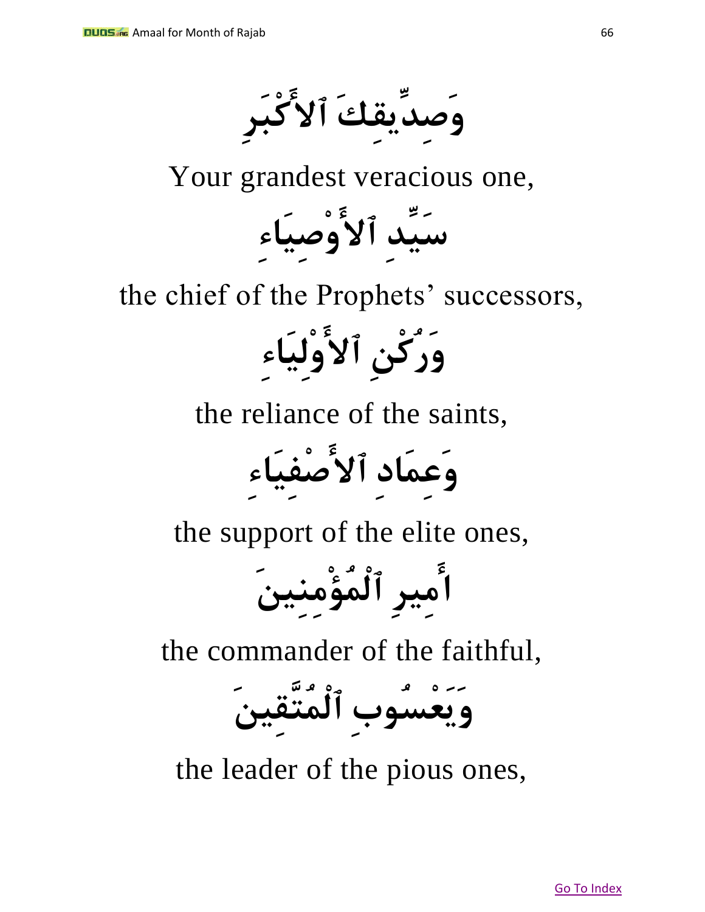وَصِدِّيقِكَ ٱلأَكْبَرِ

Your grandest veracious one,

سَيِّدِ ٱلأَوْصِيَاءِ

the chief of the Prophets' successors,

وَرُكْنِ ٱلأَوْلِيَاءِ

the reliance of the saints,

وَعِمَادِ ٱلأَصْفِيَاءِ

the support of the elite ones,

أَمِيرِ ٱلْمُؤْمِنِينَ

the commander of the faithful,

وَيَعْسُوبِ ٱلْمُتَّقِينَ

the leader of the pious ones,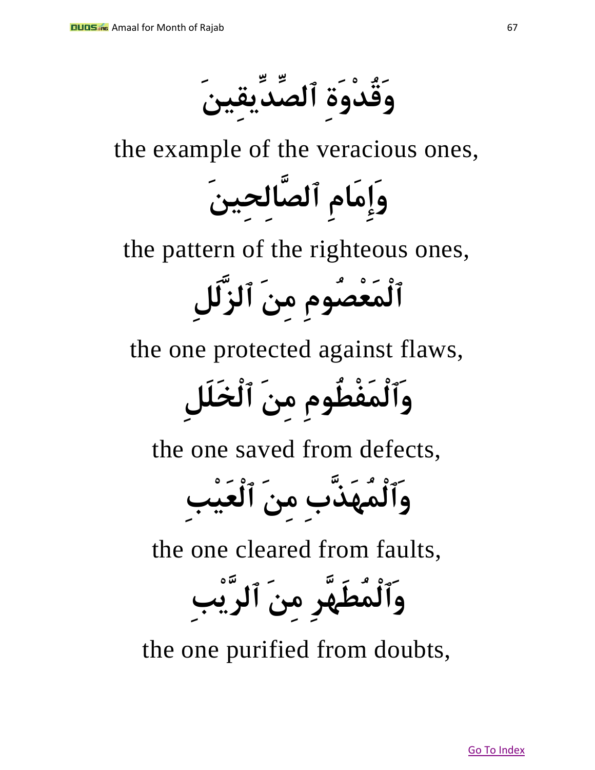وَقُدْوَةِ ٱلصِّدِّيقِينَ

the example of the veracious ones,

وَإِمَامِ ٱلصَّالِحِينَ

the pattern of the righteous ones,

ٱلْمَعْصُومِ مِنَ ٱلزَّلَلِ

the one protected against flaws,

وَٱلْمَفْطُومِ مِنَ ٱلْخَلَلِ

the one saved from defects,

وَٱلْمُهَذَّبِ مِنَ ٱلْعَيْبِ

the one cleared from faults,

وَٱلْمُطَهَّرِ مِنَ ٱلرَّيْبِ

the one purified from doubts,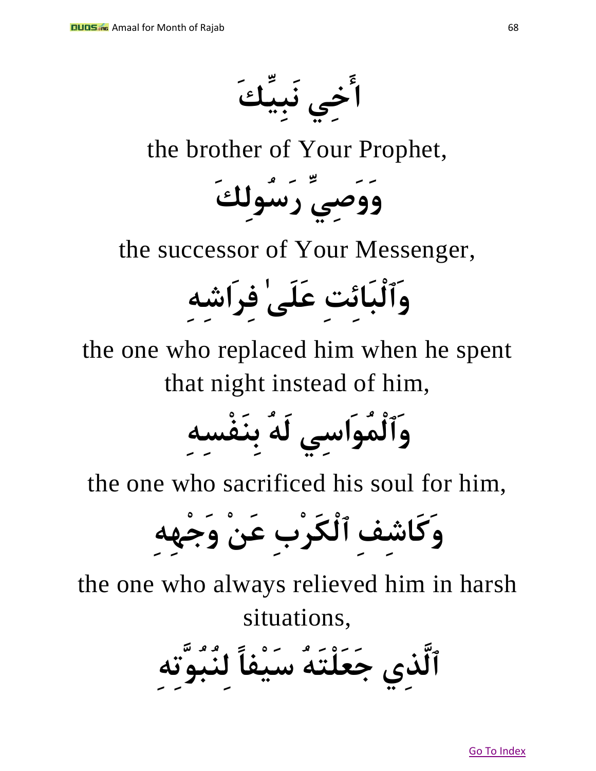أَخِي نَبِيِّكَ

the brother of Your Prophet,

وَوَصِيِّ رَسُولِكَ

the successor of Your Messenger,

وَٱلْبَائِتِ عَلَىٰ فِرَاشِهِ

the one who replaced him when he spent that night instead of him,

وَٱلْمُوَاسِي لَهُ بِنَفْسِهِ

the one who sacrificed his soul for him,

وَكَاشِفِ ٱلْكَرْبِ عَنْ وَجْهِهِ

the one who always relieved him in harsh situations,

ٱلَّذِي جَعَلْتَهُ سَيْفاً لِنُبُوَّتِهِ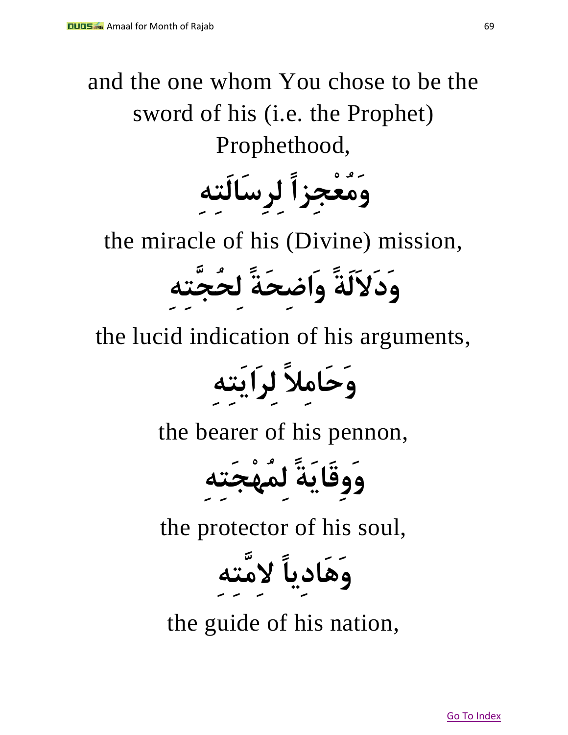and the one whom You chose to be the sword of his (i.e. the Prophet) Prophethood,

وَمُعْجِزاً لِرِسَالَتِهِ

the miracle of his (Divine) mission,

وَدَلاَلَةً وَاضِحَةً لِحُجَّتِهِ

the lucid indication of his arguments,

وَحَامِلاً لِرَايَتِهِ

the bearer of his pennon,

وَوِقَايَةً لِمُهْجَتِهِ

the protector of his soul,

وَهَادِياً لاِمَّتِهِ

the guide of his nation,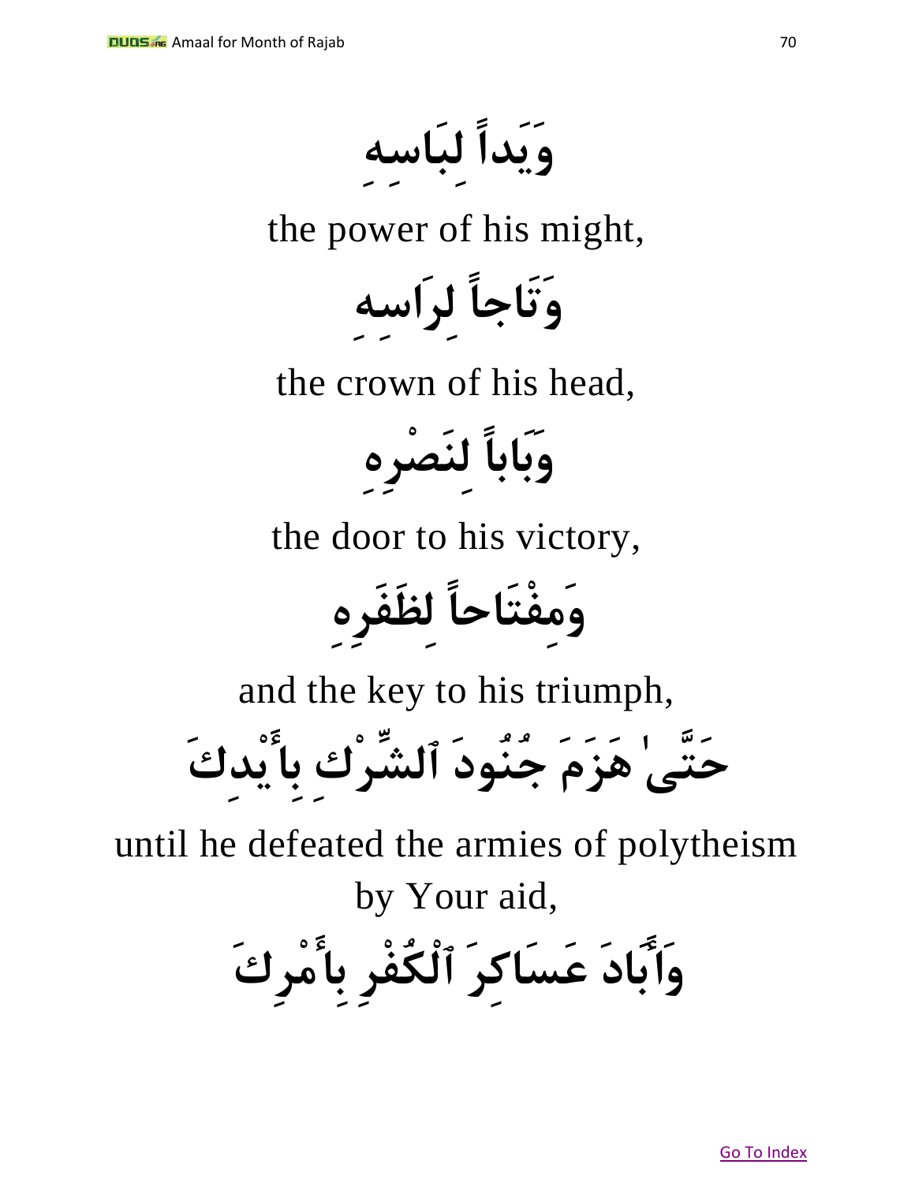وَيَداً لِبَاسِهِ

the power of his might,

وَتَاجاً لِرَاسِهِ

the crown of his head,

وَبَاباً لِنَصْرِهِ

the door to his victory,

وَمِفْتَاحاً لِظَفَرِهِ

and the key to his triumph,

حَتَّىٰ هَزَمَ جُنُودَ ٱلشِّرْكِ بِأَيْدِكَ

until he defeated the armies of polytheism by Your aid,

وَأَبَادَ عَسَاكِرَ ٱلْكُفْرِ بِأَمْرِكَ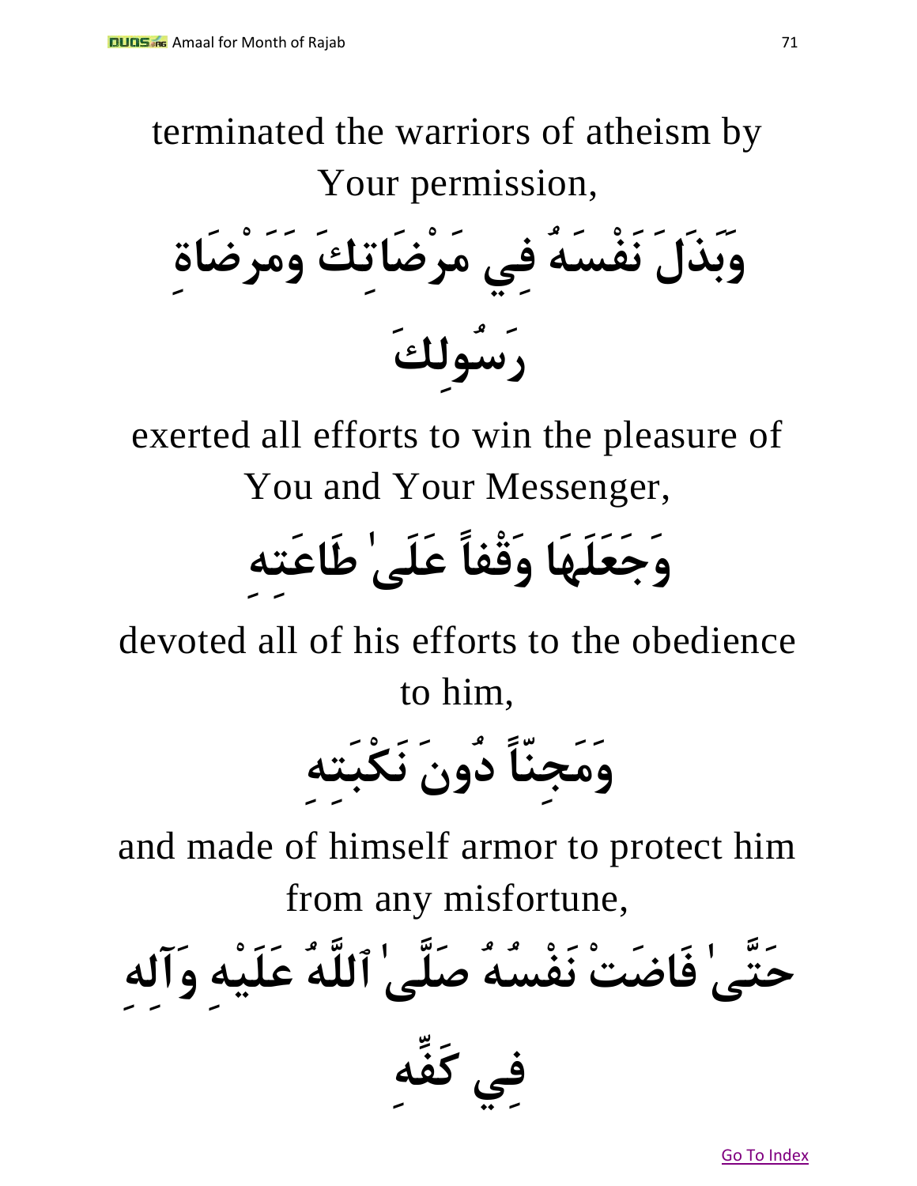terminated the warriors of atheism by Your permission,

**وَبَذَلَ نَفْسَهُ فِي مَرْضَاتِكَ وَمَرْضَاةِ رَسُولِكَ**

exerted all efforts to win the pleasure of You and Your Messenger,

**وَجَعَلَهَا وَقْفاً عَلَىٰ طَاعَتِهِ**

devoted all of his efforts to the obedience to him,

**وَمَجِنّاً دُونَ نَكْبَتِهِ**

and made of himself armor to protect him from any misfortune,

**حَتَّىٰ فَاضَتْ نَفْسُهُ صَلَّىٰ ٱللَّهُ عَلَيْهِ وَآلِهِ فِي كَفِّهِ**

[Go To Index]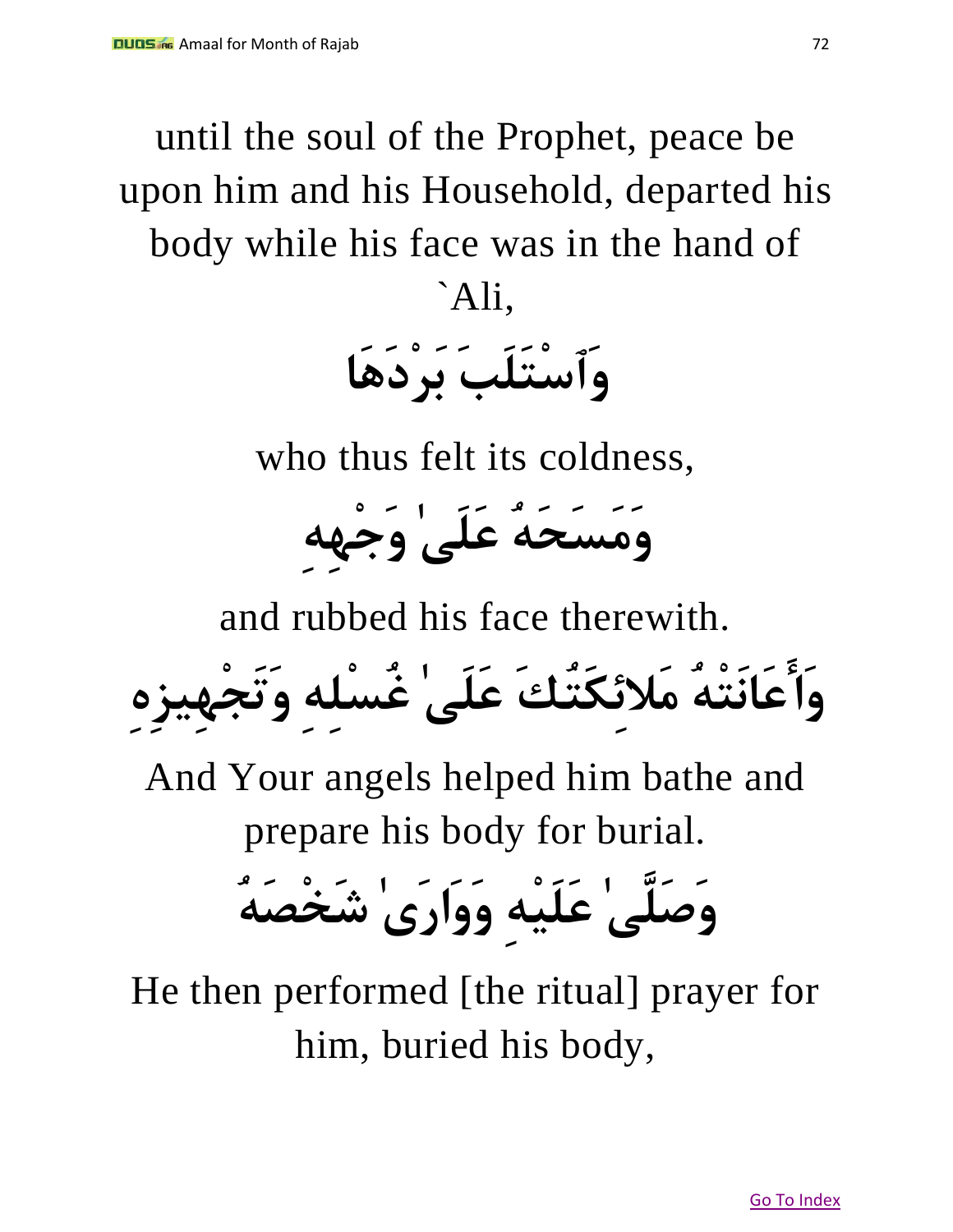until the soul of the Prophet, peace be upon him and his Household, departed his body while his face was in the hand of `Ali,

**وَٱسْتَلَبَ بَرْدَهَا**

who thus felt its coldness,

**وَمَسَحَهُ عَلَىٰ وَجْهِهِ**

and rubbed his face therewith.

**وَأَعَانَتْهُ مَلاَئِكَتُكَ عَلَىٰ غُسْلِهِ وَتَجْهِيزِهِ**

And Your angels helped him bathe and prepare his body for burial.

**وَصَلَّىٰ عَلَيْهِ وَوَارَىٰ شَخْصَهُ**

He then performed [the ritual] prayer for him, buried his body,

Go To Index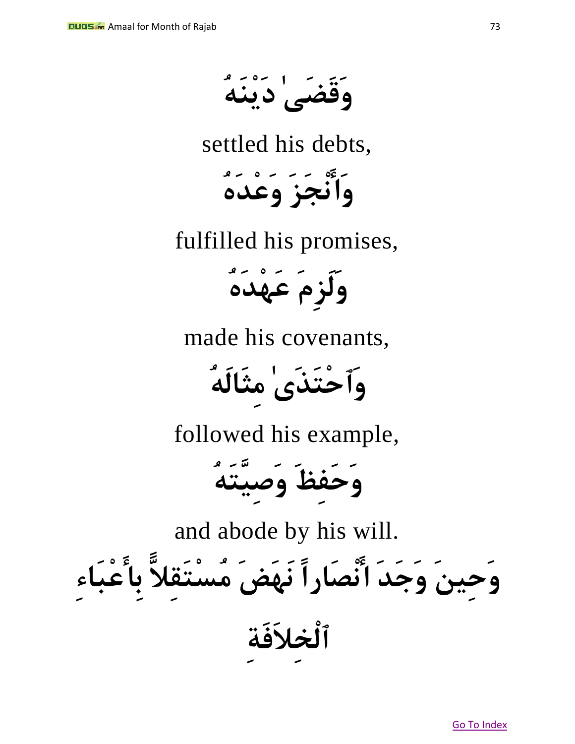وَقَضَىٰ دَيْنَهُ

settled his debts,

وَأَنْجَزَ وَعْدَهُ

fulfilled his promises,

وَلَزِمَ عَهْدَهُ

made his covenants,

وَٱحْتَذَىٰ مِثَالَهُ

followed his example,

وَحَفِظَ وَصِيَّتَهُ

and abode by his will.

وَحِينَ وَجَدَ أَنْصَاراً نَهَضَ مُسْتَقِلاًّ بِأَعْبَاءِ ٱلْخِلاَفَةِ

[Go To Index]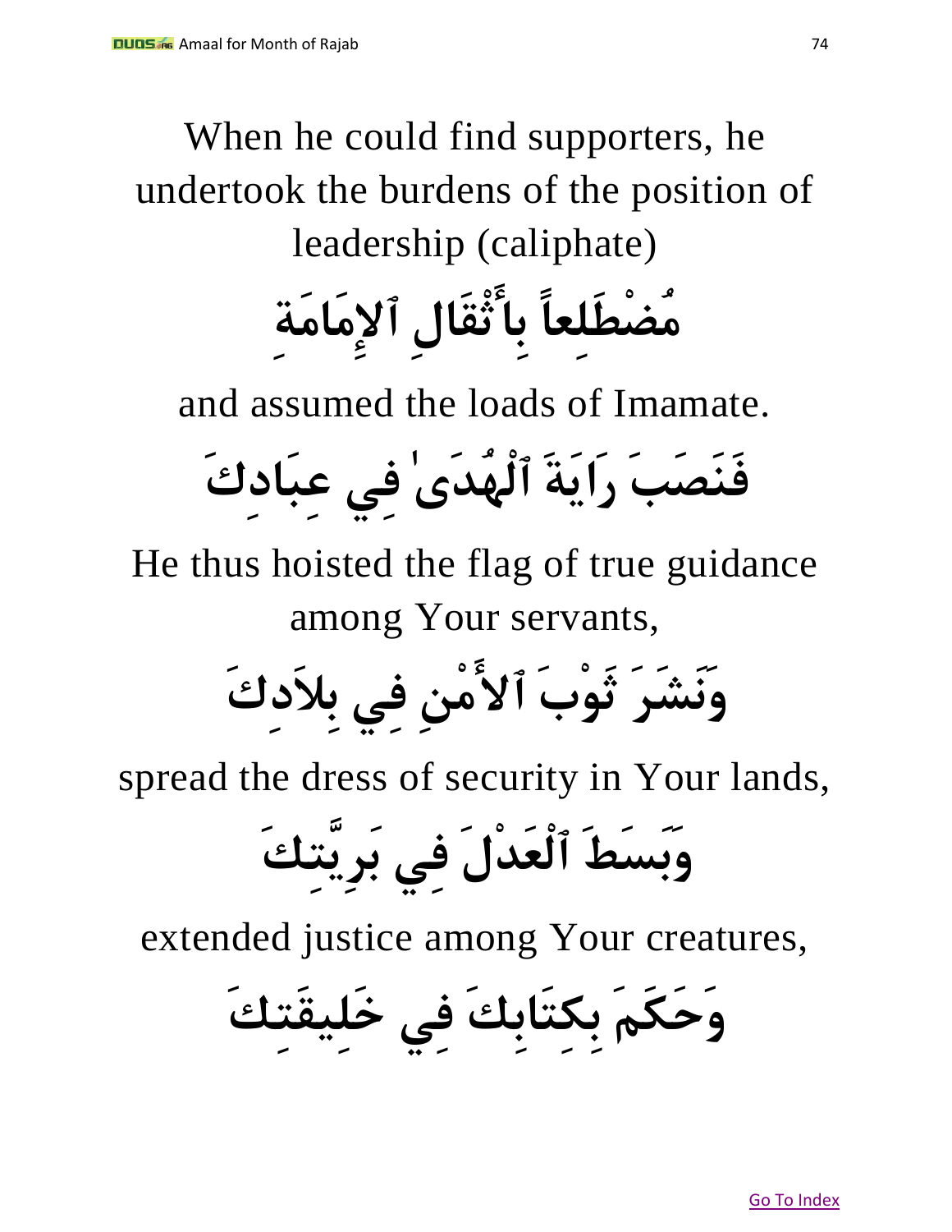When he could find supporters, he undertook the burdens of the position of leadership (caliphate)

مُضْطَلِعاً بِأَثْقَالِ ٱلإِمَامَةِ

and assumed the loads of Imamate.

فَنَصَبَ رَايَةَ ٱلْهُدَىٰ فِي عِبَادِكَ

He thus hoisted the flag of true guidance among Your servants,

وَنَشَرَ ثَوْبَ ٱلأَمْنِ فِي بِلاَدِكَ

spread the dress of security in Your lands,

وَبَسَطَ ٱلْعَدْلَ فِي بَرِيَّتِكَ

extended justice among Your creatures,

وَحَكَمَ بِكِتَابِكَ فِي خَلِيقَتِكَ

Go To Index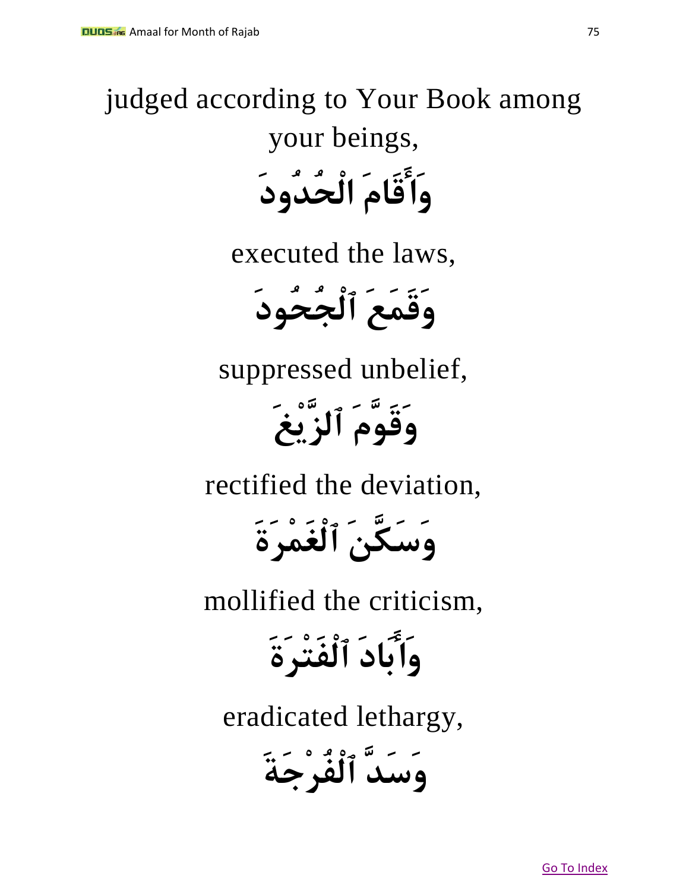judged according to Your Book among your beings,

وَأَقَامَ الْحُدُودَ

executed the laws,

وَقَمَعَ ٱلْجُحُودَ

suppressed unbelief,

وَقَوَّمَ ٱلزَّيْغَ

rectified the deviation,

وَسَكَّنَ ٱلْغَمْرَةَ

mollified the criticism,

وَأَبَادَ ٱلْفَتْرَةَ

eradicated lethargy,

وَسَدَّ ٱلْفُرْجَةَ

Go To Index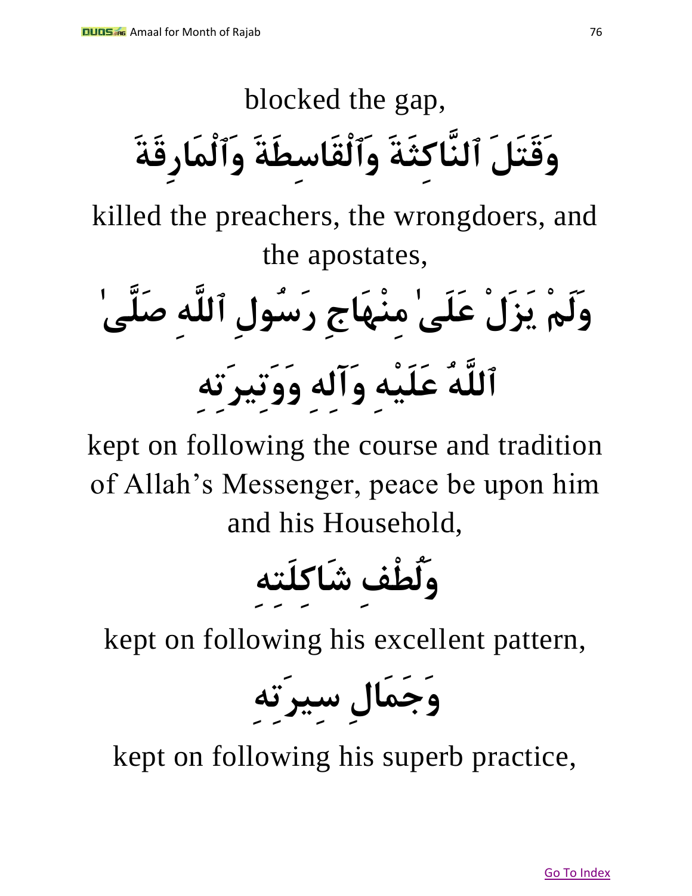blocked the gap,

وَقَتَلَ ٱلنَّاكِثَةَ وَٱلْقَاسِطَةَ وَٱلْمَارِقَةَ

killed the preachers, the wrongdoers, and the apostates,

وَلَمْ يَزَلْ عَلَىٰ مِنْهَاجِ رَسُولِ ٱللَّهِ صَلَّىٰ ٱللَّهُ عَلَيْهِ وَآلِهِ وَوَتِيرَتِهِ

kept on following the course and tradition of Allah's Messenger, peace be upon him and his Household,

وَلُطْفِ شَاكِلَتِهِ

kept on following his excellent pattern,

وَجَمَالِ سِيرَتِهِ

kept on following his superb practice,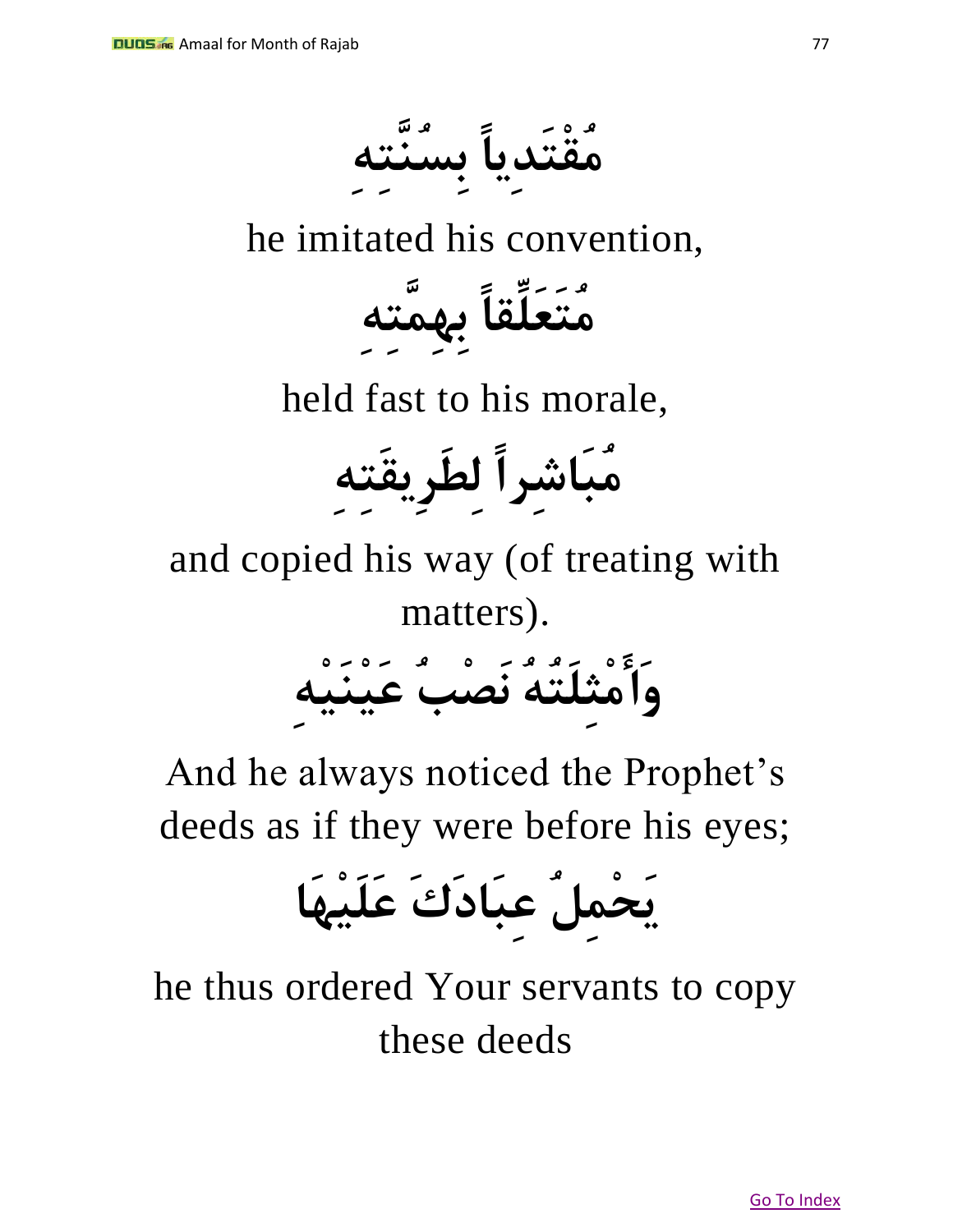مُقْتَدِياً بِسُنَّتِهِ

he imitated his convention,

مُتَعَلِّقاً بِهِمَّتِهِ

held fast to his morale,

مُبَاشِراً لِطَرِيقَتِهِ

and copied his way (of treating with matters).

وَأَمْثِلَتُهُ نَصْبُ عَيْنَيْهِ

And he always noticed the Prophet's deeds as if they were before his eyes;

يَحْمِلُ عِبَادَكَ عَلَيْهَا

he thus ordered Your servants to copy these deeds

Go To Index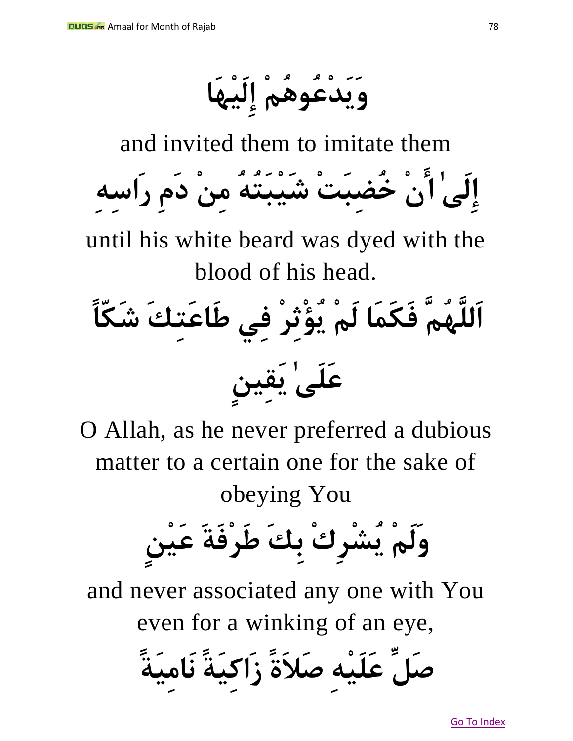وَيَدْعُوهُمْ إِلَيْهَا

and invited them to imitate them

إِلَىٰ أَنْ خُضِبَتْ شَيْبَتُهُ مِنْ دَمِ رَاسِهِ

until his white beard was dyed with the blood of his head.

اَللَّهُمَّ فَكَمَا لَمْ يُؤْثِرْ فِي طَاعَتِكَ شَكّاً عَلَىٰ يَقِينٍ

O Allah, as he never preferred a dubious matter to a certain one for the sake of obeying You

وَلَمْ يُشْرِكْ بِكَ طَرْفَةَ عَيْنٍ

and never associated any one with You even for a winking of an eye,

صَلِّ عَلَيْهِ صَلاَةً زَاكِيَةً نَامِيَةً

Go To Index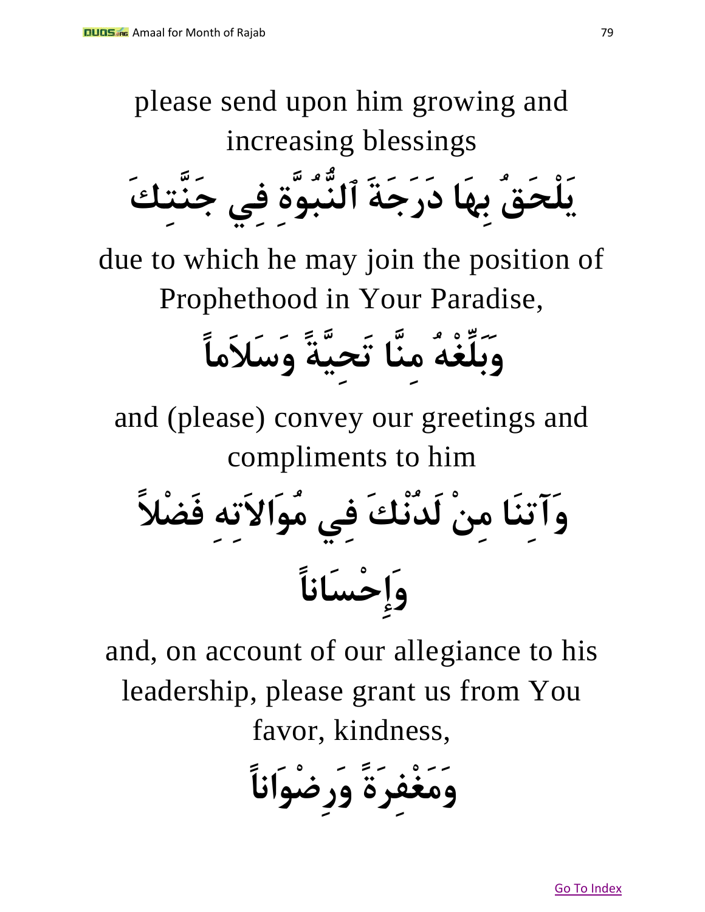please send upon him growing and increasing blessings

**يَلْحَقُ بِهَا دَرَجَةَ ٱلنُّبُوَّةِ فِي جَنَّتِكَ**

due to which he may join the position of Prophethood in Your Paradise,

**وَبَلِّغْهُ مِنَّا تَحِيَّةً وَسَلاَماً**

and (please) convey our greetings and compliments to him

**وَآتِنَا مِنْ لَدُنْكَ فِي مُوَالاَتِهِ فَضْلاً وَإِحْسَاناً**

and, on account of our allegiance to his leadership, please grant us from You favor, kindness,

**وَمَغْفِرَةً وَرِضْوَاناً**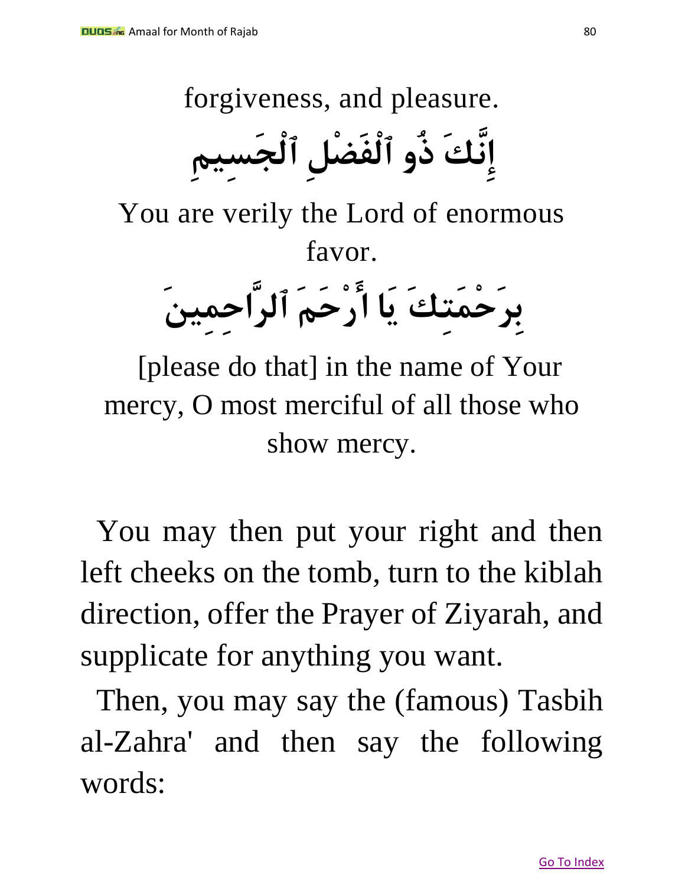forgiveness, and pleasure.

إِنَّكَ ذُو ٱلْفَضْلِ ٱلْجَسِيمِ

You are verily the Lord of enormous favor.

بِرَحْمَتِكَ يَا أَرْحَمَ ٱلرَّاحِمِينَ

[please do that] in the name of Your mercy, O most merciful of all those who show mercy.

You may then put your right and then left cheeks on the tomb, turn to the kiblah direction, offer the Prayer of Ziyarah, and supplicate for anything you want.

Then, you may say the (famous) Tasbih al-Zahra' and then say the following words: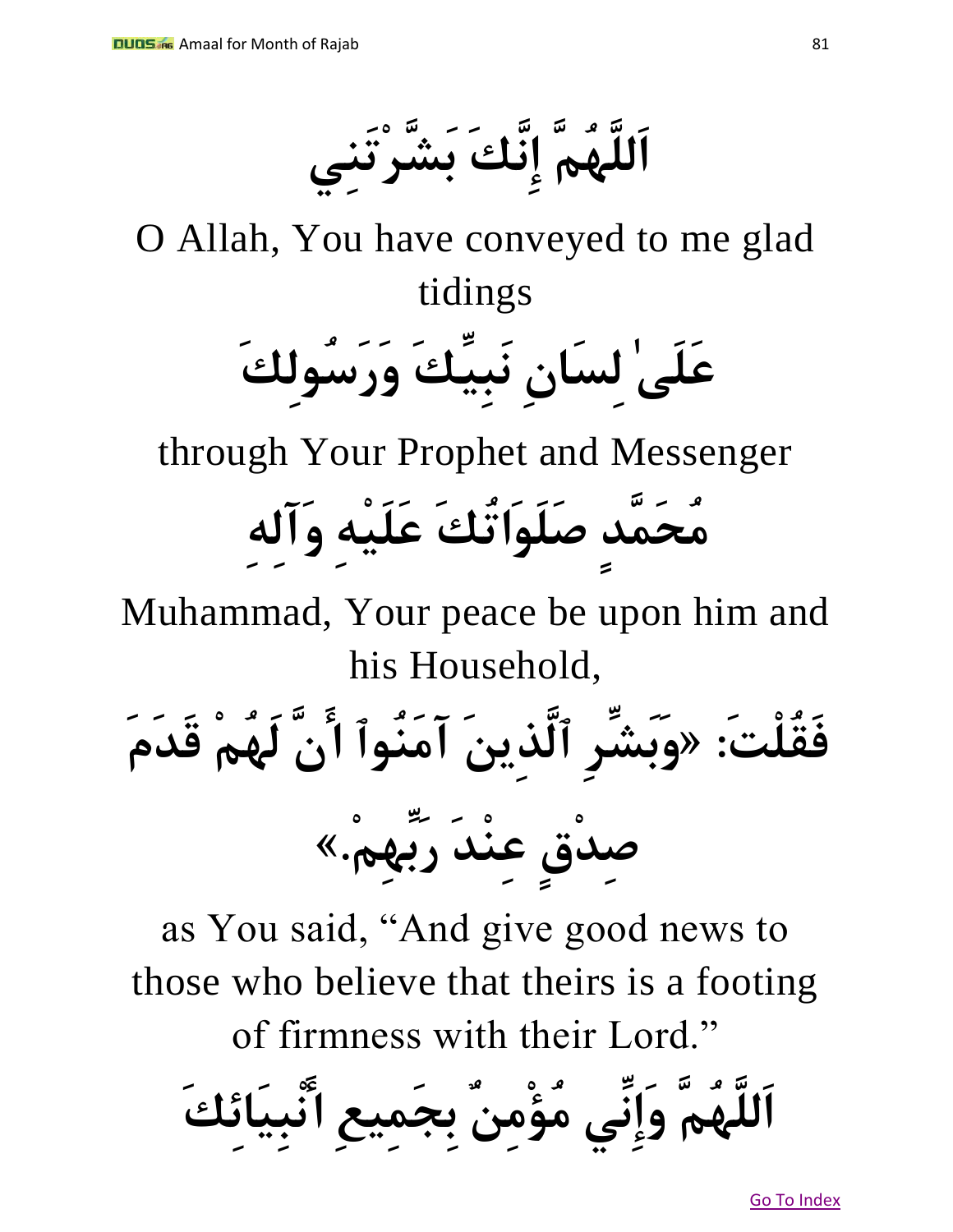اَللَّهُمَّ إِنَّكَ بَشَّرْتَنِي

O Allah, You have conveyed to me glad tidings

عَلَىٰ لِسَانِ نَبِيِّكَ وَرَسُولِكَ

through Your Prophet and Messenger

مُحَمَّدٍ صَلَوَاتُكَ عَلَيْهِ وَآلِهِ

Muhammad, Your peace be upon him and his Household,

فَقُلْتَ: «وَبَشِّرِ ٱلَّذِينَ آمَنُوٓاْ أَنَّ لَهُمْ قَدَمَ صِدْقٍ عِنْدَ رَبِّهِمْ.»

as You said, "And give good news to those who believe that theirs is a footing of firmness with their Lord."

اَللَّهُمَّ وَإِنِّي مُؤْمِنٌ بِجَمِيعِ أَنْبِيَائِكَ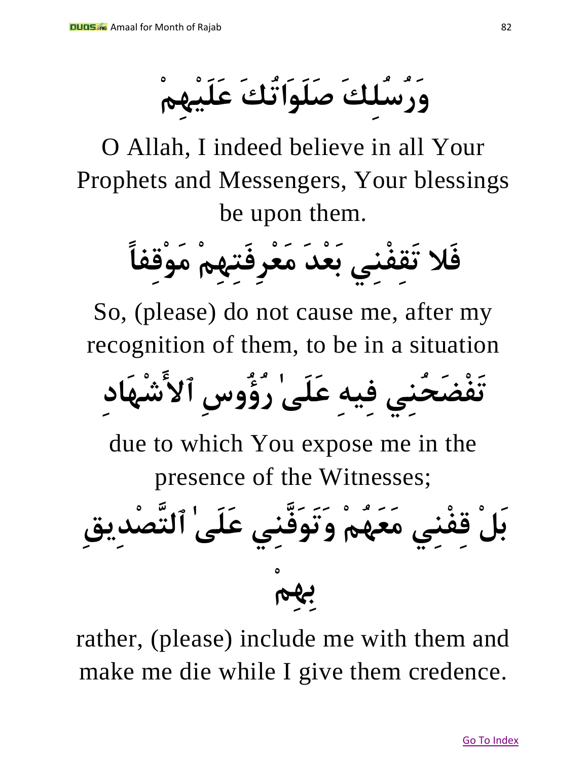وَرُسُلِكَ صَلَوَاتُكَ عَلَيْهِمْ

O Allah, I indeed believe in all Your Prophets and Messengers, Your blessings be upon them.

فَلا تَقِفْنِي بَعْدَ مَعْرِفَتِهِمْ مَوْقِفاً

So, (please) do not cause me, after my recognition of them, to be in a situation

تَفْضَحُنِي فِيهِ عَلَىٰ رُؤُوسِ ٱلأَشْهَادِ

due to which You expose me in the presence of the Witnesses;

بَلْ قِفْنِي مَعَهُمْ وَتَوَفَّنِي عَلَىٰ ٱلتَّصْدِيقِ بِهِمْ

rather, (please) include me with them and make me die while I give them credence.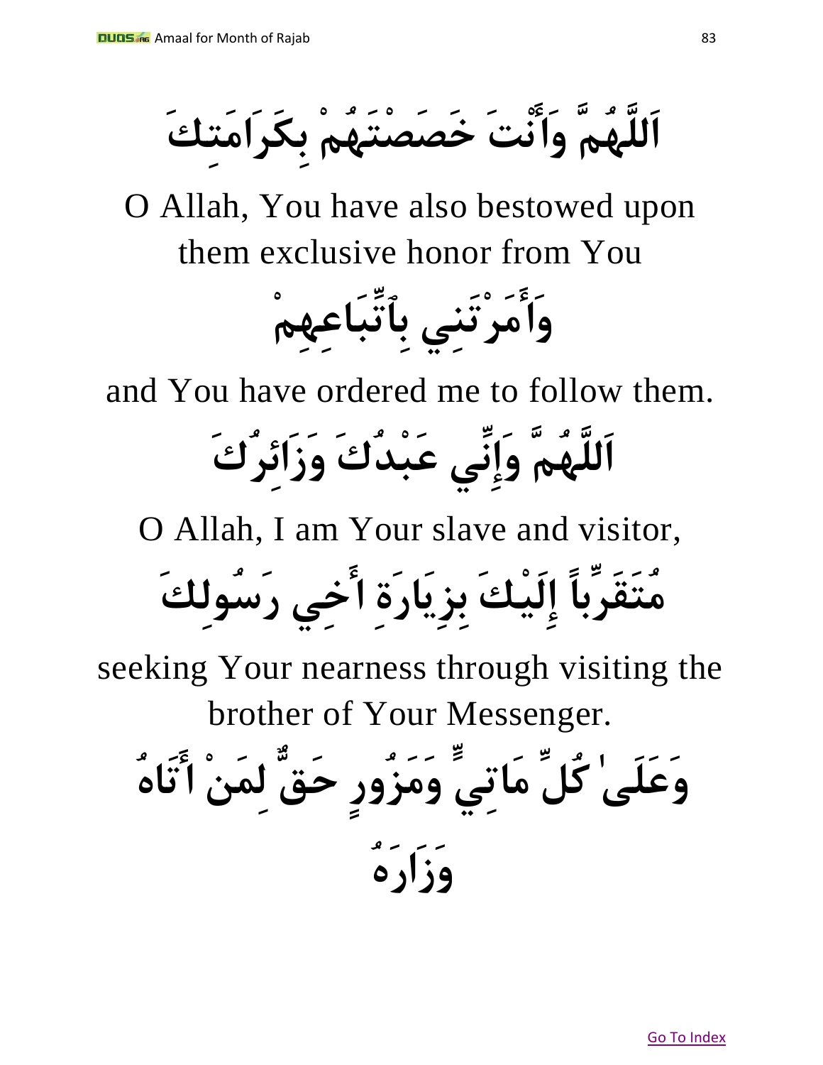اَللَّهُمَّ وَأَنْتَ خَصَصْتَهُمْ بِكَرَامَتِكَ

O Allah, You have also bestowed upon them exclusive honor from You

وَأَمَرْتَنِي بِٱتِّبَاعِهِمْ

and You have ordered me to follow them.

اَللَّهُمَّ وَإِنِّي عَبْدُكَ وَزَائِرُكَ

O Allah, I am Your slave and visitor,

مُتَقَرِّباً إِلَيْكَ بِزِيَارَةِ أَخِي رَسُولِكَ

seeking Your nearness through visiting the brother of Your Messenger.

وَعَلَىٰ كُلِّ مَاتِيٍّ وَمَزُورٍ حَقٌّ لِمَنْ أَتَاهُ وَزَارَهُ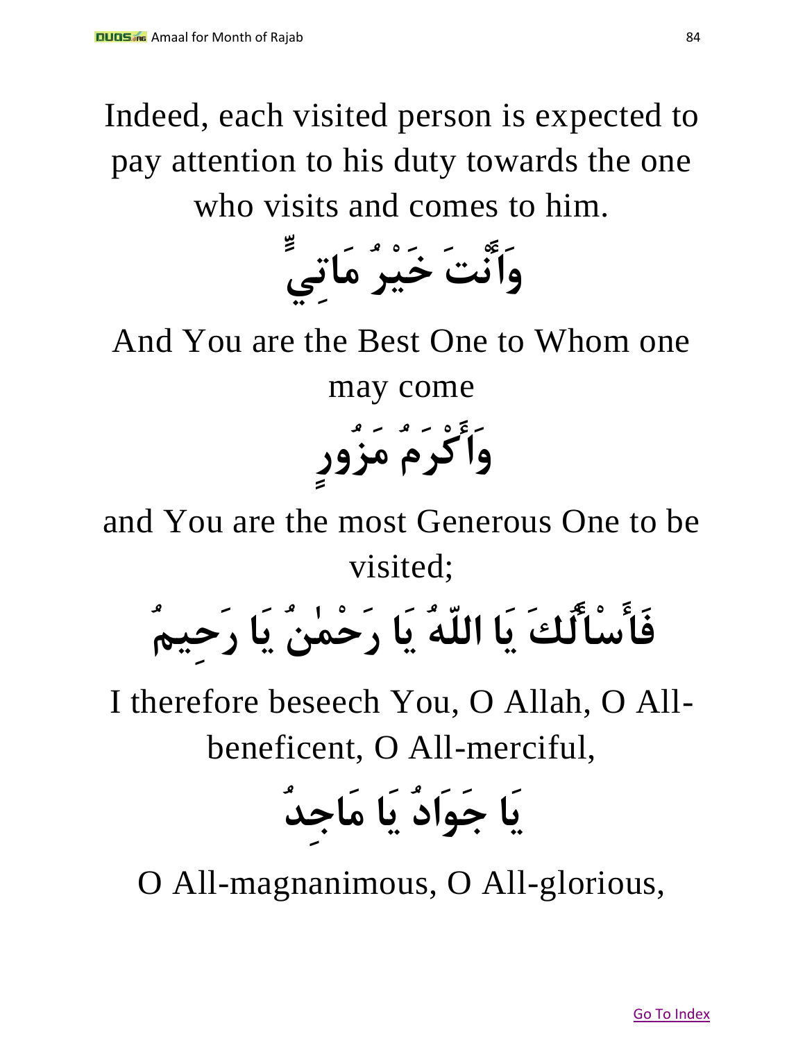Indeed, each visited person is expected to pay attention to his duty towards the one who visits and comes to him.

وَأَنْتَ خَيْرُ مَاتِيٍّ

And You are the Best One to Whom one may come

وَأَكْرَمُ مَزُورٍ

and You are the most Generous One to be visited;

فَأَسْأَلُكَ يَا اللّهُ يَا رَحْمٰنُ يَا رَحِيمُ

I therefore beseech You, O Allah, O All-beneficent, O All-merciful,

يَا جَوَادُ يَا مَاجِدُ

O All-magnanimous, O All-glorious,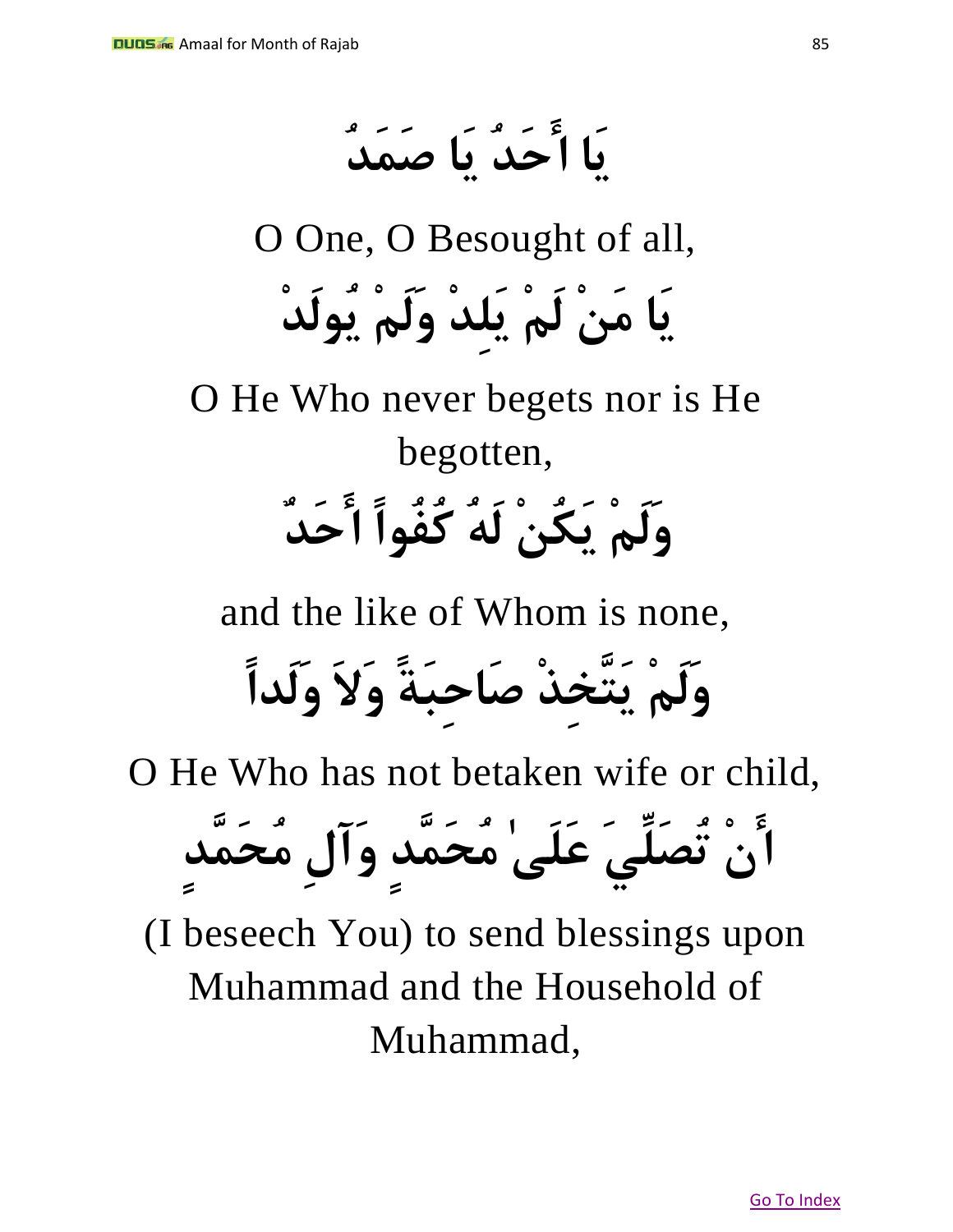يَا أَحَدُ يَا صَمَدُ

O One, O Besought of all,

يَا مَنْ لَمْ يَلِدْ وَلَمْ يُولَدْ

O He Who never begets nor is He begotten,

وَلَمْ يَكُنْ لَهُ كُفُواً أَحَدٌ

and the like of Whom is none,

وَلَمْ يَتَّخِذْ صَاحِبَةً وَلاَ وَلَداً

O He Who has not betaken wife or child,

أَنْ تُصَلِّيَ عَلَىٰ مُحَمَّدٍ وَآلِ مُحَمَّدٍ

(I beseech You) to send blessings upon Muhammad and the Household of Muhammad,

Go To Index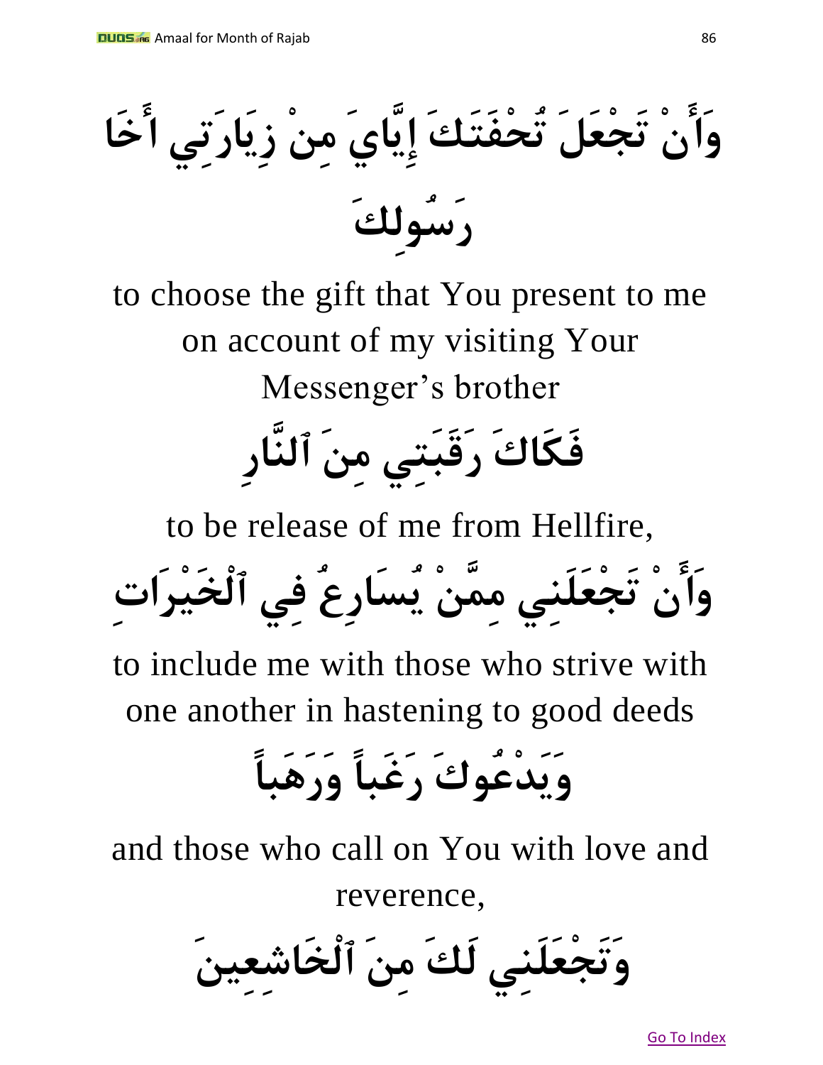وَأَنْ تَجْعَلَ تُحْفَتَكَ إِيَّايَ مِنْ زِيَارَتِي أَخَا رَسُولِكَ

to choose the gift that You present to me on account of my visiting Your Messenger's brother

فَكَاكَ رَقَبَتِي مِنَ ٱلنَّارِ

to be release of me from Hellfire,

وَأَنْ تَجْعَلَنِي مِمَّنْ يُسَارِعُ فِي ٱلْخَيْرَاتِ

to include me with those who strive with one another in hastening to good deeds

وَيَدْعُوكَ رَغَباً وَرَهَباً

and those who call on You with love and reverence,

وَتَجْعَلَنِي لَكَ مِنَ ٱلْخَاشِعِينَ

Go To Index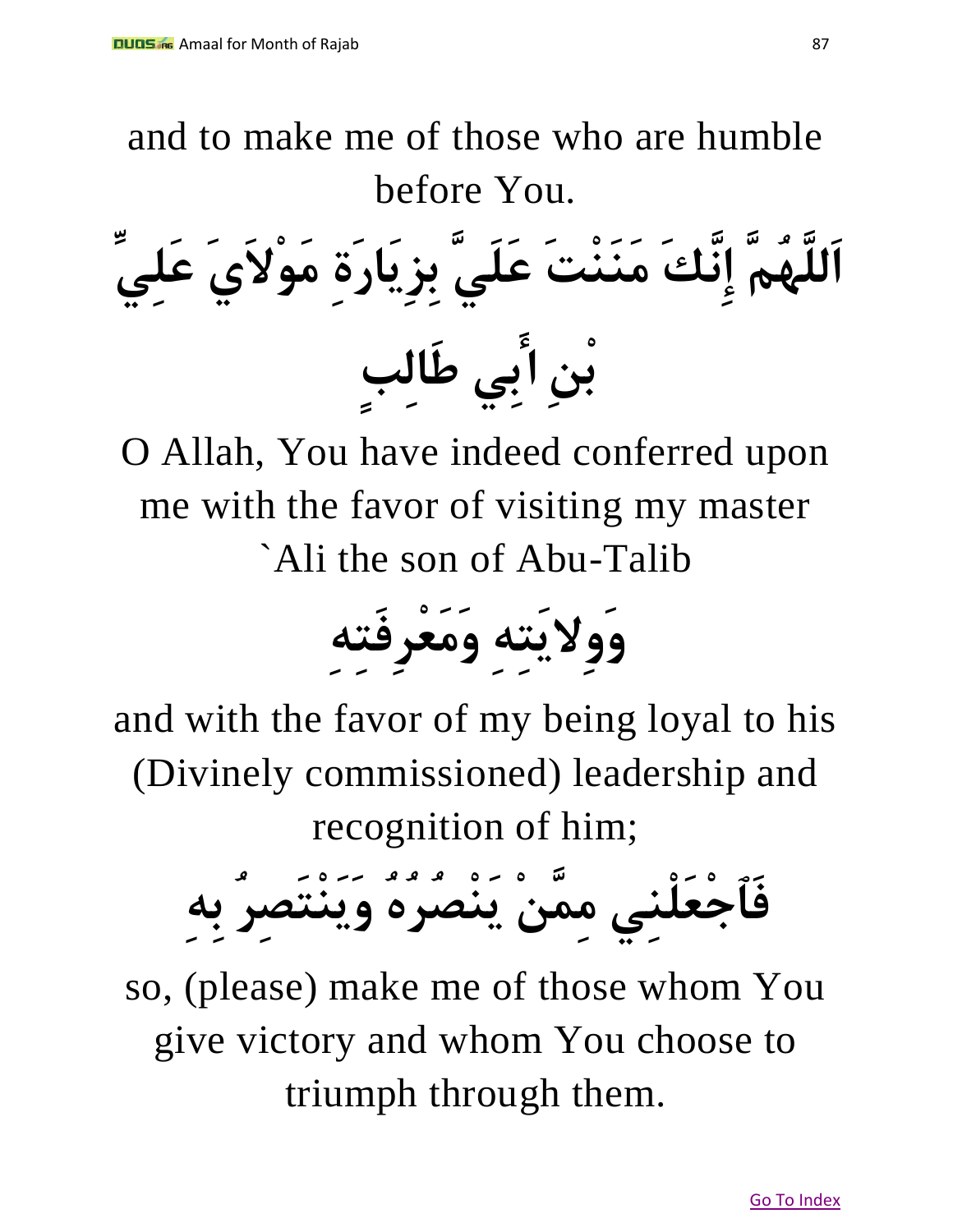and to make me of those who are humble before You.

اَللَّهُمَّ إِنَّكَ مَنَنْتَ عَلَيَّ بِزِيَارَةِ مَوْلاَيَ عَلِيِّ بْنِ أَبِي طَالِبٍ

O Allah, You have indeed conferred upon me with the favor of visiting my master `Ali the son of Abu-Talib

وَوِلايَتِهِ وَمَعْرِفَتِهِ

and with the favor of my being loyal to his (Divinely commissioned) leadership and recognition of him;

فَٱجْعَلْنِي مِمَّنْ يَنْصُرُهُ وَيَنْتَصِرُ بِهِ

so, (please) make me of those whom You give victory and whom You choose to triumph through them.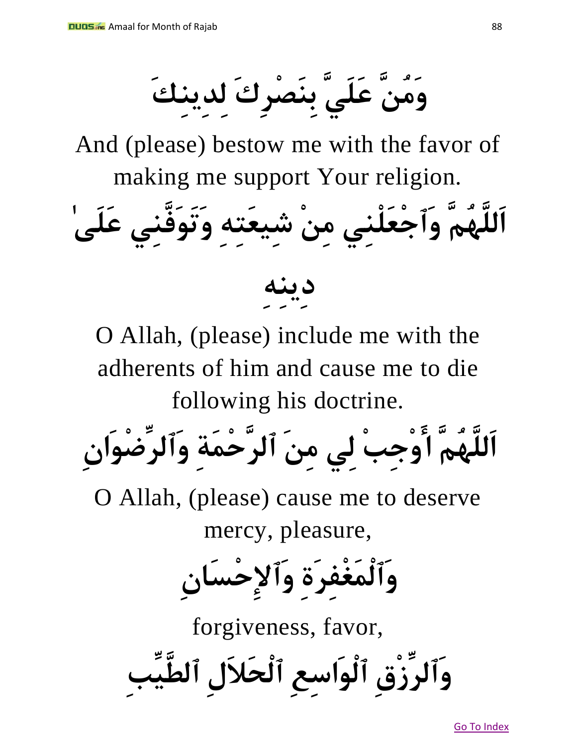وَمُنَّ عَلَيَّ بِنَصْرِكَ لِدِينِكَ

And (please) bestow me with the favor of making me support Your religion.

اَللَّهُمَّ وَٱجْعَلْنِي مِنْ شِيعَتِهِ وَتَوَفَّنِي عَلَىٰ دِينِهِ

O Allah, (please) include me with the adherents of him and cause me to die following his doctrine.

اَللَّهُمَّ أَوْجِبْ لِي مِنَ ٱلرَّحْمَةِ وَٱلرِّضْوَانِ

O Allah, (please) cause me to deserve mercy, pleasure,

وَٱلْمَغْفِرَةِ وَٱلإِحْسَانِ

forgiveness, favor,

وَٱلرِّزْقِ ٱلْوَاسِعِ ٱلْحَلاَلِ ٱلطَّيِّبِ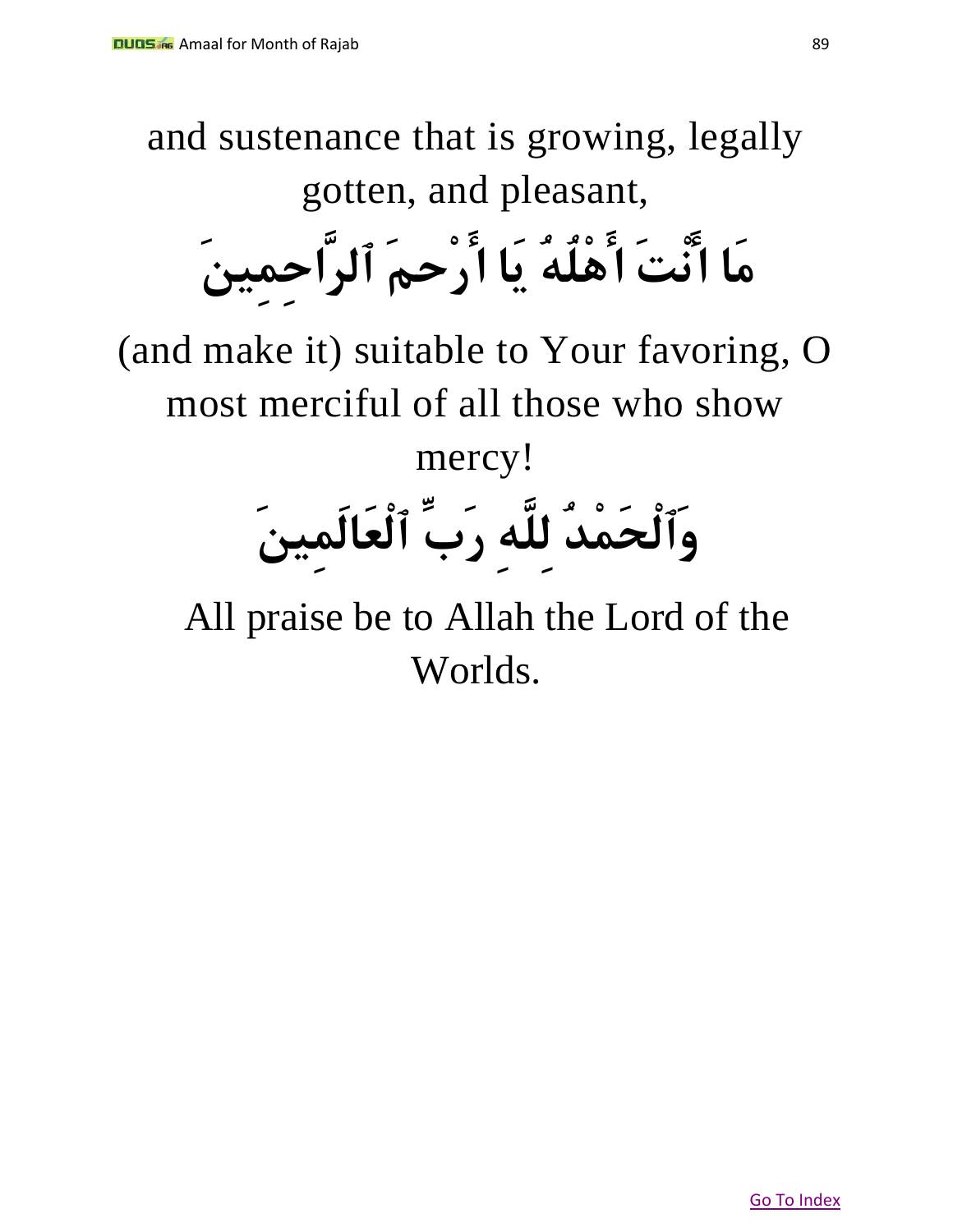and sustenance that is growing, legally gotten, and pleasant,

مَا انَّتَ أَهْلُهُ يَا أَرْحمَ ٱلرَّاحِمِينَ

(and make it) suitable to Your favoring, O most merciful of all those who show mercy!

وَٱلْحَمْدُ لِلَّهِ رَبِّ ٱلْعَالَمِينَ

All praise be to Allah the Lord of the Worlds.

Go To Index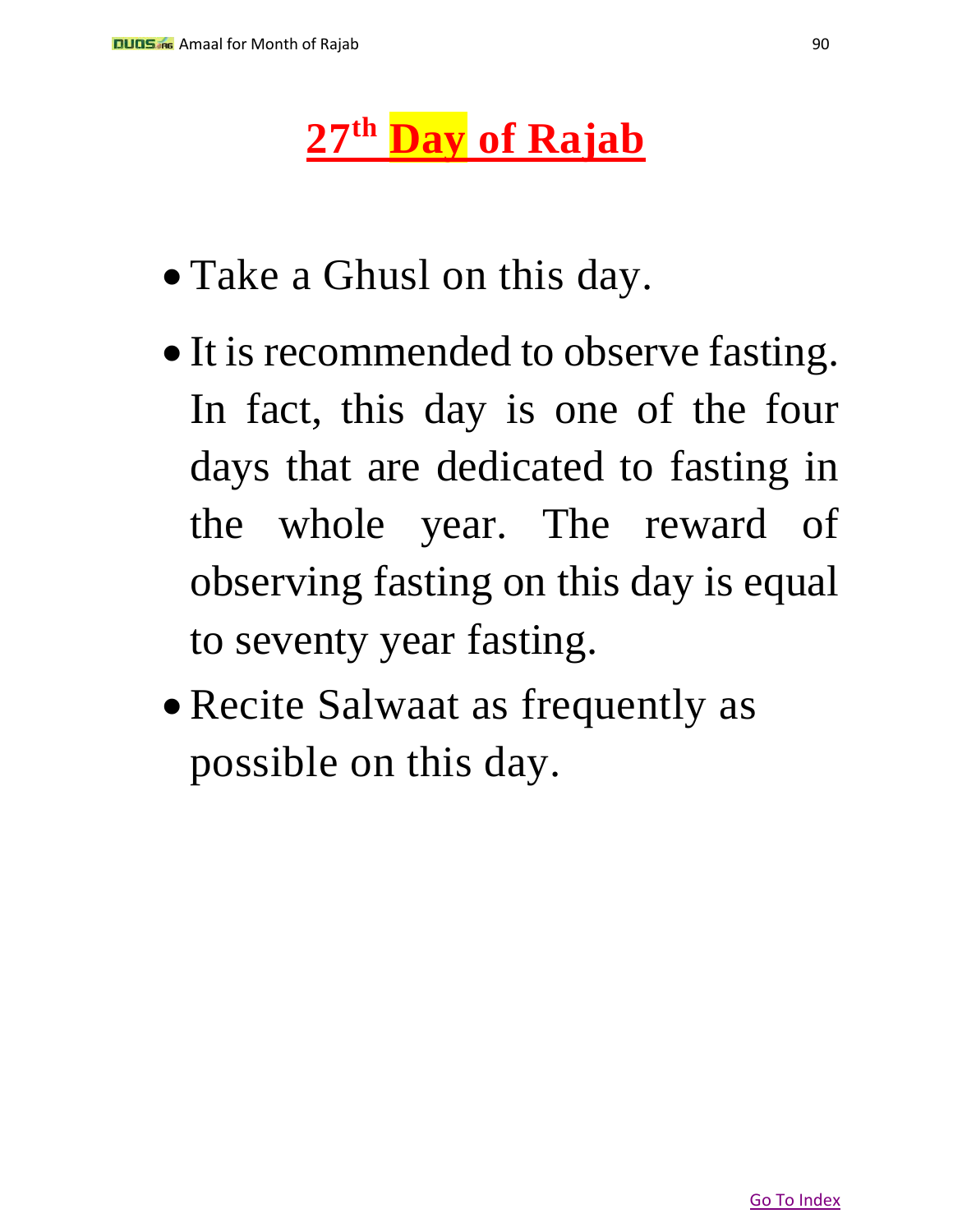# 27th Day of Rajab

- Take a Ghusl on this day.
- It is recommended to observe fasting. In fact, this day is one of the four days that are dedicated to fasting in the whole year. The reward of observing fasting on this day is equal to seventy year fasting.
- Recite Salwaat as frequently as possible on this day.

Go To Index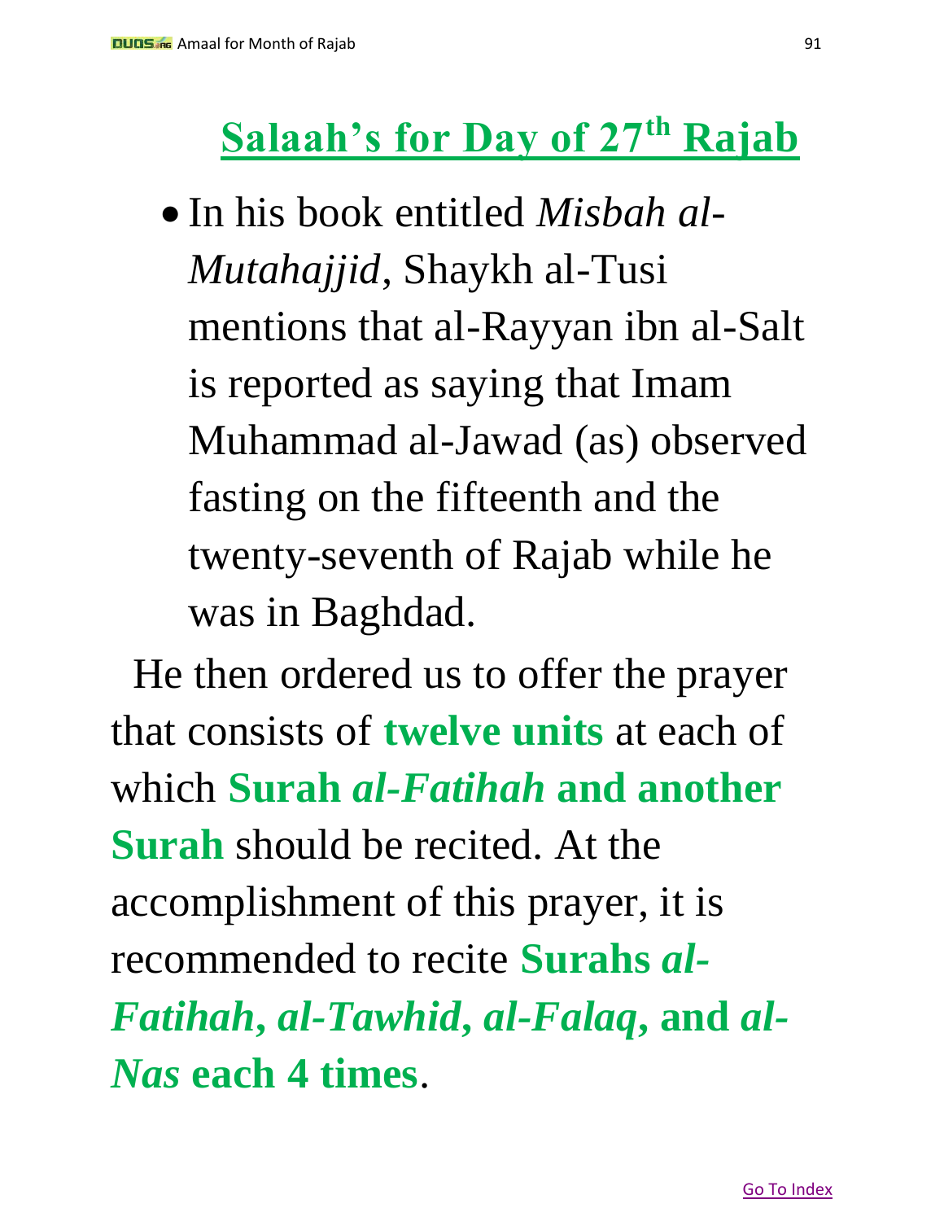## Salaah's for Day of 27th Rajab

- In his book entitled *Misbah al-Mutahajjid*, Shaykh al-Tusi mentions that al-Rayyan ibn al-Salt is reported as saying that Imam Muhammad al-Jawad (as) observed fasting on the fifteenth and the twenty-seventh of Rajab while he was in Baghdad.

He then ordered us to offer the prayer that consists of **twelve units** at each of which **Surah *al-Fatihah* and another Surah** should be recited. At the accomplishment of this prayer, it is recommended to recite **Surahs *al-Fatihah*, *al-Tawhid*, *al-Falaq*, and *al-Nas* each 4 times**.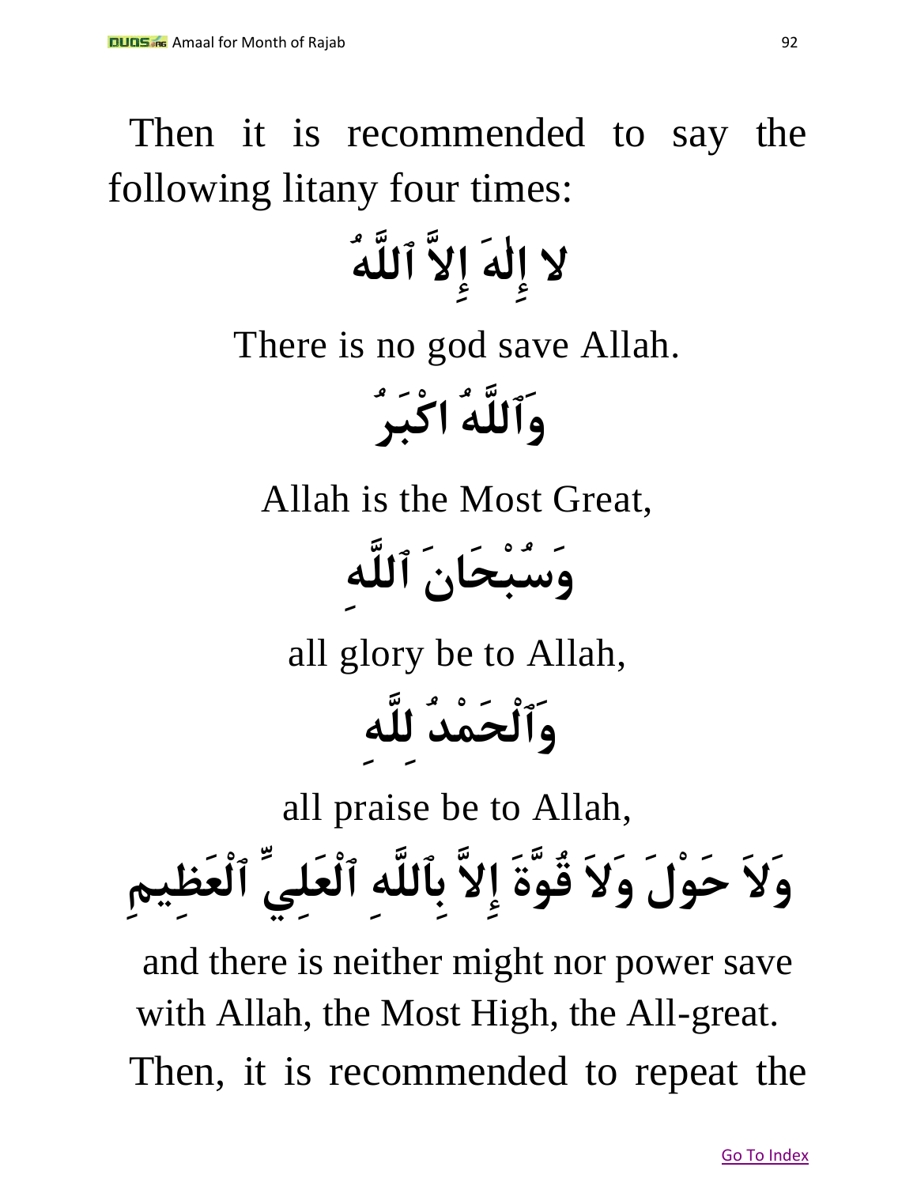Then it is recommended to say the following litany four times:

لا إِلٰهَ إِلاَّ ٱللَّهُ

There is no god save Allah.

وَٱللَّهُ اكْبَرُ

Allah is the Most Great,

وَسُبْحَانَ ٱللَّهِ

all glory be to Allah,

وَٱلْحَمْدُ لِلَّهِ

all praise be to Allah,

وَلاَ حَوْلَ وَلاَ قُوَّةَ إِلاَّ بِٱللَّهِ ٱلْعَلِيِّ ٱلْعَظِيمِ

and there is neither might nor power save with Allah, the Most High, the All-great.

Then, it is recommended to repeat the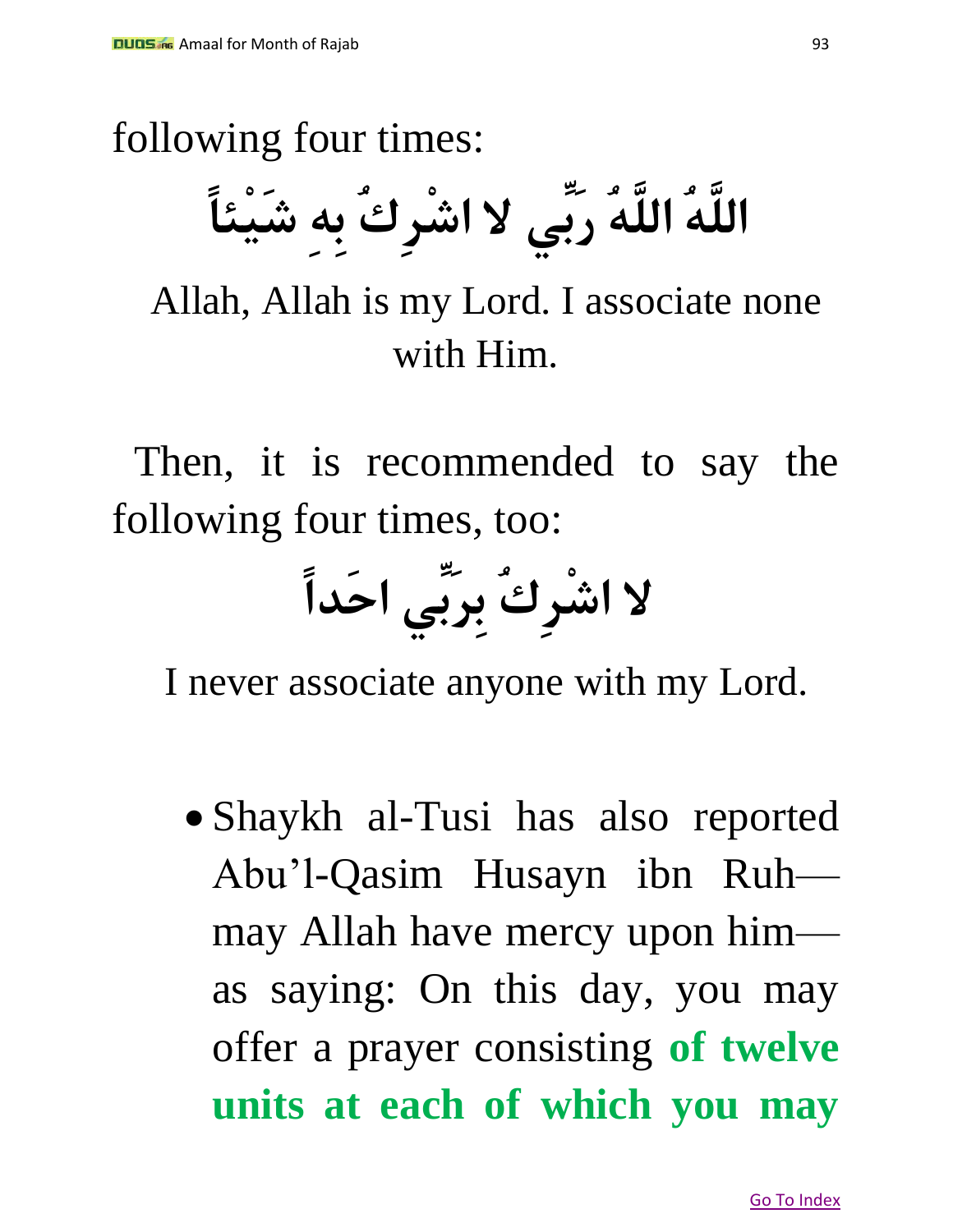following four times:

اللَّهُ اللَّهُ رَبِّي لا اشْرِكُ بِهِ شَيْئاً

Allah, Allah is my Lord. I associate none with Him.

Then, it is recommended to say the following four times, too:

لا اشْرِكُ بِرَبِّي احَداً

I never associate anyone with my Lord.

- Shaykh al-Tusi has also reported Abu'l-Qasim Husayn ibn Ruh—may Allah have mercy upon him—as saying: On this day, you may offer a prayer consisting **of twelve units at each of which you may**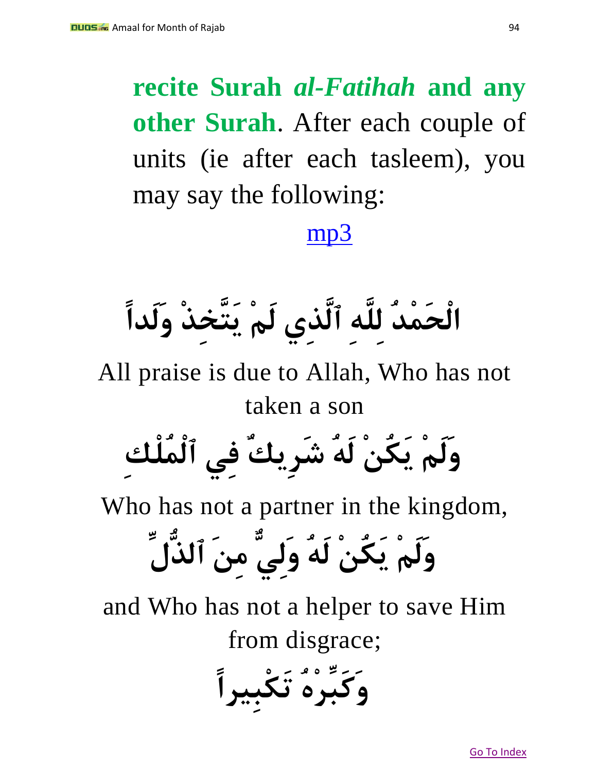**recite Surah *al-Fatihah* and any other Surah**. After each couple of units (ie after each tasleem), you may say the following:

mp3

الْحَمْدُ لِلَّهِ ٱلَّذِي لَمْ يَتَّخِذْ وَلَداً

All praise is due to Allah, Who has not taken a son

وَلَمْ يَكُنْ لَهُ شَرِيكٌ فِي ٱلْمُلْكِ

Who has not a partner in the kingdom,

وَلَمْ يَكُنْ لَهُ وَلِيٌّ مِنَ ٱلذُّلِّ

and Who has not a helper to save Him from disgrace;

وَكَبِّرْهُ تَكْبِيراً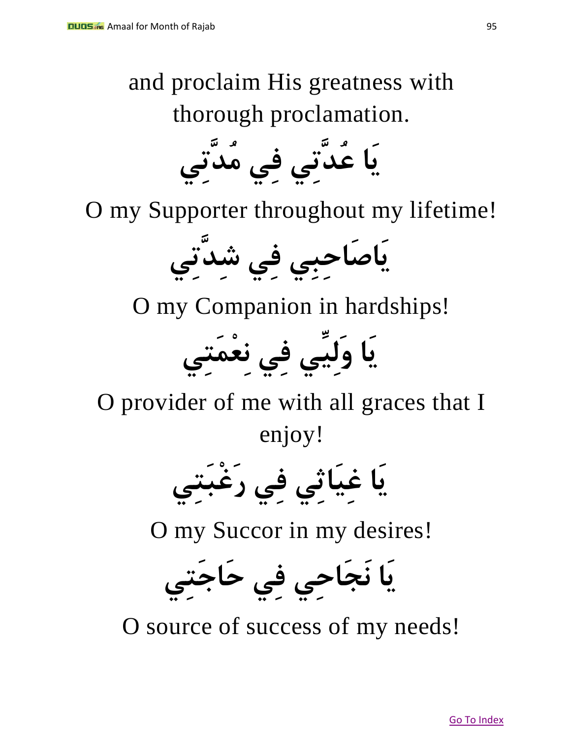and proclaim His greatness with thorough proclamation.

يَا عُدَّتِي فِي مُدَّتِي

O my Supporter throughout my lifetime!

يَاصَاحِبِي فِي شِدَّتِي

O my Companion in hardships!

يَا وَلِيِّي فِي نِعْمَتِي

O provider of me with all graces that I enjoy!

يَا غِيَاثِي فِي رَغْبَتِي

O my Succor in my desires!

يَا نَجَاحِي فِي حَاجَتِي

O source of success of my needs!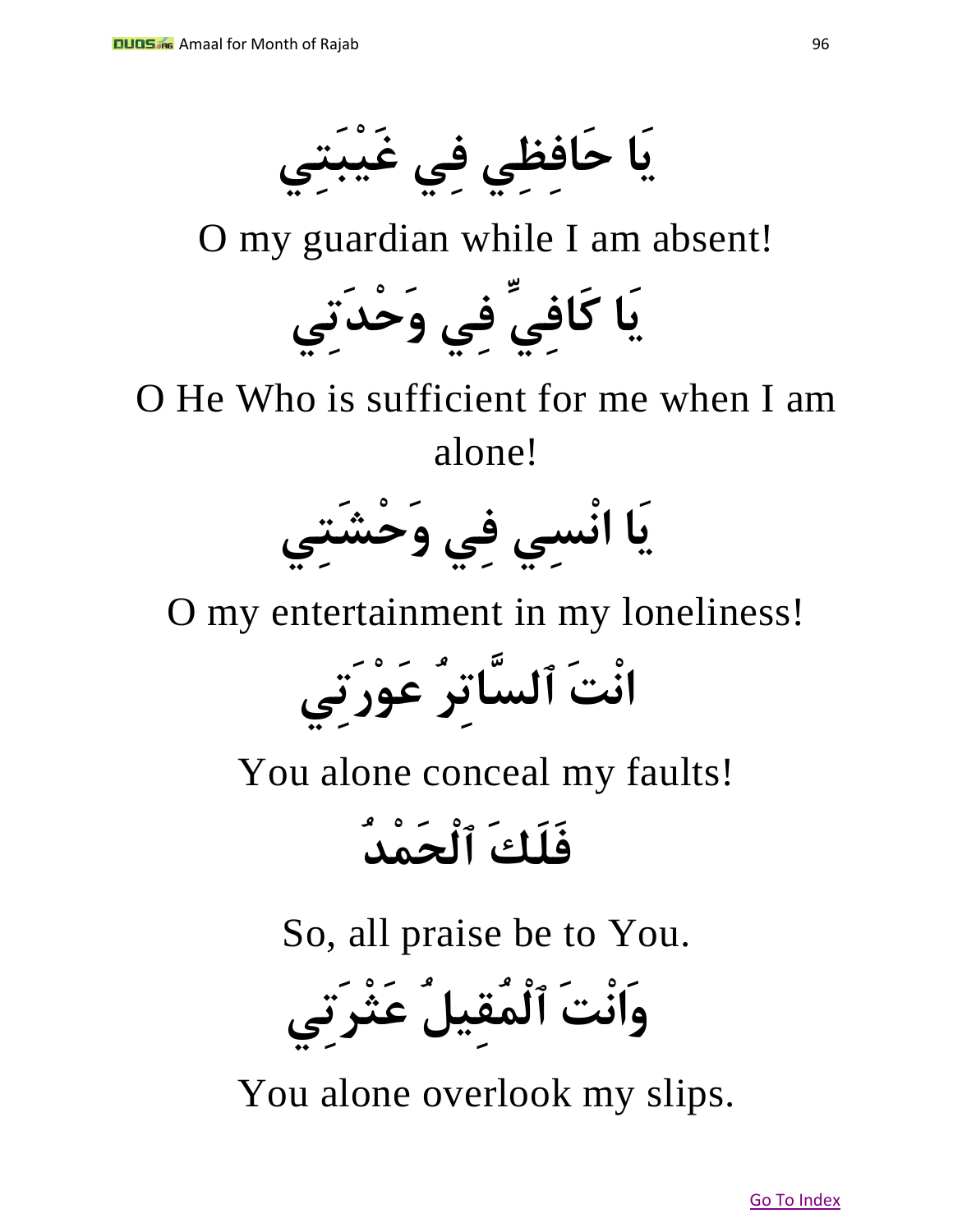يَا حَافِظِي فِي غَيْبَتِي

O my guardian while I am absent!

يَا كَافِيِّ فِي وَحْدَتِي

O He Who is sufficient for me when I am alone!

يَا انْسِي فِي وَحْشَتِي

O my entertainment in my loneliness!

انْتَ ٱلسَّاتِرُ عَوْرَتِي

You alone conceal my faults!

فَلَكَ ٱلْحَمْدُ

So, all praise be to You.

وَانْتَ ٱلْمُقِيلُ عَثْرَتِي

You alone overlook my slips.

Go To Index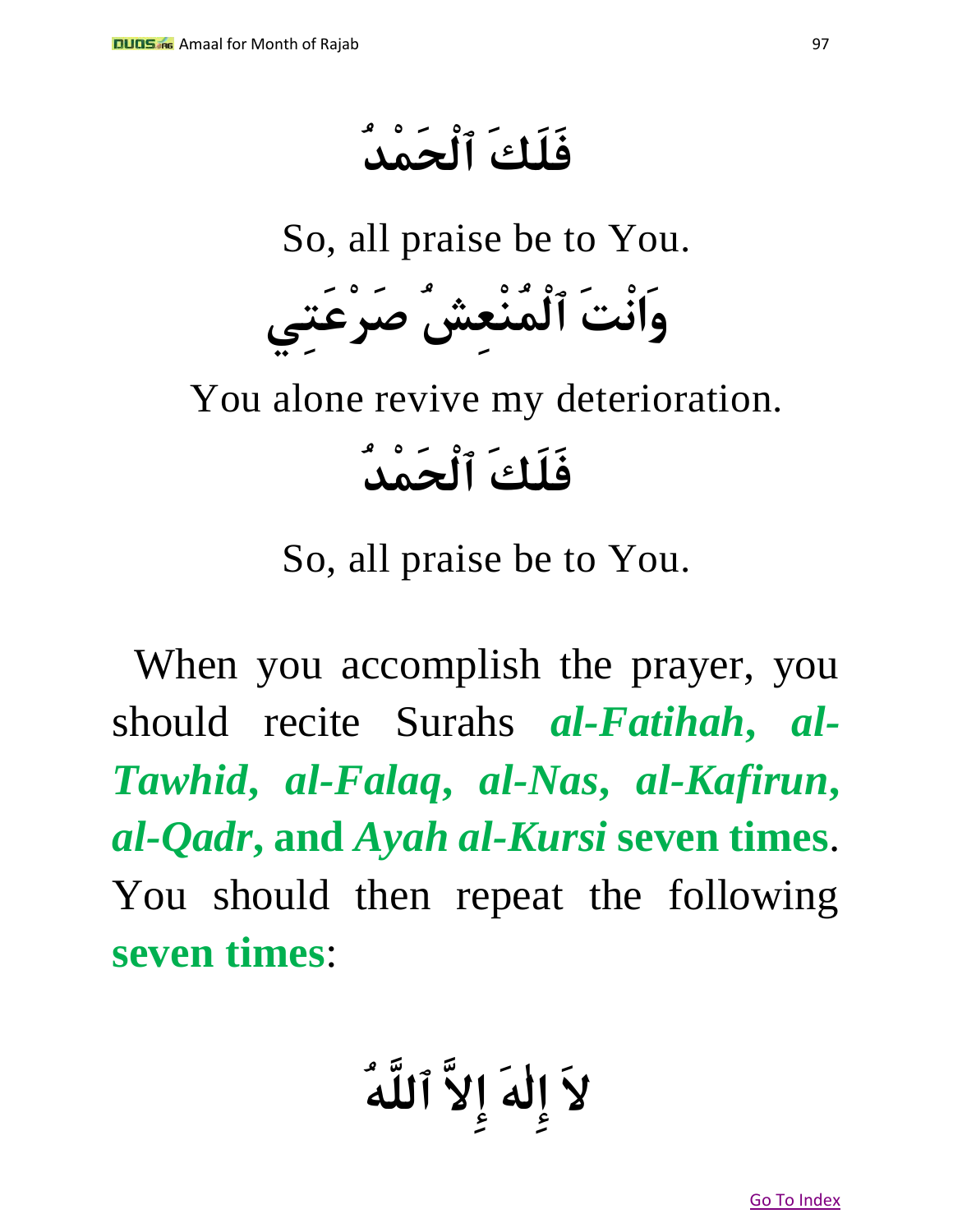فَلَكَ ٱلْحَمْدُ

So, all praise be to You.

وَانْتَ ٱلْمُنْعِشُ صَرْعَتِي

You alone revive my deterioration.

فَلَكَ ٱلْحَمْدُ

So, all praise be to You.

When you accomplish the prayer, you should recite Surahs ***al-Fatihah, al-Tawhid, al-Falaq, al-Nas, al-Kafirun, al-Qadr*, and *Ayah al-Kursi* seven times**. You should then repeat the following **seven times**:

لاَ إِلٰهَ إِلاَّ ٱللَّهُ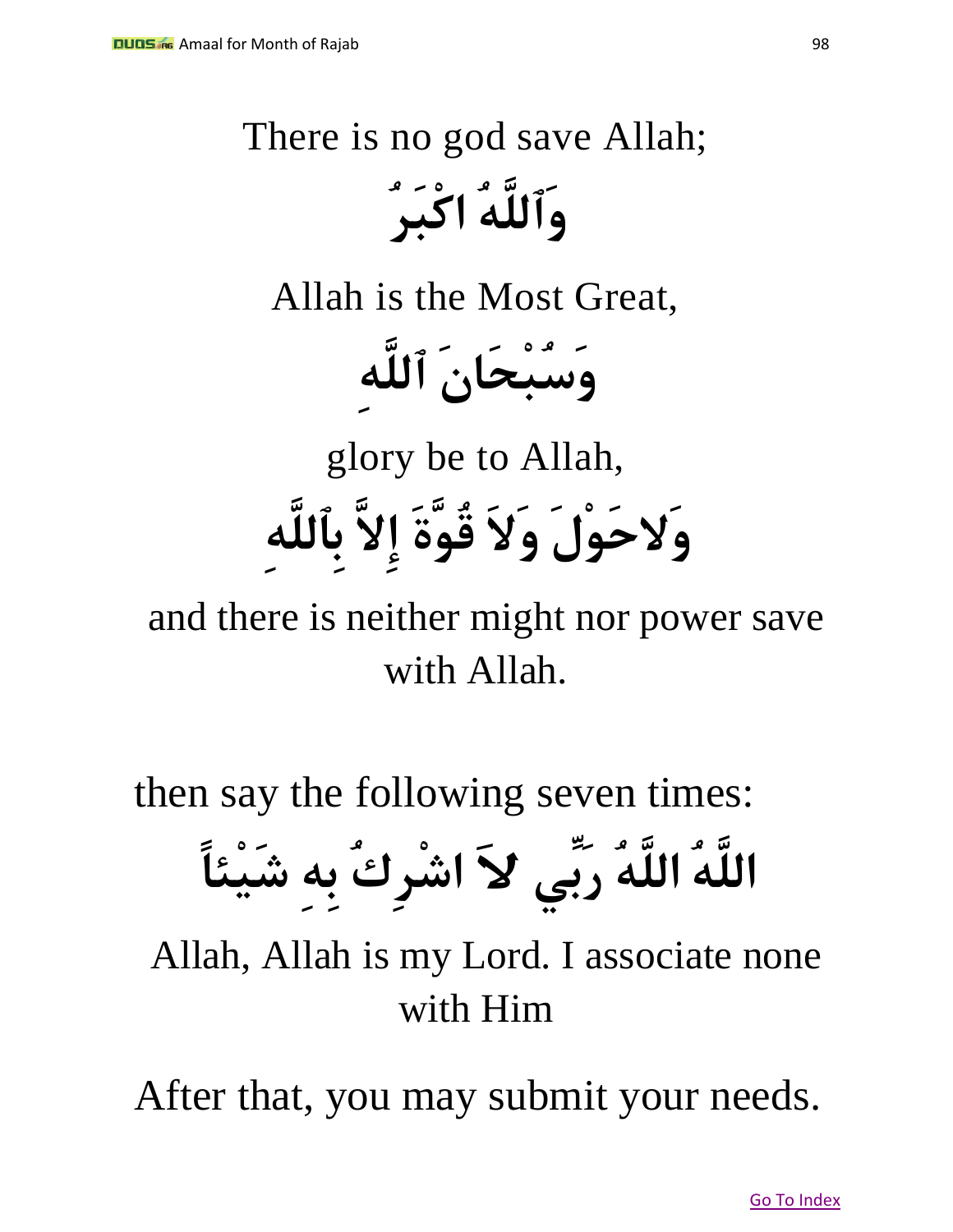There is no god save Allah;

وَٱللَّهُ اكْبَرُ

Allah is the Most Great,

وَسُبْحَانَ ٱللَّهِ

glory be to Allah,

وَلاحَوْلَ وَلاَ قُوَّةَ إِلاَّ بِٱللَّهِ

and there is neither might nor power save with Allah.

then say the following seven times:

اللَّهُ اللَّهُ رَبِّي لاَ اشْرِكُ بِهِ شَيْئاً

Allah, Allah is my Lord. I associate none with Him

After that, you may submit your needs.

Go To Index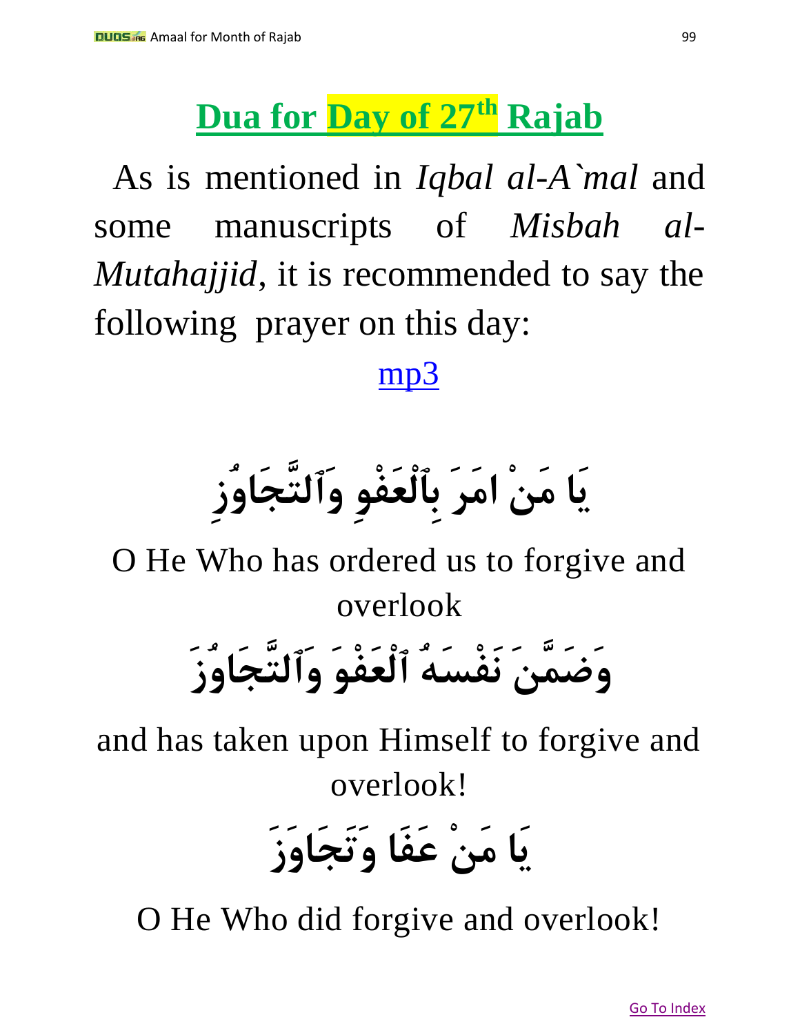## Dua for Day of 27th Rajab

As is mentioned in *Iqbal al-A`mal* and some manuscripts of *Misbah al-Mutahajjid*, it is recommended to say the following prayer on this day:

mp3

يَا مَنْ امَرَ بِٱلْعَفْوِ وَٱلتَّجَاوُزِ

O He Who has ordered us to forgive and overlook

وَضَمَّنَ نَفْسَهُ ٱلْعَفْوَ وَٱلتَّجَاوُزَ

and has taken upon Himself to forgive and overlook!

يَا مَنْ عَفَا وَتَجَاوَزَ

O He Who did forgive and overlook!

Go To Index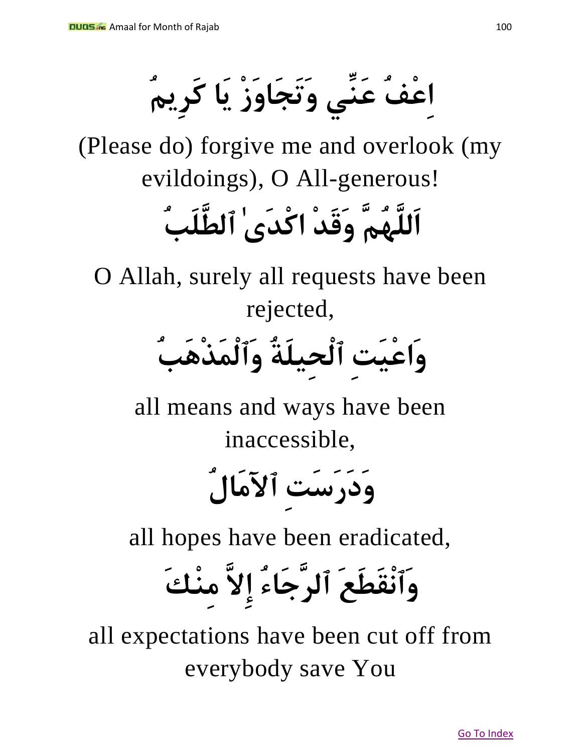اِعْفُ عَنِّي وَتَجَاوَزْ يَا كَرِيمُ

(Please do) forgive me and overlook (my evildoings), O All-generous!

اَللَّهُمَّ وَقَدْ اكْدَىٰ ٱلطَّلَبُ

O Allah, surely all requests have been rejected,

وَاعْيَتِ ٱلْحِيلَةُ وَٱلْمَذْهَبُ

all means and ways have been inaccessible,

وَدَرَسَتِ ٱلآمَالُ

all hopes have been eradicated,

وَٱنْقَطَعَ ٱلرَّجَاءُ إِلاَّ مِنْكَ

all expectations have been cut off from everybody save You

Go To Index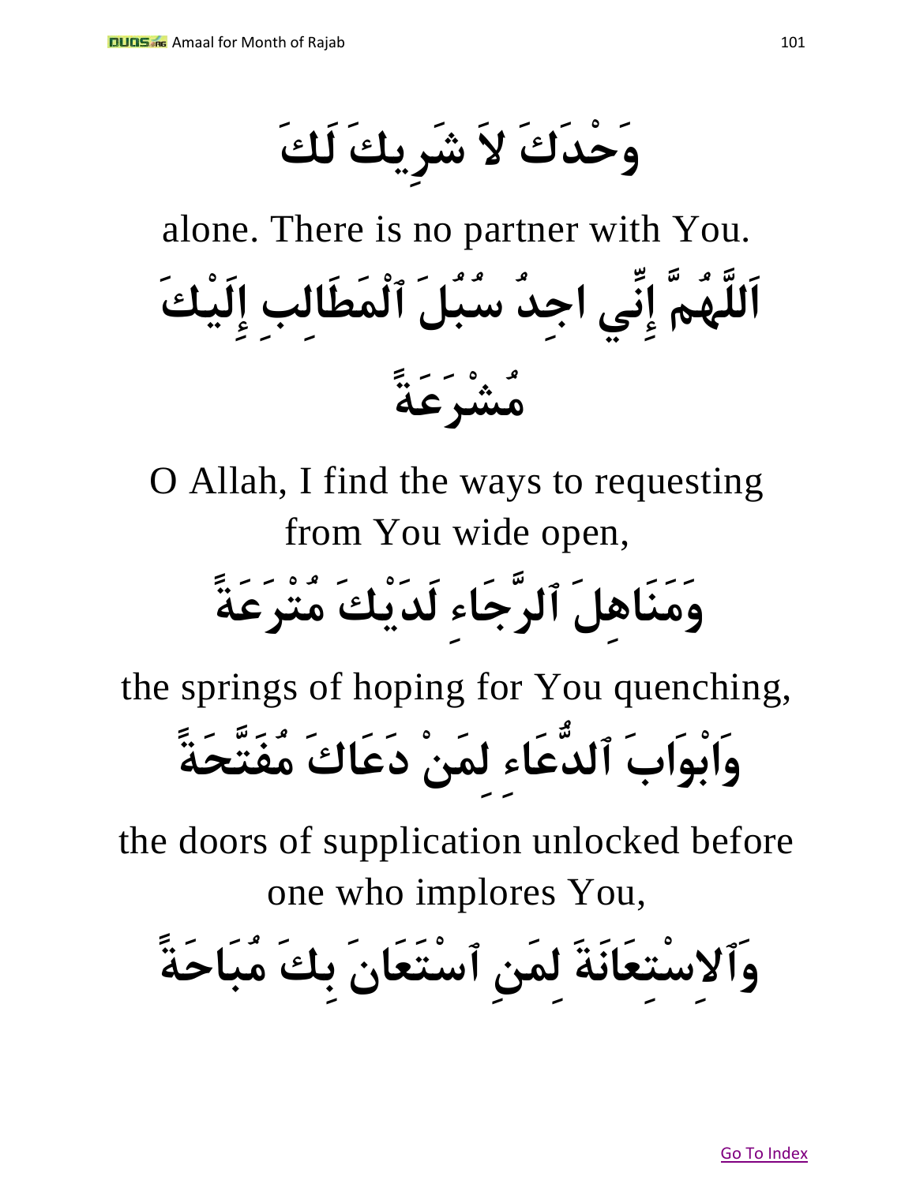وَحْدَكَ لاَ شَرِيكَ لَكَ

alone. There is no partner with You.

اَللَّهُمَّ إِنِّي اجِدُ سُبُلَ ٱلْمَطَالِبِ إِلَيْكَ مُشْرَعَةً

O Allah, I find the ways to requesting from You wide open,

وَمَنَاهِلَ ٱلرَّجَاءِ لَدَيْكَ مُتْرَعَةً

the springs of hoping for You quenching,

وَابْوَابَ ٱلدُّعَاءِ لِمَنْ دَعَاكَ مُفَتَّحَةً

the doors of supplication unlocked before one who implores You,

وَٱلاِسْتِعَانَةَ لِمَنِ ٱسْتَعَانَ بِكَ مُبَاحَةً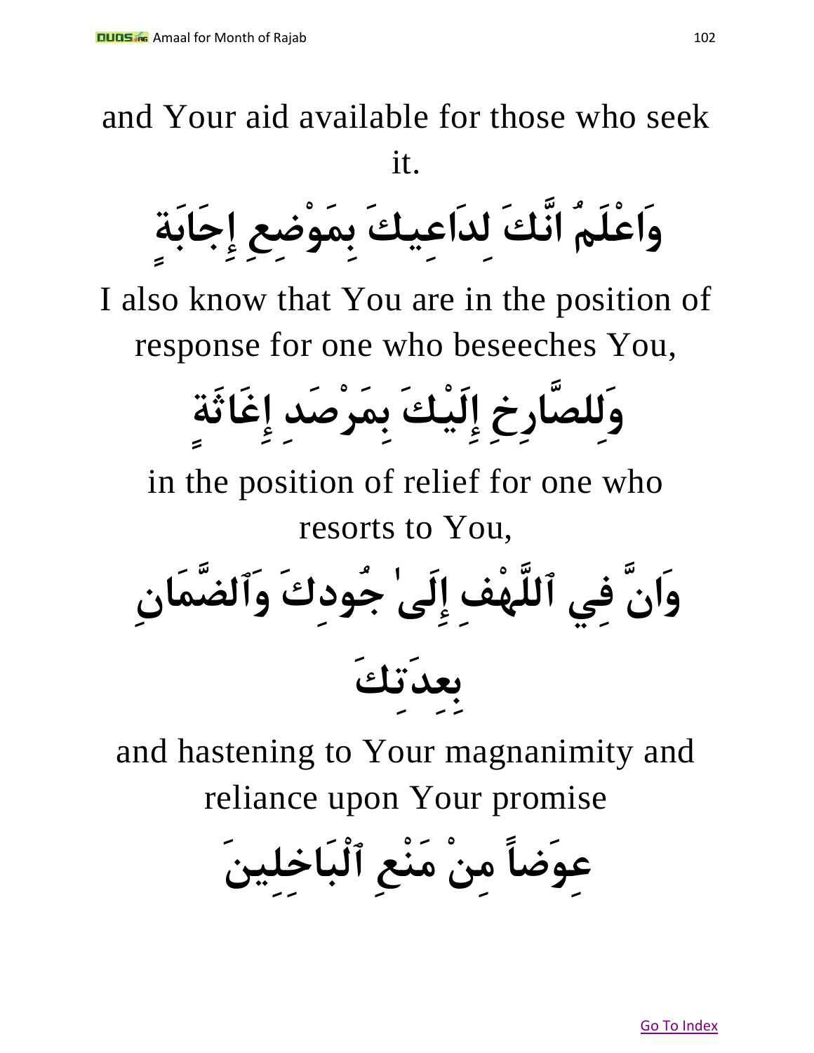and Your aid available for those who seek it.

**وَاعْلَمُ انَّكَ لِداعِيكَ بِمَوْضِعِ إِجَابَةٍ**

I also know that You are in the position of response for one who beseeches You,

**وَلِلصَّارِخِ إِلَيْكَ بِمَرْصَدِ إِغَاثَةٍ**

in the position of relief for one who resorts to You,

**وَانَّ فِي ٱللَّهْفِ إِلَىٰ جُودِكَ وَٱلضَّمَانِ بِعِدَتِكَ**

and hastening to Your magnanimity and reliance upon Your promise

**عِوَضاً مِنْ مَنْعِ ٱلْبَاخِلِينَ**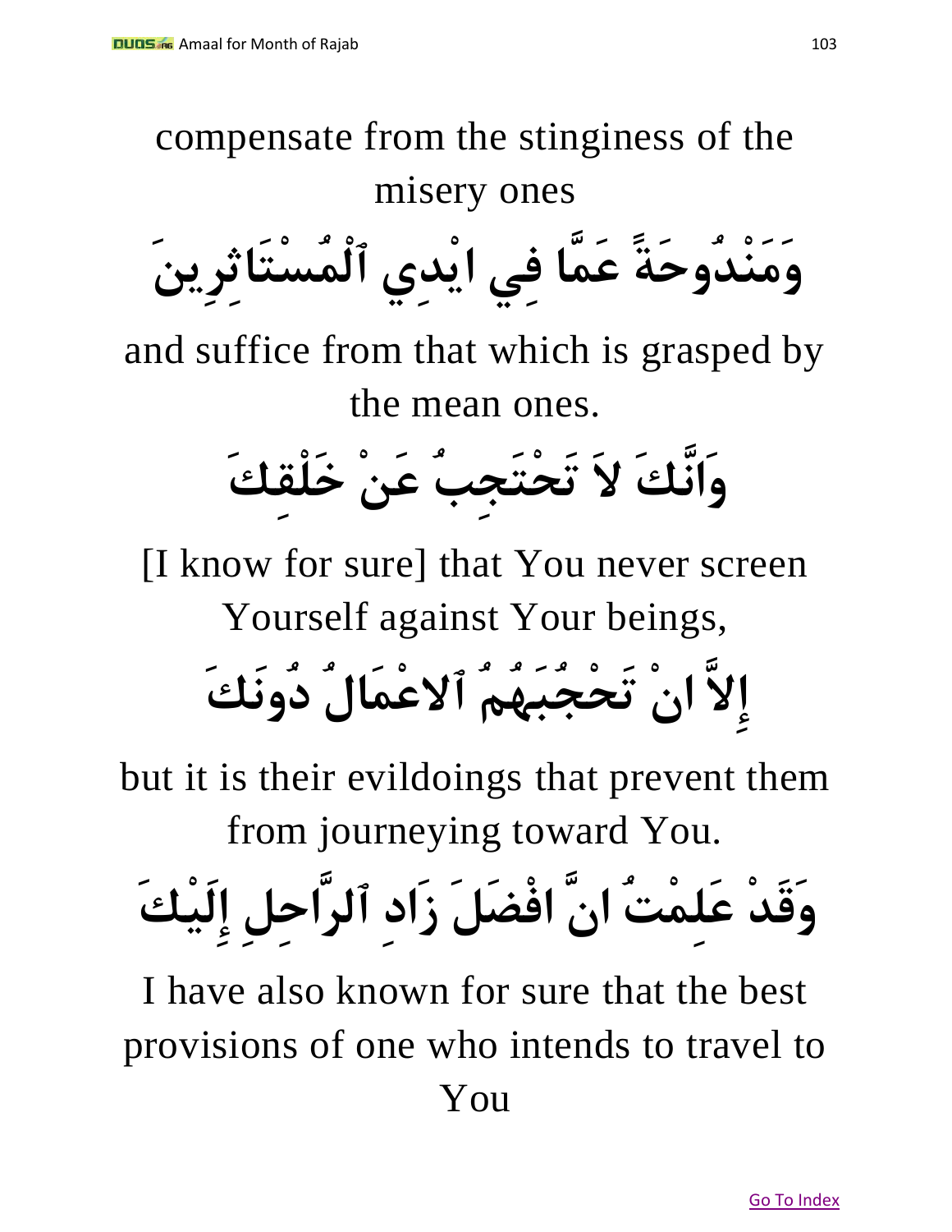compensate from the stinginess of the misery ones

وَمَنْدُوحَةً عَمَّا فِي ايْدِي ٱلْمُسْتَاثِرِينَ

and suffice from that which is grasped by the mean ones.

وَانَّكَ لاَ تَحْتَجِبُ عَنْ خَلْقِكَ

[I know for sure] that You never screen Yourself against Your beings,

إِلاَّ انْ تَحْجُبَهُمُ ٱلاعْمَالُ دُونَكَ

but it is their evildoings that prevent them from journeying toward You.

وَقَدْ عَلِمْتُ انَّ افْضَلَ زَادِ ٱلرَّاحِلِ إِلَيْكَ

I have also known for sure that the best provisions of one who intends to travel to You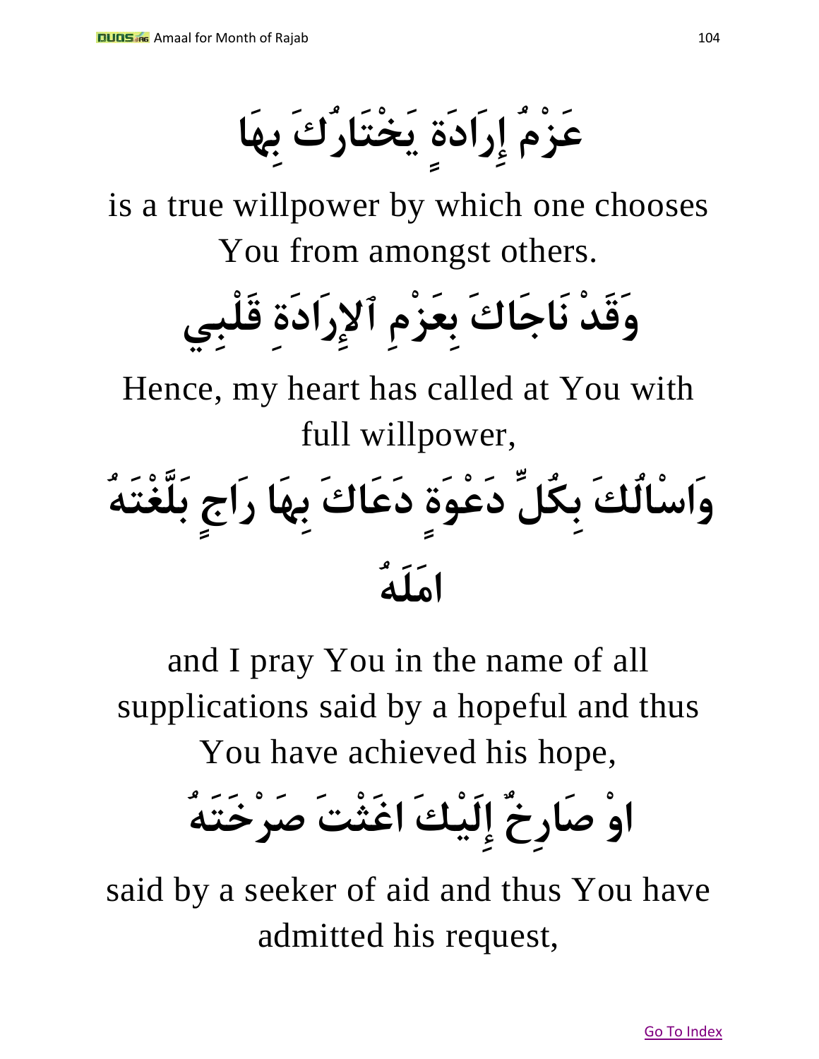عَزْمُ إِرَادَةٍ يَخْتَارُكَ بِهَا

is a true willpower by which one chooses You from amongst others.

وَقَدْ نَاجَاكَ بِعَزْمِ ٱلإِرَادَةِ قَلْبِي

Hence, my heart has called at You with full willpower,

وَاسْالُكَ بِكُلِّ دَعْوَةٍ دَعَاكَ بِهَا رَاجٍ بَلَّغْتَهُ امَلَهُ

and I pray You in the name of all supplications said by a hopeful and thus You have achieved his hope,

اوْ صَارِخٌ إِلَيْكَ اغَثْتَ صَرْخَتَهُ

said by a seeker of aid and thus You have admitted his request,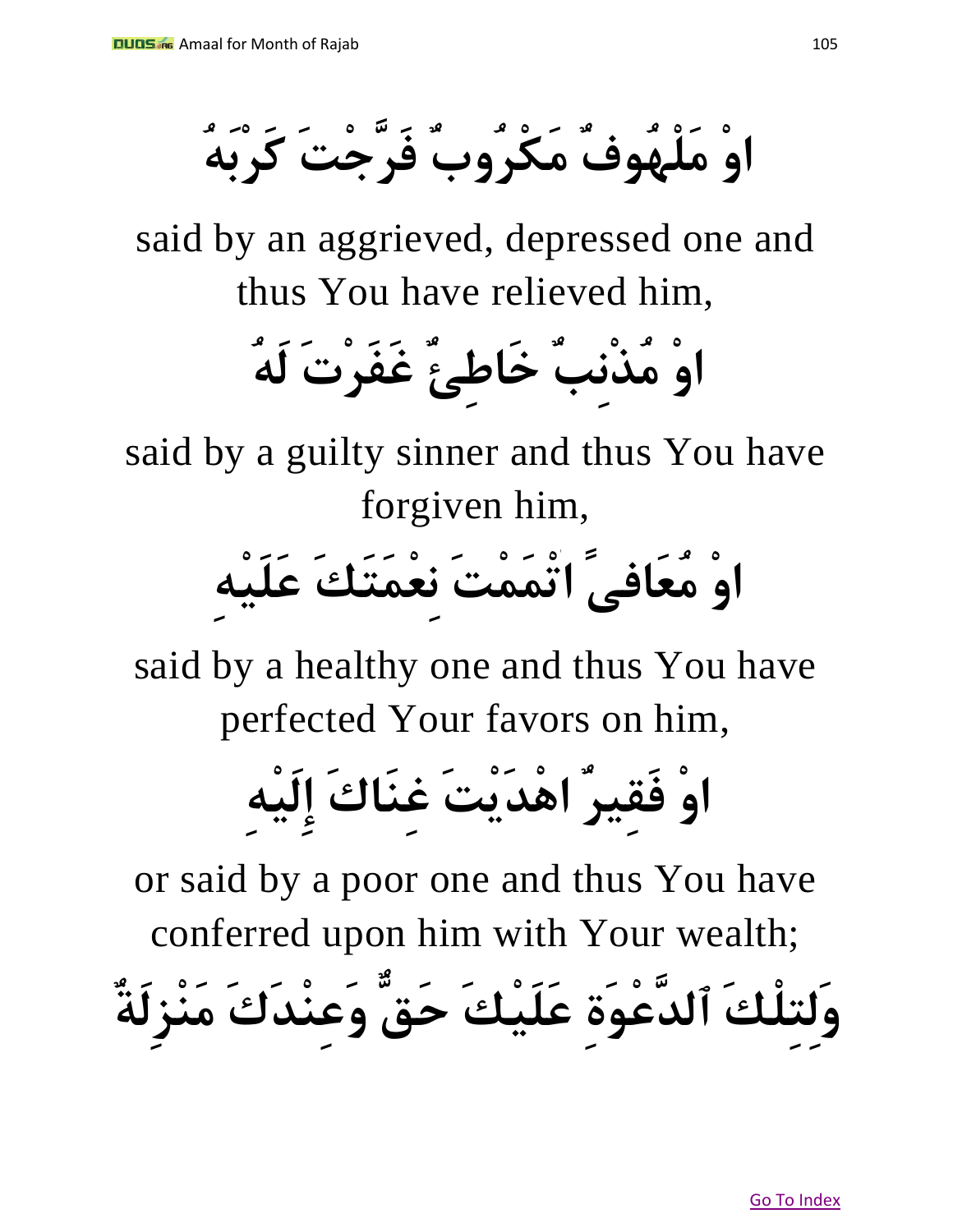اوْ مَلْهُوفٌ مَكْرُوبٌ فَرَّجْتَ كَرْبَهُ

said by an aggrieved, depressed one and thus You have relieved him,

اوْ مُذْنِبٌ خَاطِئٌ غَفَرْتَ لَهُ

said by a guilty sinner and thus You have forgiven him,

اوْ مُعَافىً اتْمَمْتَ نِعْمَتَكَ عَلَيْهِ

said by a healthy one and thus You have perfected Your favors on him,

اوْ فَقِيرٌ اهْدَيْتَ غِنَاكَ إِلَيْهِ

or said by a poor one and thus You have conferred upon him with Your wealth;

وَلِتِلْكَ ٱلدَّعْوَةِ عَلَيْكَ حَقٌّ وَعِنْدَكَ مَنْزِلَةٌ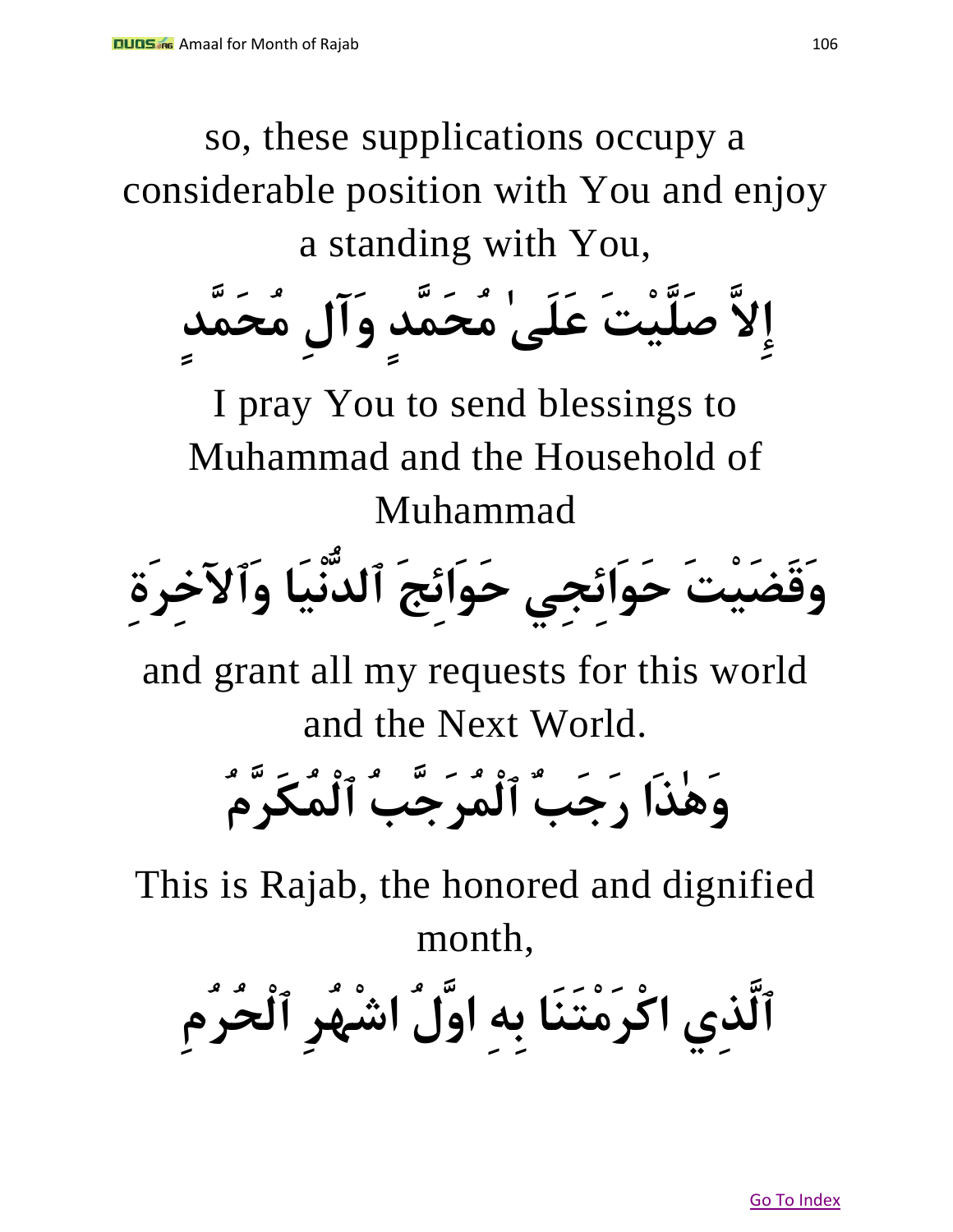so, these supplications occupy a considerable position with You and enjoy a standing with You,

إِلاَّ صَلَّيْتَ عَلَىٰ مُحَمَّدٍ وَآلِ مُحَمَّدٍ

I pray You to send blessings to Muhammad and the Household of Muhammad

وَقَضَيْتَ حَوَائِجِي حَوَائِجَ ٱلدُّنْيَا وَٱلآخِرَةِ

and grant all my requests for this world and the Next World.

وَهٰذَا رَجَبٌ ٱلْمُرَجَّبُ ٱلْمُكَرَّمُ

This is Rajab, the honored and dignified month,

ٱلَّذِي اكْرَمْتَنَا بِهِ اوَّلُ اشْهُرِ ٱلْحُرُمِ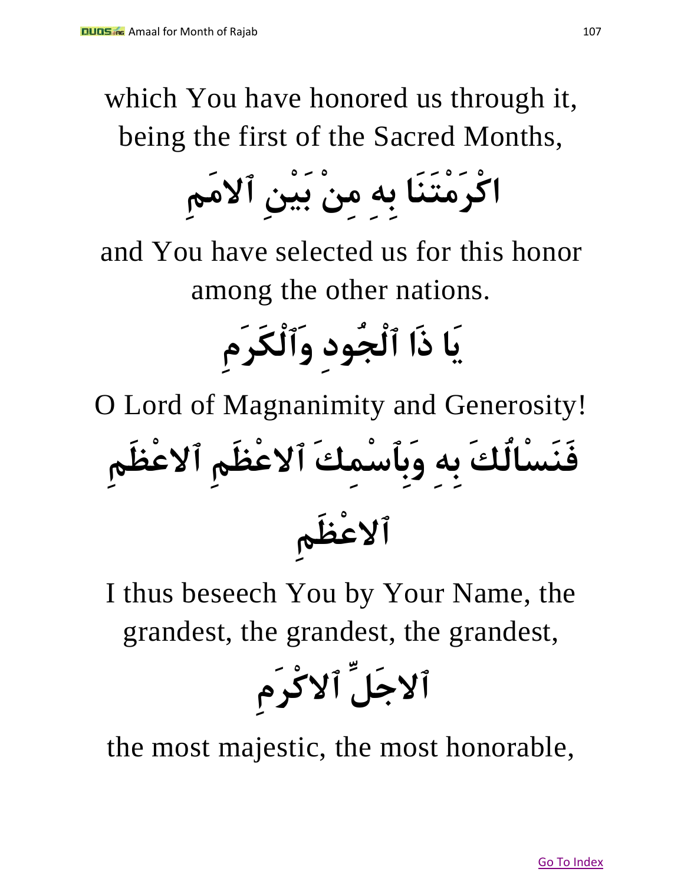which You have honored us through it, being the first of the Sacred Months,

اكْرَمْتَنَا بِهِ مِنْ بَيْنِ ٱلامَمِ

and You have selected us for this honor among the other nations.

يَا ذَا ٱلْجُودِ وَٱلْكَرَمِ

O Lord of Magnanimity and Generosity!

فَنَسْالُكَ بِهِ وَبِٱسْمِكَ ٱلاعْظَمِ ٱلاعْظَمِ ٱلاعْظَمِ

I thus beseech You by Your Name, the grandest, the grandest, the grandest,

ٱلاجَلِّ ٱلاكْرَمِ

the most majestic, the most honorable,

Go To Index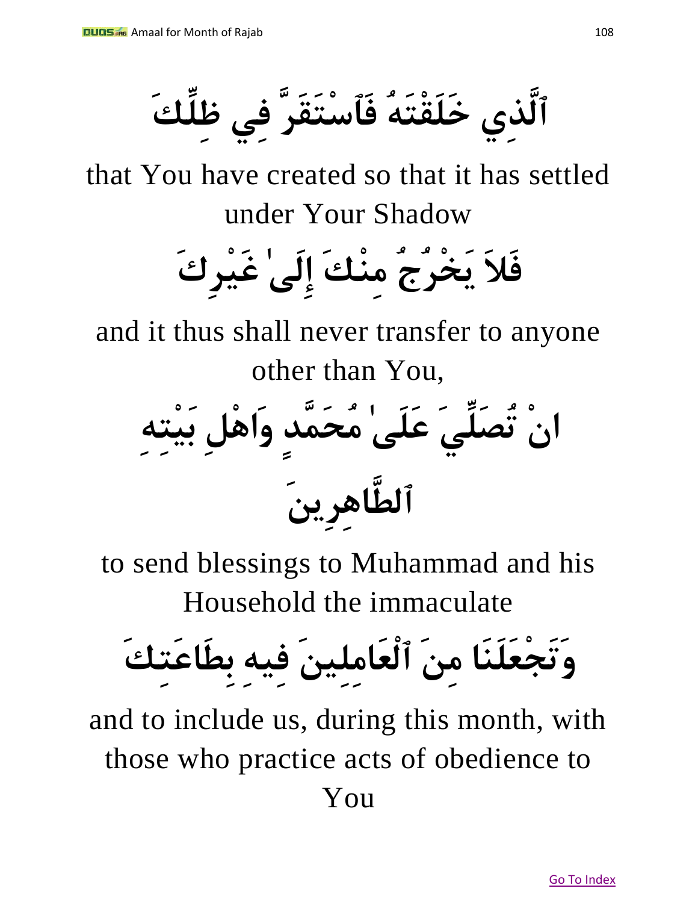ٱلَّذِي خَلَقْتَهُ فَٱسْتَقَرَّ فِي ظِلِّكَ

that You have created so that it has settled under Your Shadow

فَلاَ يَخْرُجُ مِنْكَ إِلَىٰ غَيْرِكَ

and it thus shall never transfer to anyone other than You,

انْ تُصَلِّيَ عَلَىٰ مُحَمَّدٍ وَاهْلِ بَيْتِهِ ٱلطَّاهِرِينَ

to send blessings to Muhammad and his Household the immaculate

وَتَجْعَلَنَا مِنَ ٱلْعَامِلِينَ فِيهِ بِطَاعَتِكَ

and to include us, during this month, with those who practice acts of obedience to You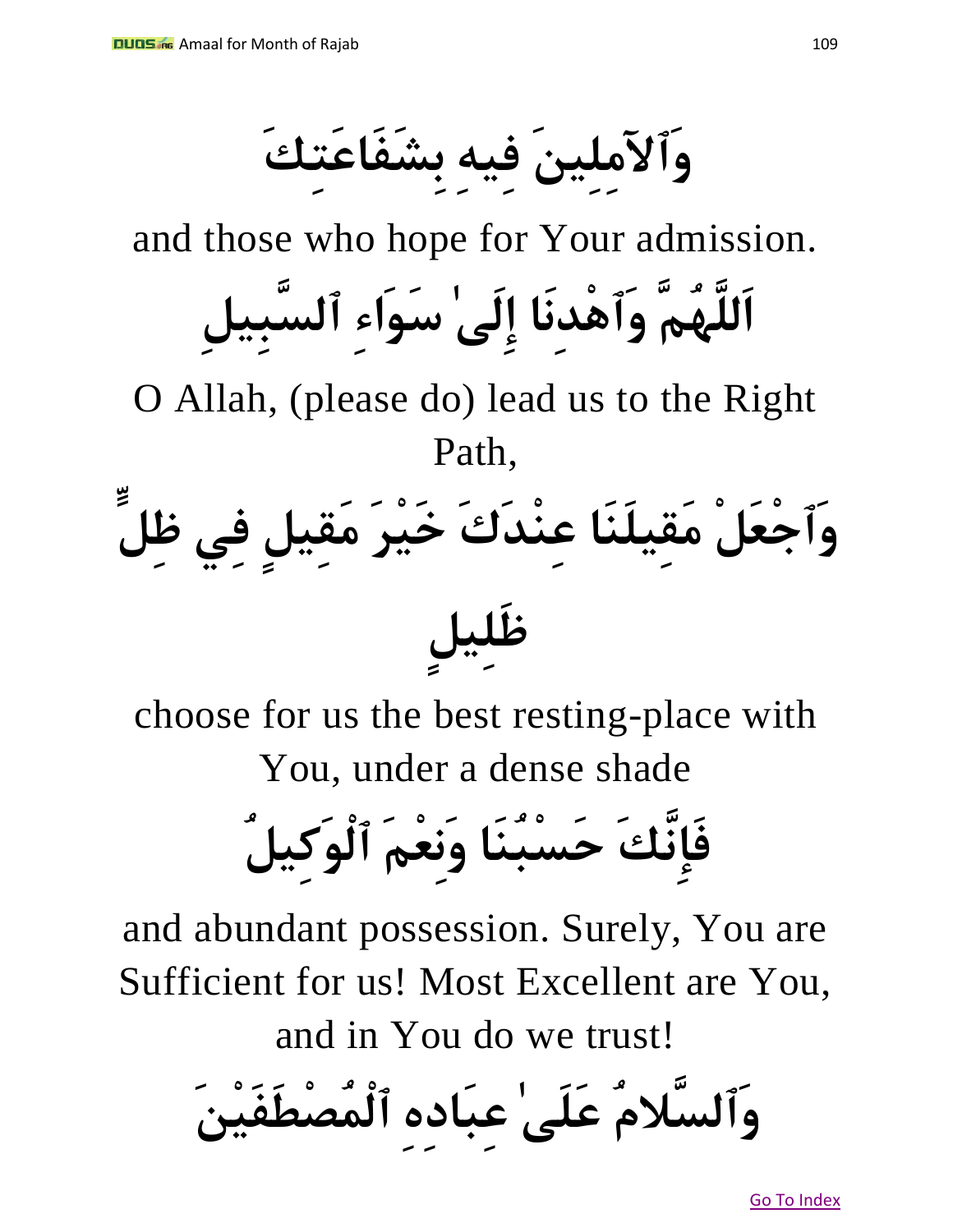وَٱلآمِلِينَ فِيهِ بِشَفَاعَتِكَ

and those who hope for Your admission.

اَللَّهُمَّ وَٱهْدِنَا إِلَىٰ سَوَاءِ ٱلسَّبِيلِ

O Allah, (please do) lead us to the Right Path,

وَٱجْعَلْ مَقِيلَنَا عِنْدَكَ خَيْرَ مَقِيلٍ فِي ظِلٍّ ظَلِيلٍ

choose for us the best resting-place with You, under a dense shade

فَإِنَّكَ حَسْبُنَا وَنِعْمَ ٱلْوَكِيلُ

and abundant possession. Surely, You are Sufficient for us! Most Excellent are You, and in You do we trust!

وَٱلسَّلامُ عَلَىٰ عِبَادِهِ ٱلْمُصْطَفَيْنَ

Go To Index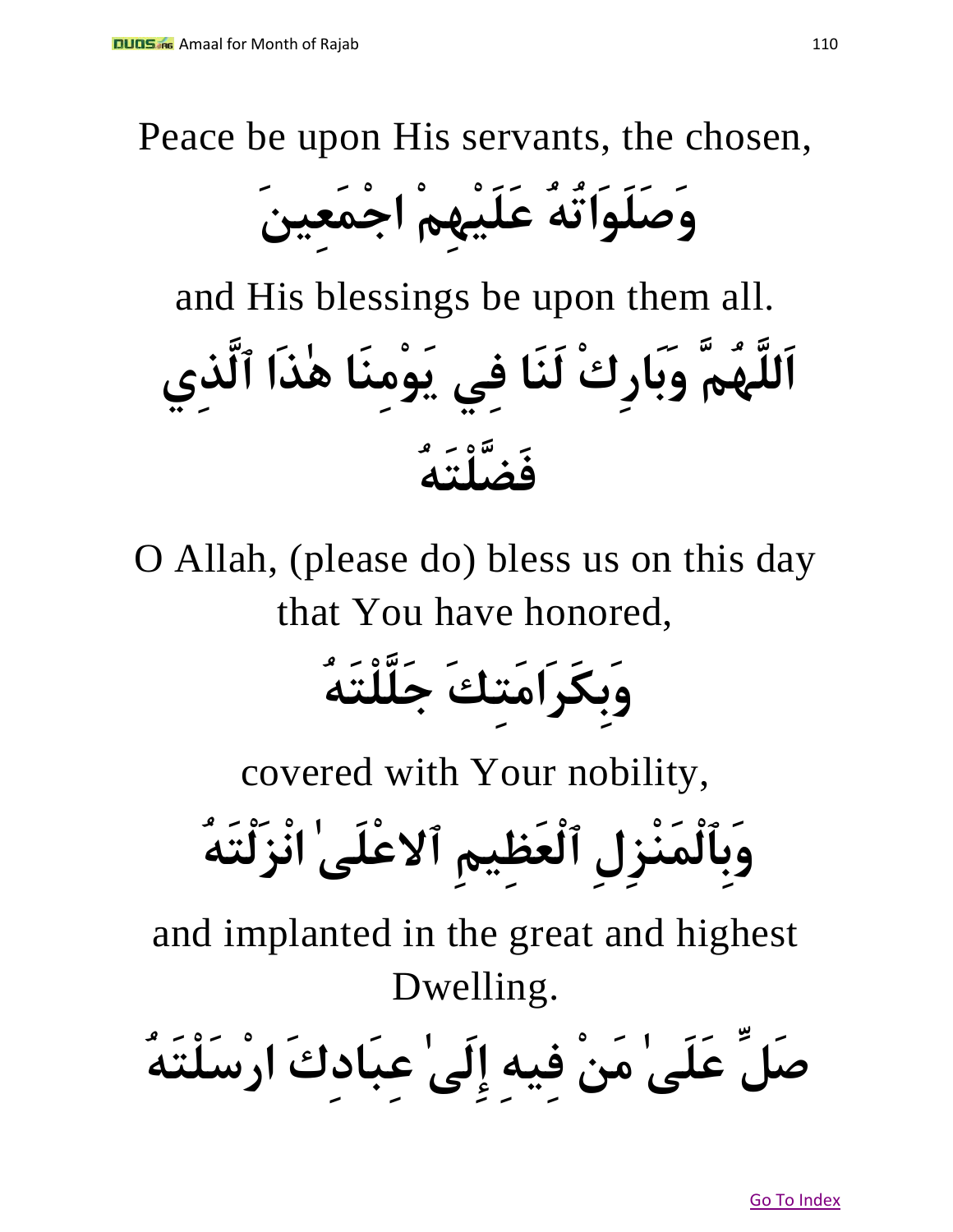Peace be upon His servants, the chosen,

وَصَلَوَاتُهُ عَلَيْهِمْ اجْمَعِينَ

and His blessings be upon them all.

اَللَّهُمَّ وَبَارِكْ لَنَا فِي يَوْمِنَا هٰذَا ٱلَّذِي فَضَّلْتَهُ

O Allah, (please do) bless us on this day that You have honored,

وَبِكَرَامَتِكَ جَلَّلْتَهُ

covered with Your nobility,

وَبِٱلْمَنْزِلِ ٱلْعَظِيمِ ٱلاعْلَىٰ انْزَلْتَهُ

and implanted in the great and highest Dwelling.

صَلِّ عَلَىٰ مَنْ فِيهِ إِلَىٰ عِبَادِكَ ارْسَلْتَهُ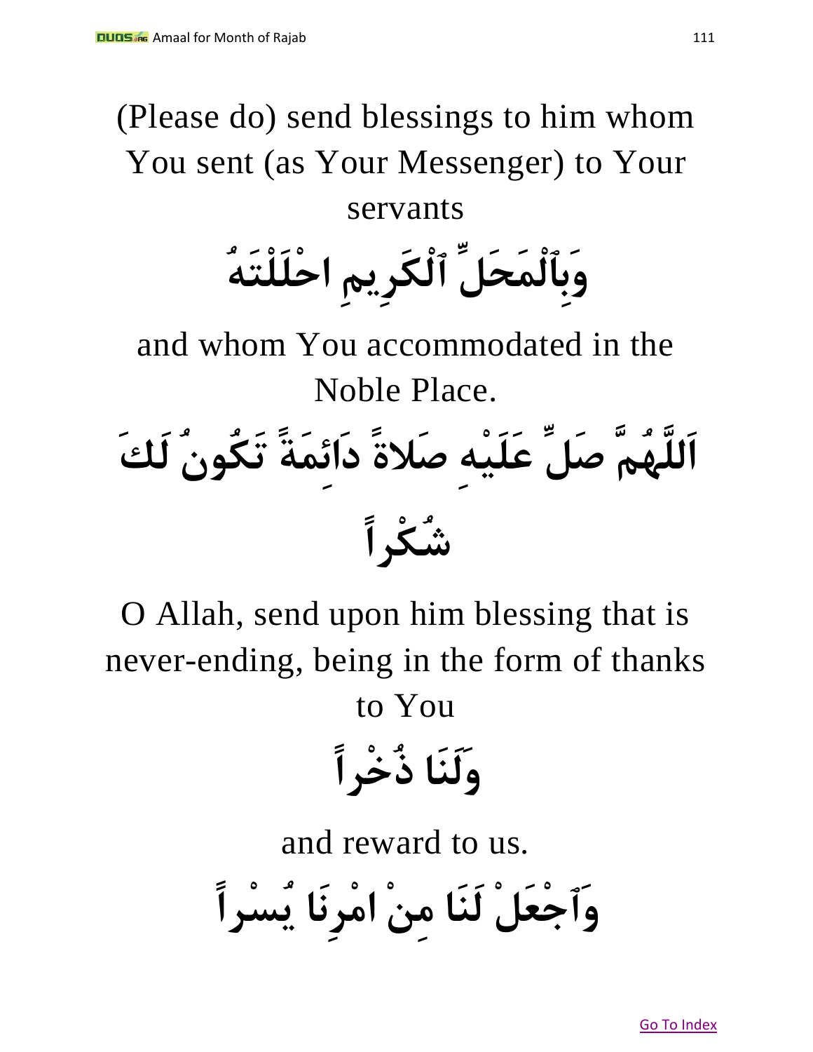(Please do) send blessings to him whom You sent (as Your Messenger) to Your servants

وَبِٱلْمَحَلِّ ٱلْكَرِيمِ احْلَلْتَهُ

and whom You accommodated in the Noble Place.

اَللَّهُمَّ صَلِّ عَلَيْهِ صَلاةً دَائِمَةً تَكُونُ لَكَ شُكْراً

O Allah, send upon him blessing that is never-ending, being in the form of thanks to You

وَلَنَا ذُخْراً

and reward to us.

وَٱجْعَلْ لَنَا مِنْ امْرِنَا يُسْراً

Go To Index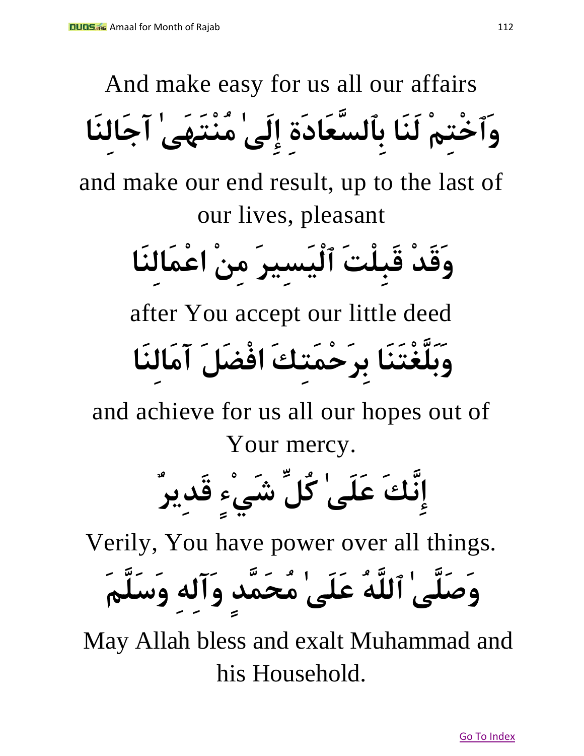And make easy for us all our affairs

وَٱخْتِمْ لَنَا بِٱلسَّعَادَةِ إِلَىٰ مُنْتَهَىٰ آجَالِنَا

and make our end result, up to the last of our lives, pleasant

وَقَدْ قَبِلْتَ ٱلْيَسِيرَ مِنْ اعْمَالِنَا

after You accept our little deed

وَبَلَّغْتَنَا بِرَحْمَتِكَ افْضَلَ آمَالِنَا

and achieve for us all our hopes out of Your mercy.

إِنَّكَ عَلَىٰ كُلِّ شَيْءٍ قَدِيرٌ

Verily, You have power over all things.

وَصَلَّىٰ ٱللَّهُ عَلَىٰ مُحَمَّدٍ وَآلِهِ وَسَلَّمَ

May Allah bless and exalt Muhammad and his Household.

Go To Index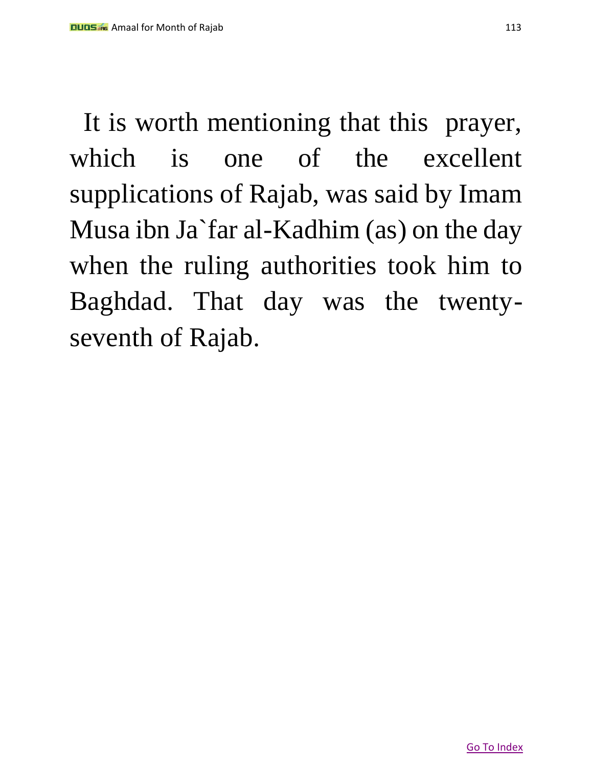It is worth mentioning that this prayer, which is one of the excellent supplications of Rajab, was said by Imam Musa ibn Ja`far al-Kadhim (as) on the day when the ruling authorities took him to Baghdad. That day was the twenty-seventh of Rajab.

Go To Index